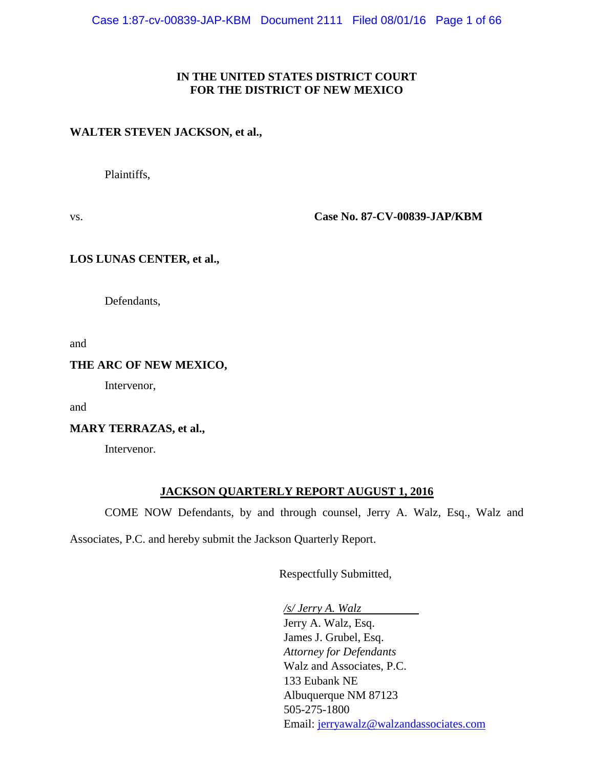**IN THE UNITED STATES DISTRICT COURT**
**FOR THE DISTRICT OF NEW MEXICO**

**WALTER STEVEN JACKSON, et al.,**

Plaintiffs,

vs. **Case No. 87-CV-00839-JAP/KBM**

**LOS LUNAS CENTER, et al.,**

Defendants,

and

**THE ARC OF NEW MEXICO,**

Intervenor,

and

**MARY TERRAZAS, et al.,**

Intervenor.

**JACKSON QUARTERLY REPORT AUGUST 1, 2016**

COME NOW Defendants, by and through counsel, Jerry A. Walz, Esq., Walz and Associates, P.C. and hereby submit the Jackson Quarterly Report.

Respectfully Submitted,

*/s/ Jerry A. Walz*
Jerry A. Walz, Esq.
James J. Grubel, Esq.
*Attorney for Defendants*
Walz and Associates, P.C.
133 Eubank NE
Albuquerque NM 87123
505-275-1800
Email: jerryawalz@walzandassociates.com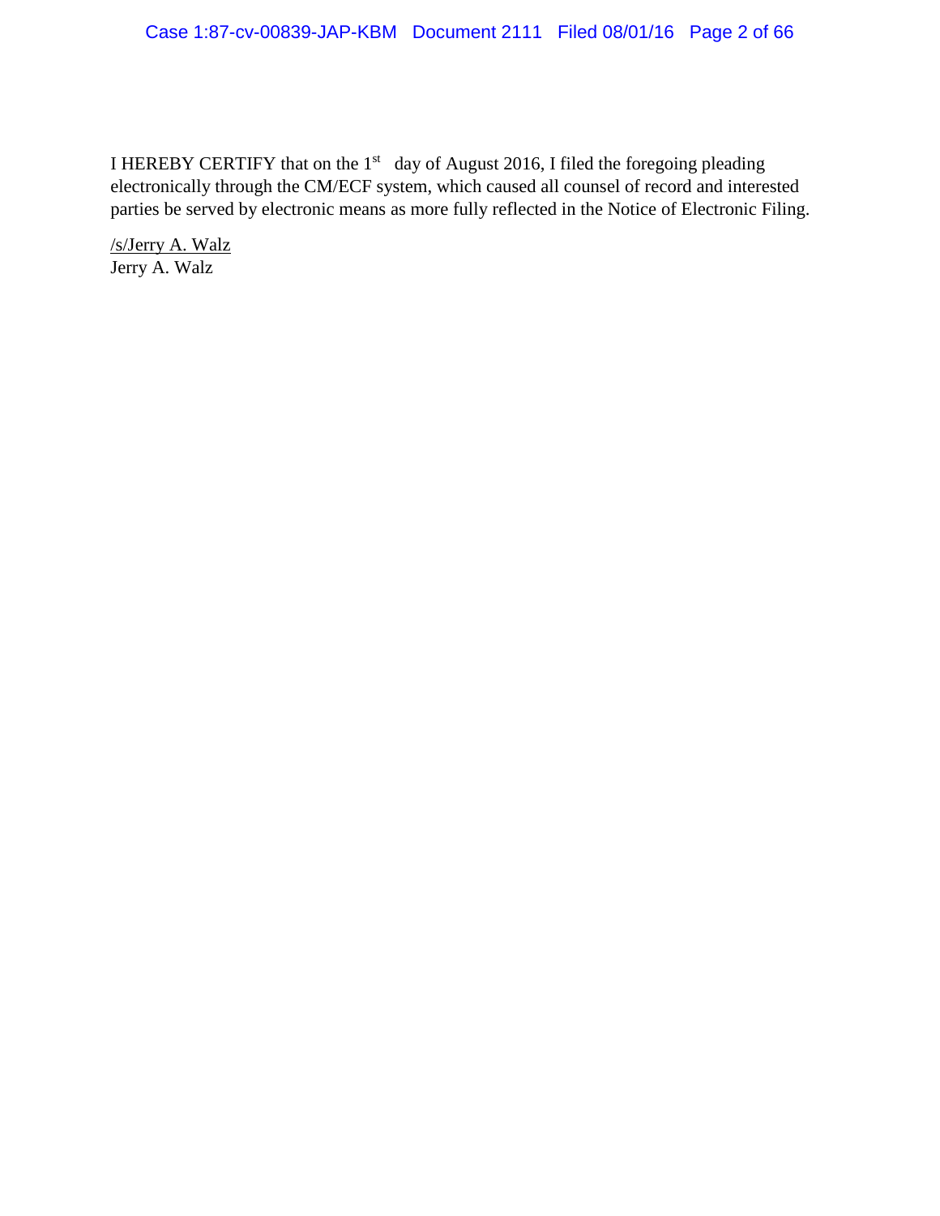I HEREBY CERTIFY that on the 1st day of August 2016, I filed the foregoing pleading electronically through the CM/ECF system, which caused all counsel of record and interested parties be served by electronic means as more fully reflected in the Notice of Electronic Filing.

/s/Jerry A. Walz
Jerry A. Walz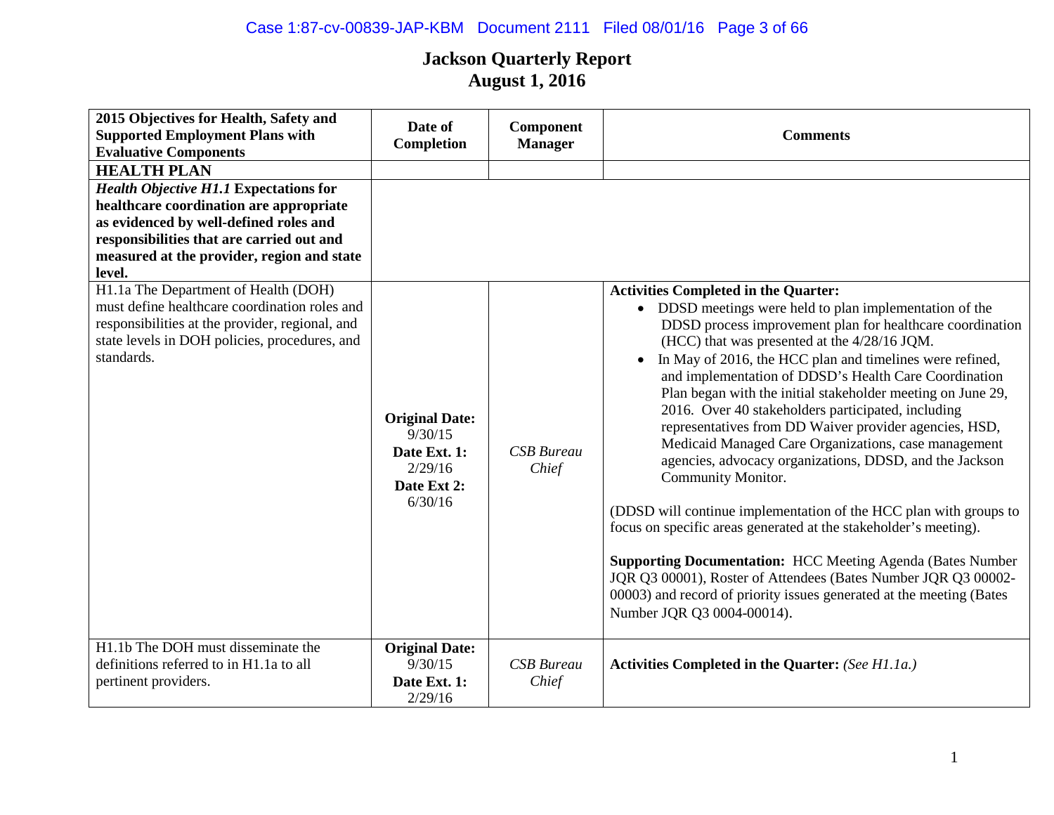# Jackson Quarterly Report
## August 1, 2016

| 2015 Objectives for Health, Safety and Supported Employment Plans with Evaluative Components | Date of Completion | Component Manager | Comments |
|---|---|---|---|
| **HEALTH PLAN** | | | |
| ***Health Objective H1.1*** **Expectations for healthcare coordination are appropriate as evidenced by well-defined roles and responsibilities that are carried out and measured at the provider, region and state level.** | | | |
| H1.1a The Department of Health (DOH) must define healthcare coordination roles and responsibilities at the provider, regional, and state levels in DOH policies, procedures, and standards. | **Original Date:** 9/30/15 **Date Ext. 1:** 2/29/16 **Date Ext 2:** 6/30/16 | *CSB Bureau Chief* | **Activities Completed in the Quarter:** <br>• DDSD meetings were held to plan implementation of the DDSD process improvement plan for healthcare coordination (HCC) that was presented at the 4/28/16 JQM. <br>• In May of 2016, the HCC plan and timelines were refined, and implementation of DDSD's Health Care Coordination Plan began with the initial stakeholder meeting on June 29, 2016. Over 40 stakeholders participated, including representatives from DD Waiver provider agencies, HSD, Medicaid Managed Care Organizations, case management agencies, advocacy organizations, DDSD, and the Jackson Community Monitor. <br><br>(DDSD will continue implementation of the HCC plan with groups to focus on specific areas generated at the stakeholder's meeting). <br><br>**Supporting Documentation:** HCC Meeting Agenda (Bates Number JQR Q3 00001), Roster of Attendees (Bates Number JQR Q3 00002-00003) and record of priority issues generated at the meeting (Bates Number JQR Q3 0004-00014). |
| H1.1b The DOH must disseminate the definitions referred to in H1.1a to all pertinent providers. | **Original Date:** 9/30/15 **Date Ext. 1:** 2/29/16 | *CSB Bureau Chief* | **Activities Completed in the Quarter:** *(See H1.1a.)* |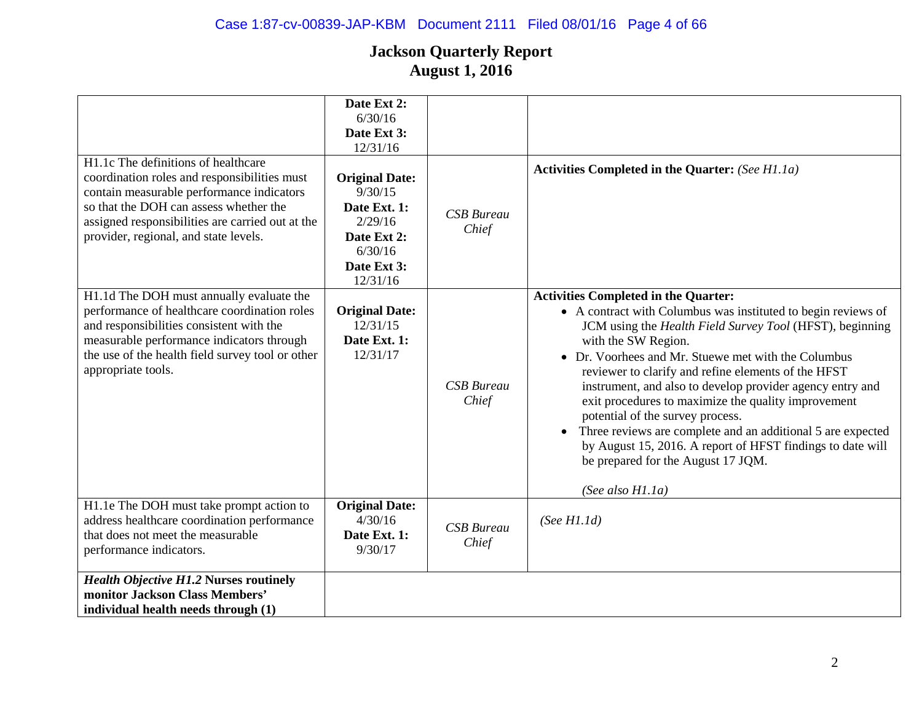# Jackson Quarterly Report
# August 1, 2016

| | | | |
|---|---|---|---|
| | **Date Ext 2:** 6/30/16 **Date Ext 3:** 12/31/16 | | |
| H1.1c The definitions of healthcare coordination roles and responsibilities must contain measurable performance indicators so that the DOH can assess whether the assigned responsibilities are carried out at the provider, regional, and state levels. | **Original Date:** 9/30/15 **Date Ext. 1:** 2/29/16 **Date Ext 2:** 6/30/16 **Date Ext 3:** 12/31/16 | *CSB Bureau Chief* | **Activities Completed in the Quarter:** *(See H1.1a)* |
| H1.1d The DOH must annually evaluate the performance of healthcare coordination roles and responsibilities consistent with the measurable performance indicators through the use of the health field survey tool or other appropriate tools. | **Original Date:** 12/31/15 **Date Ext. 1:** 12/31/17 | *CSB Bureau Chief* | **Activities Completed in the Quarter:** <br>• A contract with Columbus was instituted to begin reviews of JCM using the *Health Field Survey Tool* (HFST), beginning with the SW Region. <br>• Dr. Voorhees and Mr. Stuewe met with the Columbus reviewer to clarify and refine elements of the HFST instrument, and also to develop provider agency entry and exit procedures to maximize the quality improvement potential of the survey process. <br>• Three reviews are complete and an additional 5 are expected by August 15, 2016. A report of HFST findings to date will be prepared for the August 17 JQM. <br><br>*(See also H1.1a)* |
| H1.1e The DOH must take prompt action to address healthcare coordination performance that does not meet the measurable performance indicators. | **Original Date:** 4/30/16 **Date Ext. 1:** 9/30/17 | *CSB Bureau Chief* | *(See H1.1d)* |
| ***Health Objective H1.2*** **Nurses routinely monitor Jackson Class Members' individual health needs through (1)** | | | |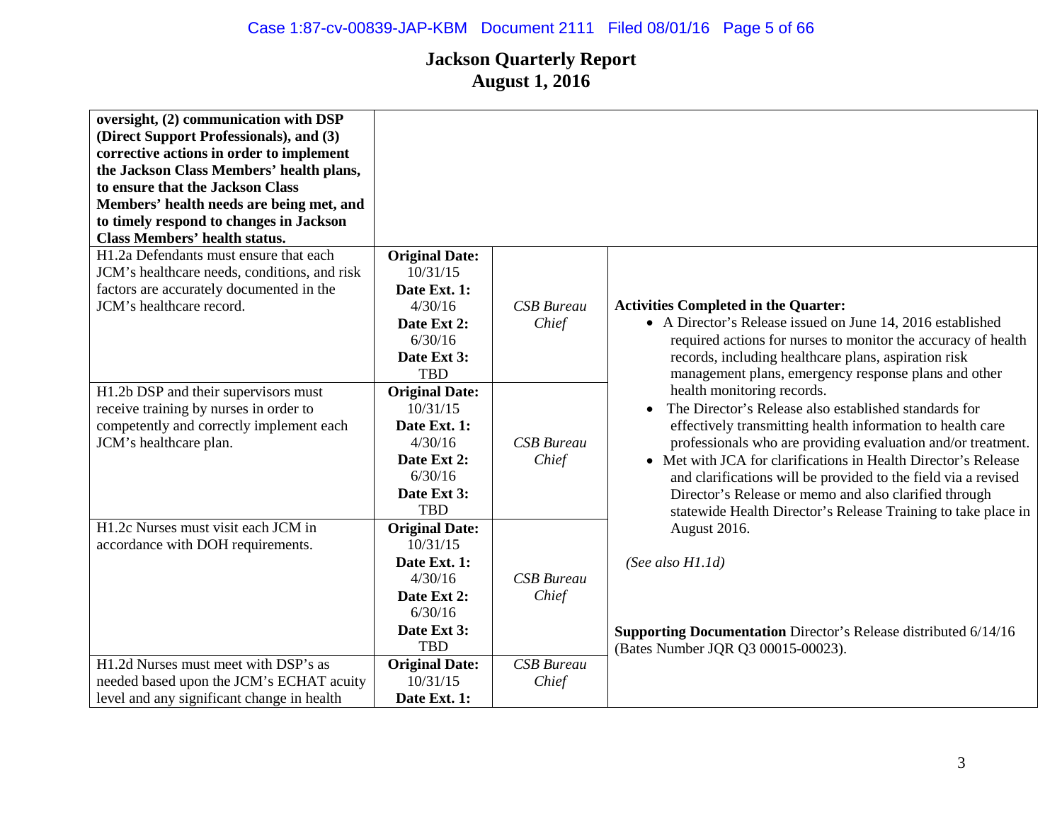# Jackson Quarterly Report
# August 1, 2016

| | | | |
|---|---|---|---|
| **oversight, (2) communication with DSP (Direct Support Professionals), and (3) corrective actions in order to implement the Jackson Class Members' health plans, to ensure that the Jackson Class Members' health needs are being met, and to timely respond to changes in Jackson Class Members' health status.** | | | |
| H1.2a Defendants must ensure that each JCM's healthcare needs, conditions, and risk factors are accurately documented in the JCM's healthcare record. | **Original Date:** 10/31/15 **Date Ext. 1:** 4/30/16 **Date Ext 2:** 6/30/16 **Date Ext 3:** TBD | *CSB Bureau Chief* | **Activities Completed in the Quarter:** <br>• A Director's Release issued on June 14, 2016 established required actions for nurses to monitor the accuracy of health records, including healthcare plans, aspiration risk management plans, emergency response plans and other health monitoring records. <br>• The Director's Release also established standards for effectively transmitting health information to health care professionals who are providing evaluation and/or treatment. <br>• Met with JCA for clarifications in Health Director's Release and clarifications will be provided to the field via a revised Director's Release or memo and also clarified through statewide Health Director's Release Training to take place in August 2016. <br><br>*(See also H1.1d)* <br><br>**Supporting Documentation** Director's Release distributed 6/14/16 (Bates Number JQR Q3 00015-00023). |
| H1.2b DSP and their supervisors must receive training by nurses in order to competently and correctly implement each JCM's healthcare plan. | **Original Date:** 10/31/15 **Date Ext. 1:** 4/30/16 **Date Ext 2:** 6/30/16 **Date Ext 3:** TBD | *CSB Bureau Chief* | |
| H1.2c Nurses must visit each JCM in accordance with DOH requirements. | **Original Date:** 10/31/15 **Date Ext. 1:** 4/30/16 **Date Ext 2:** 6/30/16 **Date Ext 3:** TBD | *CSB Bureau Chief* | |
| H1.2d Nurses must meet with DSP's as needed based upon the JCM's ECHAT acuity level and any significant change in health | **Original Date:** 10/31/15 **Date Ext. 1:** | *CSB Bureau Chief* | |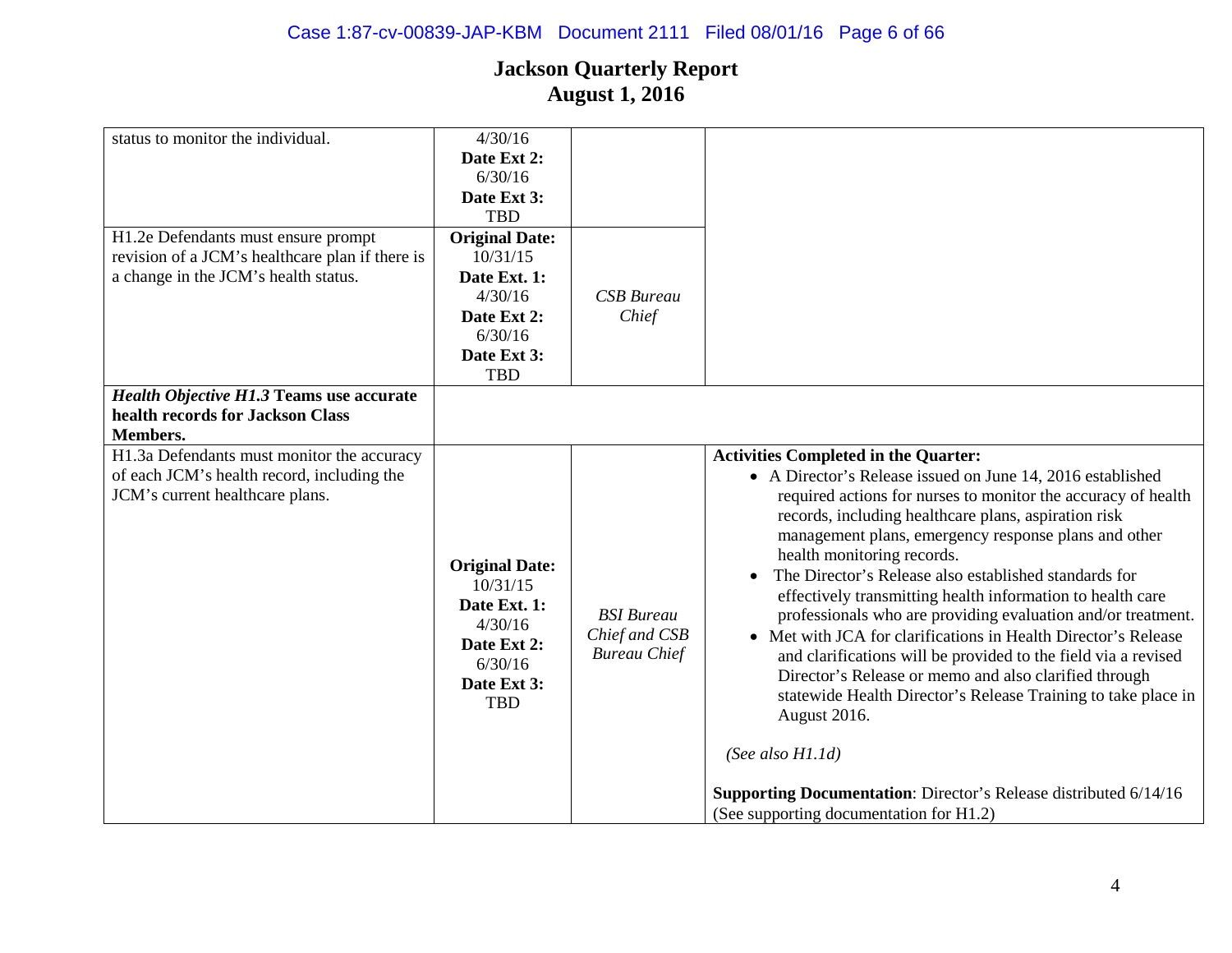# Jackson Quarterly Report
# August 1, 2016

| | | | |
|---|---|---|---|
| status to monitor the individual. | 4/30/16 **Date Ext 2:** 6/30/16 **Date Ext 3:** TBD | | |
| H1.2e Defendants must ensure prompt revision of a JCM's healthcare plan if there is a change in the JCM's health status. | **Original Date:** 10/31/15 **Date Ext. 1:** 4/30/16 **Date Ext 2:** 6/30/16 **Date Ext 3:** TBD | *CSB Bureau Chief* | |
| ***Health Objective H1.3* Teams use accurate health records for Jackson Class Members.** | | | |
| H1.3a Defendants must monitor the accuracy of each JCM's health record, including the JCM's current healthcare plans. | **Original Date:** 10/31/15 **Date Ext. 1:** 4/30/16 **Date Ext 2:** 6/30/16 **Date Ext 3:** TBD | *BSI Bureau Chief and CSB Bureau Chief* | **Activities Completed in the Quarter:** • A Director's Release issued on June 14, 2016 established required actions for nurses to monitor the accuracy of health records, including healthcare plans, aspiration risk management plans, emergency response plans and other health monitoring records. • The Director's Release also established standards for effectively transmitting health information to health care professionals who are providing evaluation and/or treatment. • Met with JCA for clarifications in Health Director's Release and clarifications will be provided to the field via a revised Director's Release or memo and also clarified through statewide Health Director's Release Training to take place in August 2016. *(See also H1.1d)* **Supporting Documentation**: Director's Release distributed 6/14/16 (See supporting documentation for H1.2) |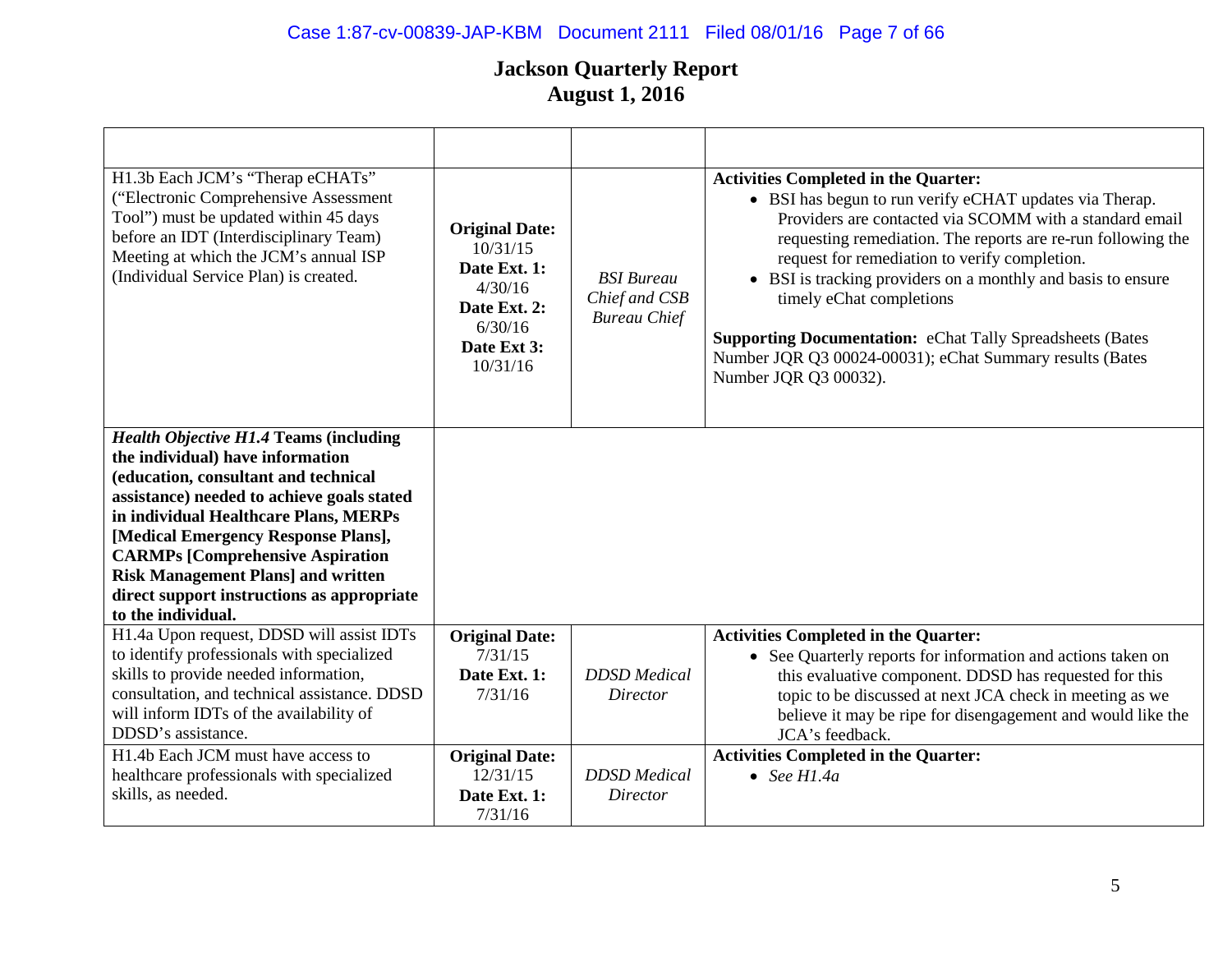# Jackson Quarterly Report
# August 1, 2016

| | | | |
|---|---|---|---|
| H1.3b Each JCM's "Therap eCHATs" ("Electronic Comprehensive Assessment Tool") must be updated within 45 days before an IDT (Interdisciplinary Team) Meeting at which the JCM's annual ISP (Individual Service Plan) is created. | **Original Date:** 10/31/15 **Date Ext. 1:** 4/30/16 **Date Ext. 2:** 6/30/16 **Date Ext 3:** 10/31/16 | *BSI Bureau Chief and CSB Bureau Chief* | **Activities Completed in the Quarter:** <br>• BSI has begun to run verify eCHAT updates via Therap. Providers are contacted via SCOMM with a standard email requesting remediation. The reports are re-run following the request for remediation to verify completion. <br>• BSI is tracking providers on a monthly and basis to ensure timely eChat completions <br><br>**Supporting Documentation:** eChat Tally Spreadsheets (Bates Number JQR Q3 00024-00031); eChat Summary results (Bates Number JQR Q3 00032). |
| ***Health Objective H1.4* Teams (including the individual) have information (education, consultant and technical assistance) needed to achieve goals stated in individual Healthcare Plans, MERPs [Medical Emergency Response Plans], CARMPs [Comprehensive Aspiration Risk Management Plans] and written direct support instructions as appropriate to the individual.** | | | |
| H1.4a Upon request, DDSD will assist IDTs to identify professionals with specialized skills to provide needed information, consultation, and technical assistance. DDSD will inform IDTs of the availability of DDSD's assistance. | **Original Date:** 7/31/15 **Date Ext. 1:** 7/31/16 | *DDSD Medical Director* | **Activities Completed in the Quarter:** <br>• See Quarterly reports for information and actions taken on this evaluative component. DDSD has requested for this topic to be discussed at next JCA check in meeting as we believe it may be ripe for disengagement and would like the JCA's feedback. |
| H1.4b Each JCM must have access to healthcare professionals with specialized skills, as needed. | **Original Date:** 12/31/15 **Date Ext. 1:** 7/31/16 | *DDSD Medical Director* | **Activities Completed in the Quarter:** <br>• *See H1.4a* |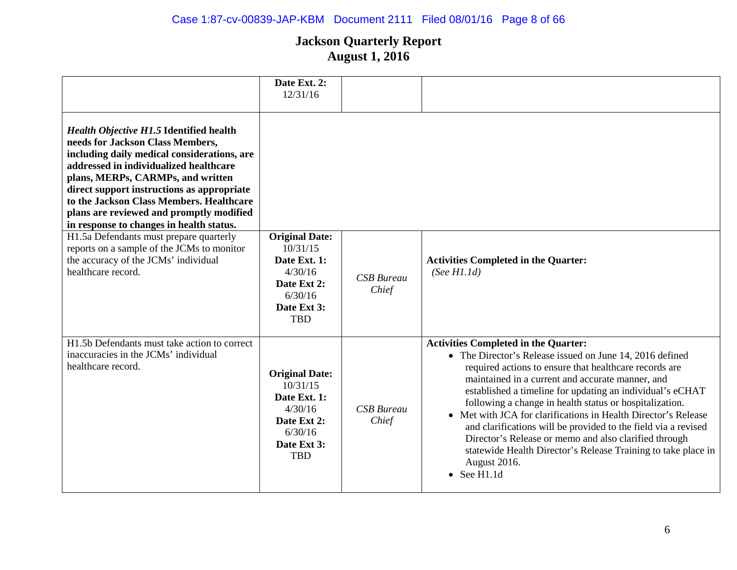# Jackson Quarterly Report
# August 1, 2016

| | | | |
|---|---|---|---|
| | **Date Ext. 2:** 12/31/16 | | |
| ***Health Objective H1.5* Identified health needs for Jackson Class Members, including daily medical considerations, are addressed in individualized healthcare plans, MERPs, CARMPs, and written direct support instructions as appropriate to the Jackson Class Members. Healthcare plans are reviewed and promptly modified in response to changes in health status.** | | | |
| H1.5a Defendants must prepare quarterly reports on a sample of the JCMs to monitor the accuracy of the JCMs' individual healthcare record. | **Original Date:** 10/31/15 **Date Ext. 1:** 4/30/16 **Date Ext 2:** 6/30/16 **Date Ext 3:** TBD | *CSB Bureau Chief* | **Activities Completed in the Quarter:** *(See H1.1d)* |
| H1.5b Defendants must take action to correct inaccuracies in the JCMs' individual healthcare record. | **Original Date:** 10/31/15 **Date Ext. 1:** 4/30/16 **Date Ext 2:** 6/30/16 **Date Ext 3:** TBD | *CSB Bureau Chief* | **Activities Completed in the Quarter:** • The Director's Release issued on June 14, 2016 defined required actions to ensure that healthcare records are maintained in a current and accurate manner, and established a timeline for updating an individual's eCHAT following a change in health status or hospitalization. • Met with JCA for clarifications in Health Director's Release and clarifications will be provided to the field via a revised Director's Release or memo and also clarified through statewide Health Director's Release Training to take place in August 2016. • See H1.1d |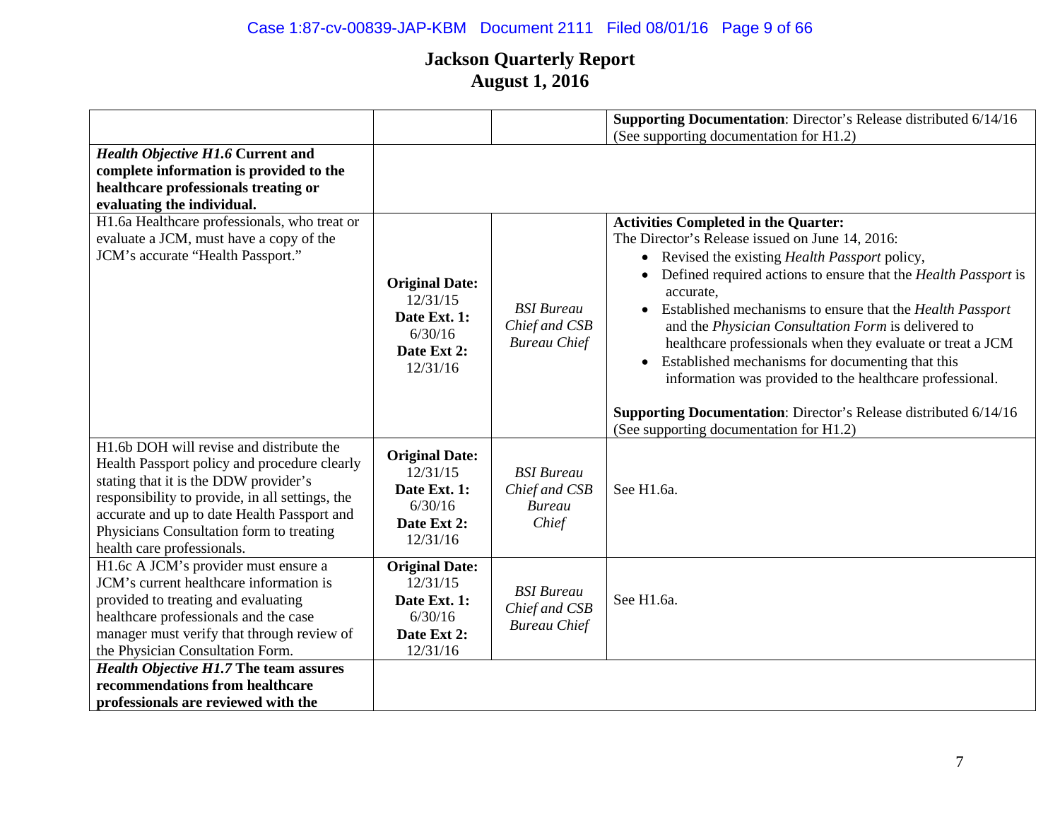# Jackson Quarterly Report
## August 1, 2016

| | | | |
|---|---|---|---|
| | | | **Supporting Documentation**: Director's Release distributed 6/14/16 (See supporting documentation for H1.2) |
| ***Health Objective H1.6*** **Current and complete information is provided to the healthcare professionals treating or evaluating the individual.** | | | |
| H1.6a Healthcare professionals, who treat or evaluate a JCM, must have a copy of the JCM's accurate "Health Passport." | **Original Date:** 12/31/15 **Date Ext. 1:** 6/30/16 **Date Ext 2:** 12/31/16 | *BSI Bureau Chief and CSB Bureau Chief* | **Activities Completed in the Quarter:** The Director's Release issued on June 14, 2016: <br>• Revised the existing *Health Passport* policy, <br>• Defined required actions to ensure that the *Health Passport* is accurate, <br>• Established mechanisms to ensure that the *Health Passport* and the *Physician Consultation Form* is delivered to healthcare professionals when they evaluate or treat a JCM <br>• Established mechanisms for documenting that this information was provided to the healthcare professional. <br><br>**Supporting Documentation**: Director's Release distributed 6/14/16 (See supporting documentation for H1.2) |
| H1.6b DOH will revise and distribute the Health Passport policy and procedure clearly stating that it is the DDW provider's responsibility to provide, in all settings, the accurate and up to date Health Passport and Physicians Consultation form to treating health care professionals. | **Original Date:** 12/31/15 **Date Ext. 1:** 6/30/16 **Date Ext 2:** 12/31/16 | *BSI Bureau Chief and CSB Bureau Chief* | See H1.6a. |
| H1.6c A JCM's provider must ensure a JCM's current healthcare information is provided to treating and evaluating healthcare professionals and the case manager must verify that through review of the Physician Consultation Form. | **Original Date:** 12/31/15 **Date Ext. 1:** 6/30/16 **Date Ext 2:** 12/31/16 | *BSI Bureau Chief and CSB Bureau Chief* | See H1.6a. |
| ***Health Objective H1.7*** **The team assures recommendations from healthcare professionals are reviewed with the** | | | |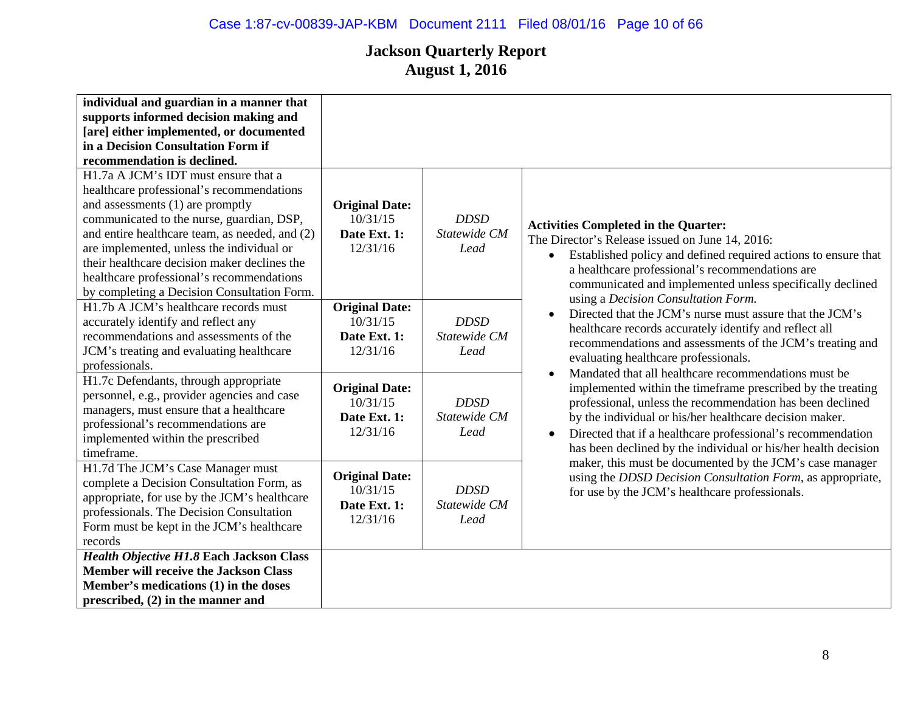# Jackson Quarterly Report
## August 1, 2016

| | | | |
|---|---|---|---|
| **individual and guardian in a manner that supports informed decision making and [are] either implemented, or documented in a Decision Consultation Form if recommendation is declined.** | | | |
| H1.7a A JCM's IDT must ensure that a healthcare professional's recommendations and assessments (1) are promptly communicated to the nurse, guardian, DSP, and entire healthcare team, as needed, and (2) are implemented, unless the individual or their healthcare decision maker declines the healthcare professional's recommendations by completing a Decision Consultation Form. | **Original Date:** 10/31/15 **Date Ext. 1:** 12/31/16 | *DDSD Statewide CM Lead* | **Activities Completed in the Quarter:** The Director's Release issued on June 14, 2016: • Established policy and defined required actions to ensure that a healthcare professional's recommendations are communicated and implemented unless specifically declined using a *Decision Consultation Form.* • Directed that the JCM's nurse must assure that the JCM's healthcare records accurately identify and reflect all recommendations and assessments of the JCM's treating and evaluating healthcare professionals. • Mandated that all healthcare recommendations must be implemented within the timeframe prescribed by the treating professional, unless the recommendation has been declined by the individual or his/her healthcare decision maker. • Directed that if a healthcare professional's recommendation has been declined by the individual or his/her health decision maker, this must be documented by the JCM's case manager using the *DDSD Decision Consultation Form*, as appropriate, for use by the JCM's healthcare professionals. |
| H1.7b A JCM's healthcare records must accurately identify and reflect any recommendations and assessments of the JCM's treating and evaluating healthcare professionals. | **Original Date:** 10/31/15 **Date Ext. 1:** 12/31/16 | *DDSD Statewide CM Lead* | |
| H1.7c Defendants, through appropriate personnel, e.g., provider agencies and case managers, must ensure that a healthcare professional's recommendations are implemented within the prescribed timeframe. | **Original Date:** 10/31/15 **Date Ext. 1:** 12/31/16 | *DDSD Statewide CM Lead* | |
| H1.7d The JCM's Case Manager must complete a Decision Consultation Form, as appropriate, for use by the JCM's healthcare professionals. The Decision Consultation Form must be kept in the JCM's healthcare records | **Original Date:** 10/31/15 **Date Ext. 1:** 12/31/16 | *DDSD Statewide CM Lead* | |
| ***Health Objective H1.8* Each Jackson Class Member will receive the Jackson Class Member's medications (1) in the doses prescribed, (2) in the manner and** | | | |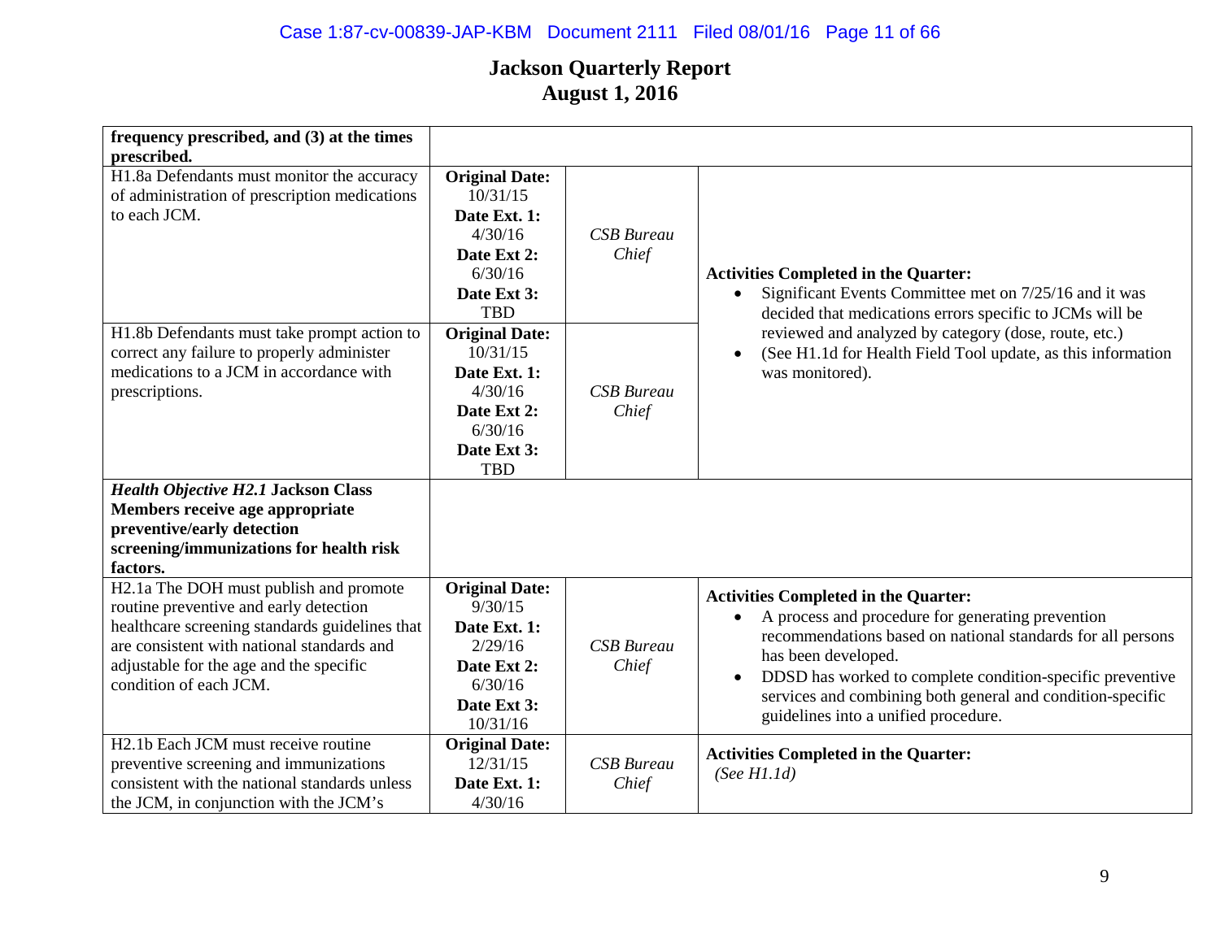# Jackson Quarterly Report
## August 1, 2016

| | | | |
|---|---|---|---|
| **frequency prescribed, and (3) at the times prescribed.** | | | |
| H1.8a Defendants must monitor the accuracy of administration of prescription medications to each JCM. | **Original Date:** 10/31/15 **Date Ext. 1:** 4/30/16 **Date Ext 2:** 6/30/16 **Date Ext 3:** TBD | *CSB Bureau Chief* | **Activities Completed in the Quarter:** • Significant Events Committee met on 7/25/16 and it was decided that medications errors specific to JCMs will be reviewed and analyzed by category (dose, route, etc.) • (See H1.1d for Health Field Tool update, as this information was monitored). |
| H1.8b Defendants must take prompt action to correct any failure to properly administer medications to a JCM in accordance with prescriptions. | **Original Date:** 10/31/15 **Date Ext. 1:** 4/30/16 **Date Ext 2:** 6/30/16 **Date Ext 3:** TBD | *CSB Bureau Chief* | |
| ***Health Objective H2.1* Jackson Class Members receive age appropriate preventive/early detection screening/immunizations for health risk factors.** | | | |
| H2.1a The DOH must publish and promote routine preventive and early detection healthcare screening standards guidelines that are consistent with national standards and adjustable for the age and the specific condition of each JCM. | **Original Date:** 9/30/15 **Date Ext. 1:** 2/29/16 **Date Ext 2:** 6/30/16 **Date Ext 3:** 10/31/16 | *CSB Bureau Chief* | **Activities Completed in the Quarter:** • A process and procedure for generating prevention recommendations based on national standards for all persons has been developed. • DDSD has worked to complete condition-specific preventive services and combining both general and condition-specific guidelines into a unified procedure. |
| H2.1b Each JCM must receive routine preventive screening and immunizations consistent with the national standards unless the JCM, in conjunction with the JCM's | **Original Date:** 12/31/15 **Date Ext. 1:** 4/30/16 | *CSB Bureau Chief* | **Activities Completed in the Quarter:** *(See H1.1d)* |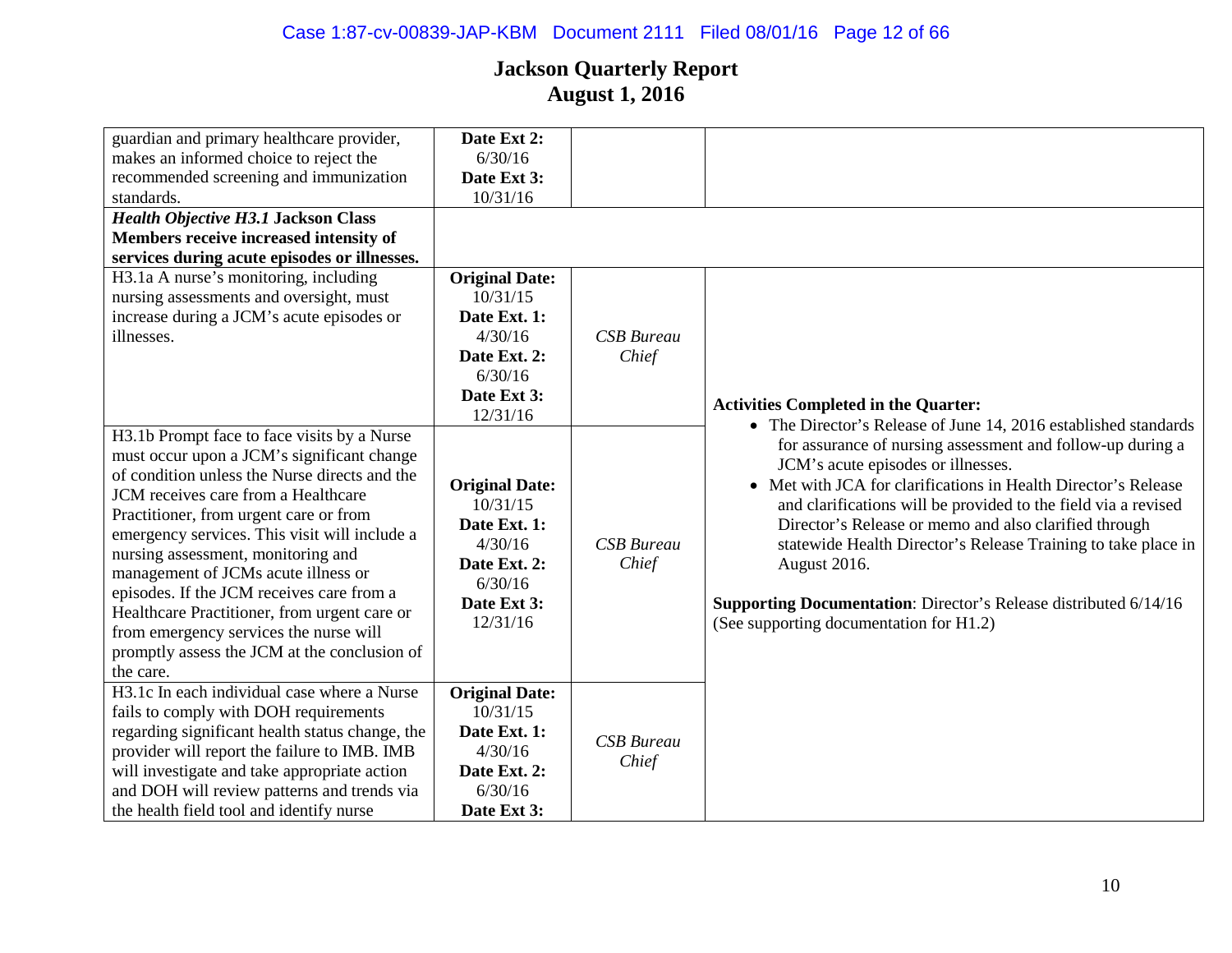# Jackson Quarterly Report
# August 1, 2016

| | | | |
|---|---|---|---|
| guardian and primary healthcare provider, makes an informed choice to reject the recommended screening and immunization standards. | **Date Ext 2:** 6/30/16 **Date Ext 3:** 10/31/16 | | |
| ***Health Objective H3.1*** **Jackson Class Members receive increased intensity of services during acute episodes or illnesses.** | | | |
| H3.1a A nurse's monitoring, including nursing assessments and oversight, must increase during a JCM's acute episodes or illnesses. | **Original Date:** 10/31/15 **Date Ext. 1:** 4/30/16 **Date Ext. 2:** 6/30/16 **Date Ext 3:** 12/31/16 | *CSB Bureau Chief* | **Activities Completed in the Quarter:**<br>• The Director's Release of June 14, 2016 established standards for assurance of nursing assessment and follow-up during a JCM's acute episodes or illnesses.<br>• Met with JCA for clarifications in Health Director's Release and clarifications will be provided to the field via a revised Director's Release or memo and also clarified through statewide Health Director's Release Training to take place in August 2016.<br><br>**Supporting Documentation**: Director's Release distributed 6/14/16 (See supporting documentation for H1.2) |
| H3.1b Prompt face to face visits by a Nurse must occur upon a JCM's significant change of condition unless the Nurse directs and the JCM receives care from a Healthcare Practitioner, from urgent care or from emergency services. This visit will include a nursing assessment, monitoring and management of JCMs acute illness or episodes. If the JCM receives care from a Healthcare Practitioner, from urgent care or from emergency services the nurse will promptly assess the JCM at the conclusion of the care. | **Original Date:** 10/31/15 **Date Ext. 1:** 4/30/16 **Date Ext. 2:** 6/30/16 **Date Ext 3:** 12/31/16 | *CSB Bureau Chief* | |
| H3.1c In each individual case where a Nurse fails to comply with DOH requirements regarding significant health status change, the provider will report the failure to IMB. IMB will investigate and take appropriate action and DOH will review patterns and trends via the health field tool and identify nurse | **Original Date:** 10/31/15 **Date Ext. 1:** 4/30/16 **Date Ext. 2:** 6/30/16 **Date Ext 3:** | *CSB Bureau Chief* | |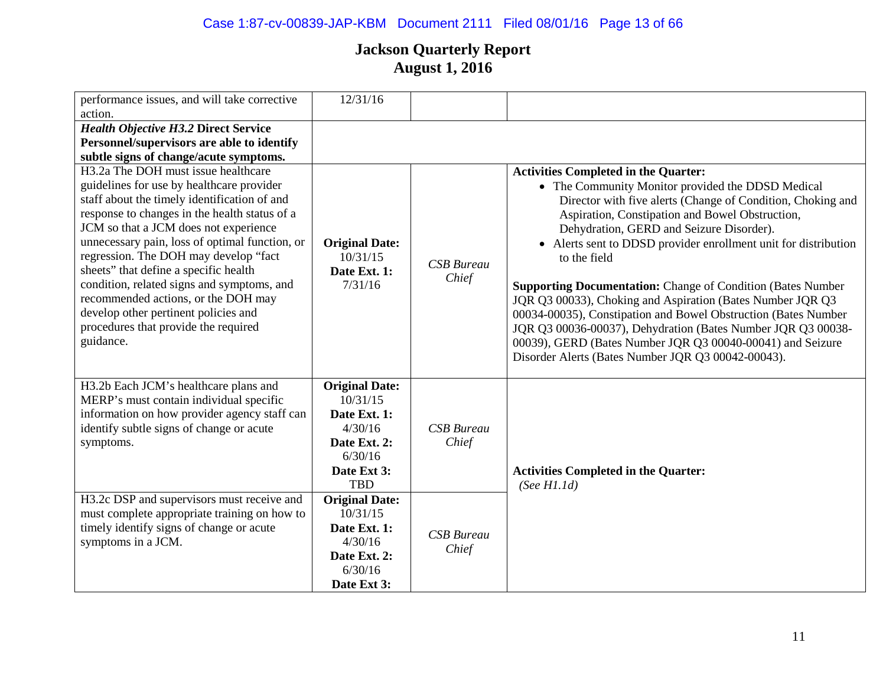# Jackson Quarterly Report
## August 1, 2016

| | | | |
|---|---|---|---|
| performance issues, and will take corrective action. | 12/31/16 | | |
| ***Health Objective H3.2* Direct Service Personnel/supervisors are able to identify subtle signs of change/acute symptoms.** | | | |
| H3.2a The DOH must issue healthcare guidelines for use by healthcare provider staff about the timely identification of and response to changes in the health status of a JCM so that a JCM does not experience unnecessary pain, loss of optimal function, or regression. The DOH may develop "fact sheets" that define a specific health condition, related signs and symptoms, and recommended actions, or the DOH may develop other pertinent policies and procedures that provide the required guidance. | **Original Date:** 10/31/15 **Date Ext. 1:** 7/31/16 | *CSB Bureau Chief* | **Activities Completed in the Quarter:** <br>• The Community Monitor provided the DDSD Medical Director with five alerts (Change of Condition, Choking and Aspiration, Constipation and Bowel Obstruction, Dehydration, GERD and Seizure Disorder). <br>• Alerts sent to DDSD provider enrollment unit for distribution to the field <br><br>**Supporting Documentation:** Change of Condition (Bates Number JQR Q3 00033), Choking and Aspiration (Bates Number JQR Q3 00034-00035), Constipation and Bowel Obstruction (Bates Number JQR Q3 00036-00037), Dehydration (Bates Number JQR Q3 00038-00039), GERD (Bates Number JQR Q3 00040-00041) and Seizure Disorder Alerts (Bates Number JQR Q3 00042-00043). |
| H3.2b Each JCM's healthcare plans and MERP's must contain individual specific information on how provider agency staff can identify subtle signs of change or acute symptoms. | **Original Date:** 10/31/15 **Date Ext. 1:** 4/30/16 **Date Ext. 2:** 6/30/16 **Date Ext 3:** TBD | *CSB Bureau Chief* | **Activities Completed in the Quarter:** *(See H1.1d)* |
| H3.2c DSP and supervisors must receive and must complete appropriate training on how to timely identify signs of change or acute symptoms in a JCM. | **Original Date:** 10/31/15 **Date Ext. 1:** 4/30/16 **Date Ext. 2:** 6/30/16 **Date Ext 3:** | *CSB Bureau Chief* | |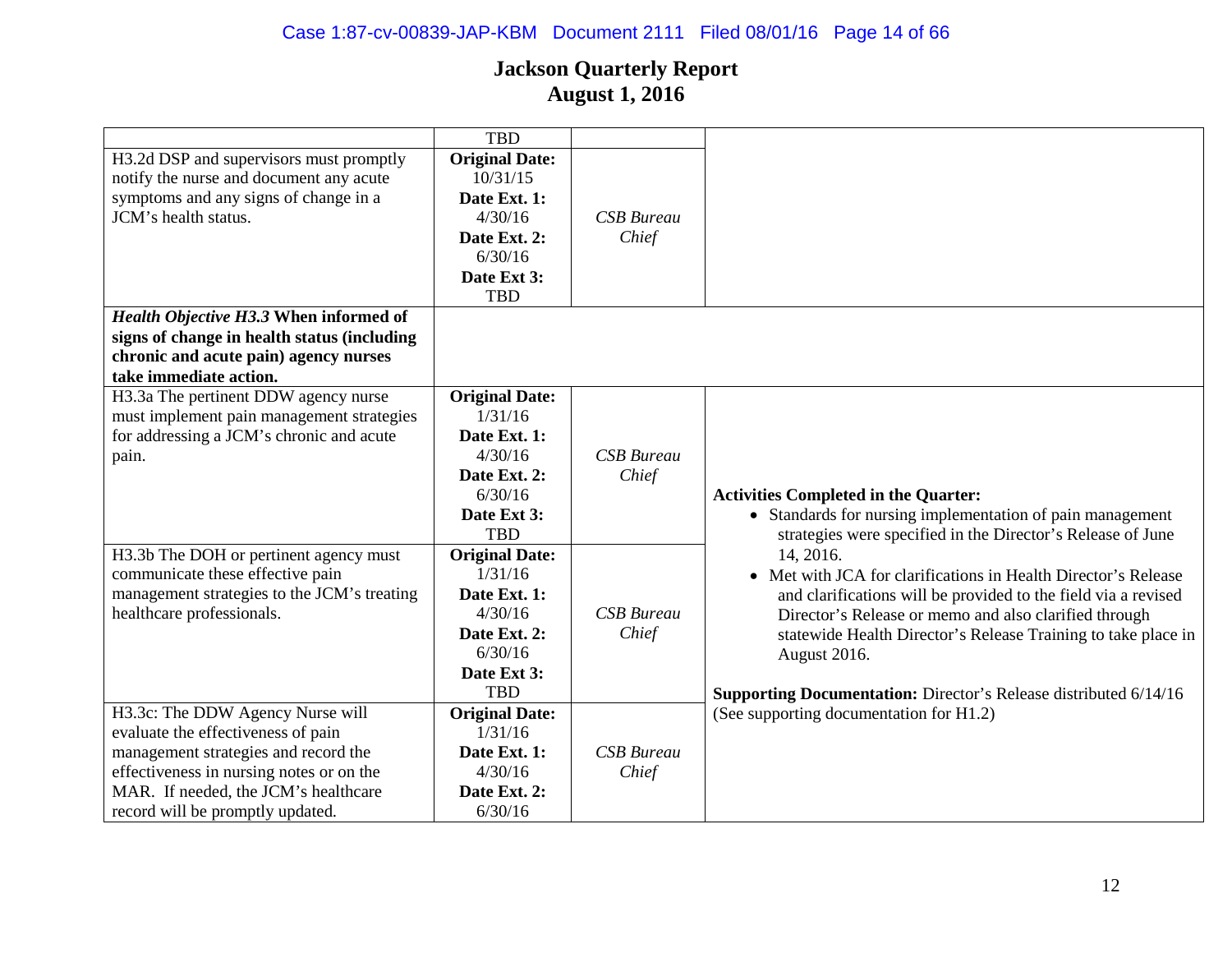## Jackson Quarterly Report
## August 1, 2016

| | | | |
|---|---|---|---|
| | TBD | | |
| H3.2d DSP and supervisors must promptly notify the nurse and document any acute symptoms and any signs of change in a JCM's health status. | **Original Date:** 10/31/15 **Date Ext. 1:** 4/30/16 **Date Ext. 2:** 6/30/16 **Date Ext 3:** TBD | *CSB Bureau Chief* | |
| ***Health Objective H3.3* When informed of signs of change in health status (including chronic and acute pain) agency nurses take immediate action.** | | | |
| H3.3a The pertinent DDW agency nurse must implement pain management strategies for addressing a JCM's chronic and acute pain. | **Original Date:** 1/31/16 **Date Ext. 1:** 4/30/16 **Date Ext. 2:** 6/30/16 **Date Ext 3:** TBD | *CSB Bureau Chief* | **Activities Completed in the Quarter:** <br>• Standards for nursing implementation of pain management strategies were specified in the Director's Release of June 14, 2016. <br>• Met with JCA for clarifications in Health Director's Release and clarifications will be provided to the field via a revised Director's Release or memo and also clarified through statewide Health Director's Release Training to take place in August 2016. <br><br>**Supporting Documentation:** Director's Release distributed 6/14/16 (See supporting documentation for H1.2) |
| H3.3b The DOH or pertinent agency must communicate these effective pain management strategies to the JCM's treating healthcare professionals. | **Original Date:** 1/31/16 **Date Ext. 1:** 4/30/16 **Date Ext. 2:** 6/30/16 **Date Ext 3:** TBD | *CSB Bureau Chief* | |
| H3.3c: The DDW Agency Nurse will evaluate the effectiveness of pain management strategies and record the effectiveness in nursing notes or on the MAR. If needed, the JCM's healthcare record will be promptly updated. | **Original Date:** 1/31/16 **Date Ext. 1:** 4/30/16 **Date Ext. 2:** 6/30/16 | *CSB Bureau Chief* | |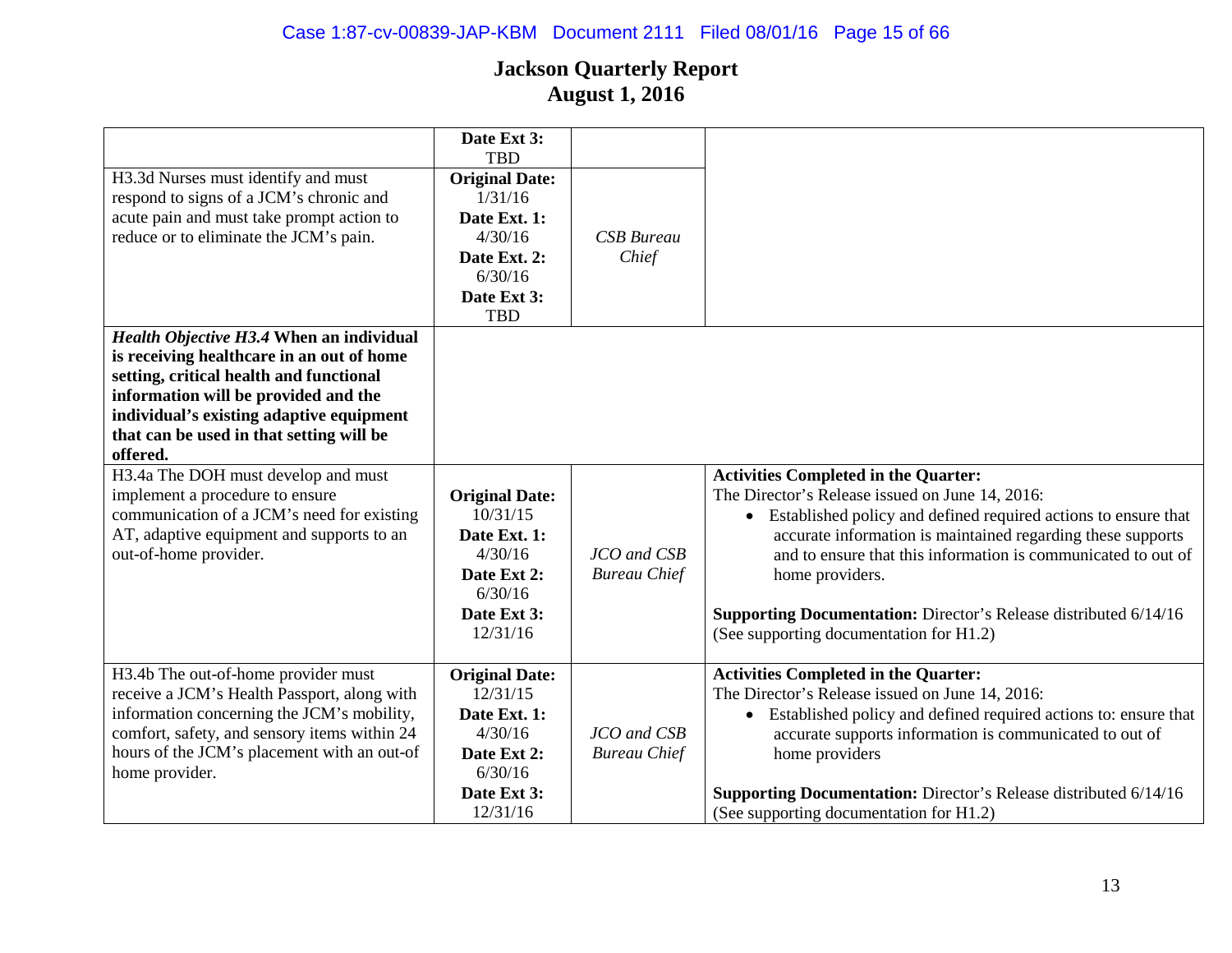# Jackson Quarterly Report
## August 1, 2016

| | | | |
|---|---|---|---|
| | **Date Ext 3:** TBD | | |
| H3.3d Nurses must identify and must respond to signs of a JCM's chronic and acute pain and must take prompt action to reduce or to eliminate the JCM's pain. | **Original Date:** 1/31/16 **Date Ext. 1:** 4/30/16 **Date Ext. 2:** 6/30/16 **Date Ext 3:** TBD | *CSB Bureau Chief* | |
| ***Health Objective H3.4*** **When an individual is receiving healthcare in an out of home setting, critical health and functional information will be provided and the individual's existing adaptive equipment that can be used in that setting will be offered.** | | | |
| H3.4a The DOH must develop and must implement a procedure to ensure communication of a JCM's need for existing AT, adaptive equipment and supports to an out-of-home provider. | **Original Date:** 10/31/15 **Date Ext. 1:** 4/30/16 **Date Ext 2:** 6/30/16 **Date Ext 3:** 12/31/16 | *JCO and CSB Bureau Chief* | **Activities Completed in the Quarter:** The Director's Release issued on June 14, 2016: <br>• Established policy and defined required actions to ensure that accurate information is maintained regarding these supports and to ensure that this information is communicated to out of home providers. <br><br>**Supporting Documentation:** Director's Release distributed 6/14/16 (See supporting documentation for H1.2) |
| H3.4b The out-of-home provider must receive a JCM's Health Passport, along with information concerning the JCM's mobility, comfort, safety, and sensory items within 24 hours of the JCM's placement with an out-of home provider. | **Original Date:** 12/31/15 **Date Ext. 1:** 4/30/16 **Date Ext 2:** 6/30/16 **Date Ext 3:** 12/31/16 | *JCO and CSB Bureau Chief* | **Activities Completed in the Quarter:** The Director's Release issued on June 14, 2016: <br>• Established policy and defined required actions to: ensure that accurate supports information is communicated to out of home providers <br><br>**Supporting Documentation:** Director's Release distributed 6/14/16 (See supporting documentation for H1.2) |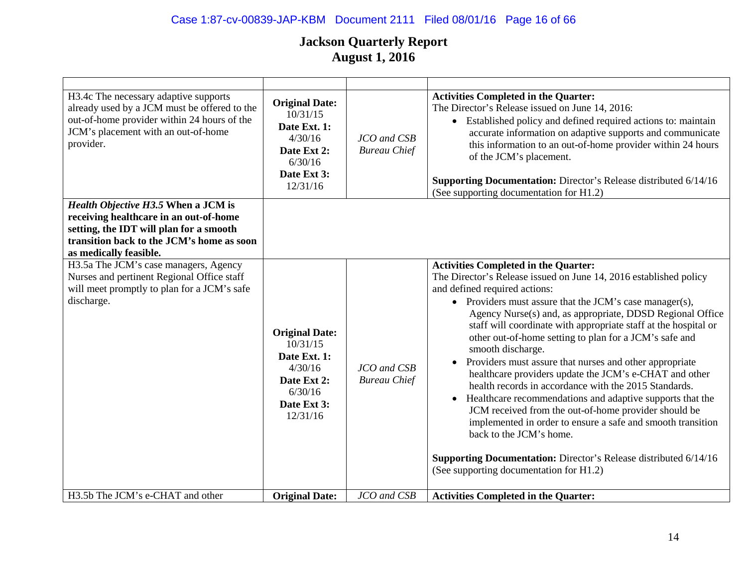# Jackson Quarterly Report
# August 1, 2016

| | | | |
|---|---|---|---|
| H3.4c The necessary adaptive supports already used by a JCM must be offered to the out-of-home provider within 24 hours of the JCM's placement with an out-of-home provider. | **Original Date:** 10/31/15 **Date Ext. 1:** 4/30/16 **Date Ext 2:** 6/30/16 **Date Ext 3:** 12/31/16 | *JCO and CSB Bureau Chief* | **Activities Completed in the Quarter:** The Director's Release issued on June 14, 2016: <br>• Established policy and defined required actions to: maintain accurate information on adaptive supports and communicate this information to an out-of-home provider within 24 hours of the JCM's placement. <br><br>**Supporting Documentation:** Director's Release distributed 6/14/16 (See supporting documentation for H1.2) |
| ***Health Objective H3.5*** **When a JCM is receiving healthcare in an out-of-home setting, the IDT will plan for a smooth transition back to the JCM's home as soon as medically feasible.** | | | |
| H3.5a The JCM's case managers, Agency Nurses and pertinent Regional Office staff will meet promptly to plan for a JCM's safe discharge. | **Original Date:** 10/31/15 **Date Ext. 1:** 4/30/16 **Date Ext 2:** 6/30/16 **Date Ext 3:** 12/31/16 | *JCO and CSB Bureau Chief* | **Activities Completed in the Quarter:** The Director's Release issued on June 14, 2016 established policy and defined required actions: <br>• Providers must assure that the JCM's case manager(s), Agency Nurse(s) and, as appropriate, DDSD Regional Office staff will coordinate with appropriate staff at the hospital or other out-of-home setting to plan for a JCM's safe and smooth discharge. <br>• Providers must assure that nurses and other appropriate healthcare providers update the JCM's e-CHAT and other health records in accordance with the 2015 Standards. <br>• Healthcare recommendations and adaptive supports that the JCM received from the out-of-home provider should be implemented in order to ensure a safe and smooth transition back to the JCM's home. <br><br>**Supporting Documentation:** Director's Release distributed 6/14/16 (See supporting documentation for H1.2) |
| H3.5b The JCM's e-CHAT and other | **Original Date:** | *JCO and CSB* | **Activities Completed in the Quarter:** |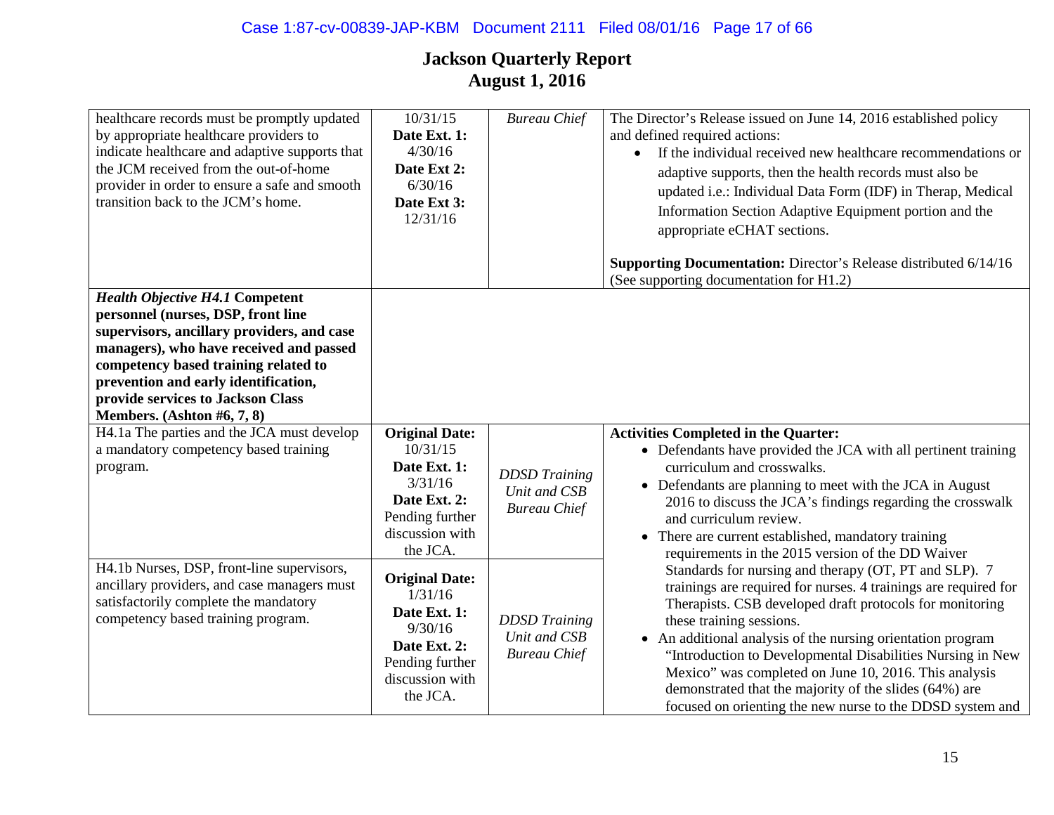# Jackson Quarterly Report
## August 1, 2016

| | | | |
|---|---|---|---|
| healthcare records must be promptly updated by appropriate healthcare providers to indicate healthcare and adaptive supports that the JCM received from the out-of-home provider in order to ensure a safe and smooth transition back to the JCM's home. | 10/31/15 **Date Ext. 1:** 4/30/16 **Date Ext 2:** 6/30/16 **Date Ext 3:** 12/31/16 | *Bureau Chief* | The Director's Release issued on June 14, 2016 established policy and defined required actions: <br>• If the individual received new healthcare recommendations or adaptive supports, then the health records must also be updated i.e.: Individual Data Form (IDF) in Therap, Medical Information Section Adaptive Equipment portion and the appropriate eCHAT sections. <br><br>**Supporting Documentation:** Director's Release distributed 6/14/16 (See supporting documentation for H1.2) |
| ***Health Objective H4.1*** **Competent personnel (nurses, DSP, front line supervisors, ancillary providers, and case managers), who have received and passed competency based training related to prevention and early identification, provide services to Jackson Class Members. (Ashton #6, 7, 8)** | | | |
| H4.1a The parties and the JCA must develop a mandatory competency based training program. | **Original Date:** 10/31/15 **Date Ext. 1:** 3/31/16 **Date Ext. 2:** Pending further discussion with the JCA. | *DDSD Training Unit and CSB Bureau Chief* | **Activities Completed in the Quarter:** <br>• Defendants have provided the JCA with all pertinent training curriculum and crosswalks. <br>• Defendants are planning to meet with the JCA in August 2016 to discuss the JCA's findings regarding the crosswalk and curriculum review. <br>• There are current established, mandatory training requirements in the 2015 version of the DD Waiver Standards for nursing and therapy (OT, PT and SLP). 7 trainings are required for nurses. 4 trainings are required for Therapists. CSB developed draft protocols for monitoring these training sessions. <br>• An additional analysis of the nursing orientation program "Introduction to Developmental Disabilities Nursing in New Mexico" was completed on June 10, 2016. This analysis demonstrated that the majority of the slides (64%) are focused on orienting the new nurse to the DDSD system and |
| H4.1b Nurses, DSP, front-line supervisors, ancillary providers, and case managers must satisfactorily complete the mandatory competency based training program. | **Original Date:** 1/31/16 **Date Ext. 1:** 9/30/16 **Date Ext. 2:** Pending further discussion with the JCA. | *DDSD Training Unit and CSB Bureau Chief* | |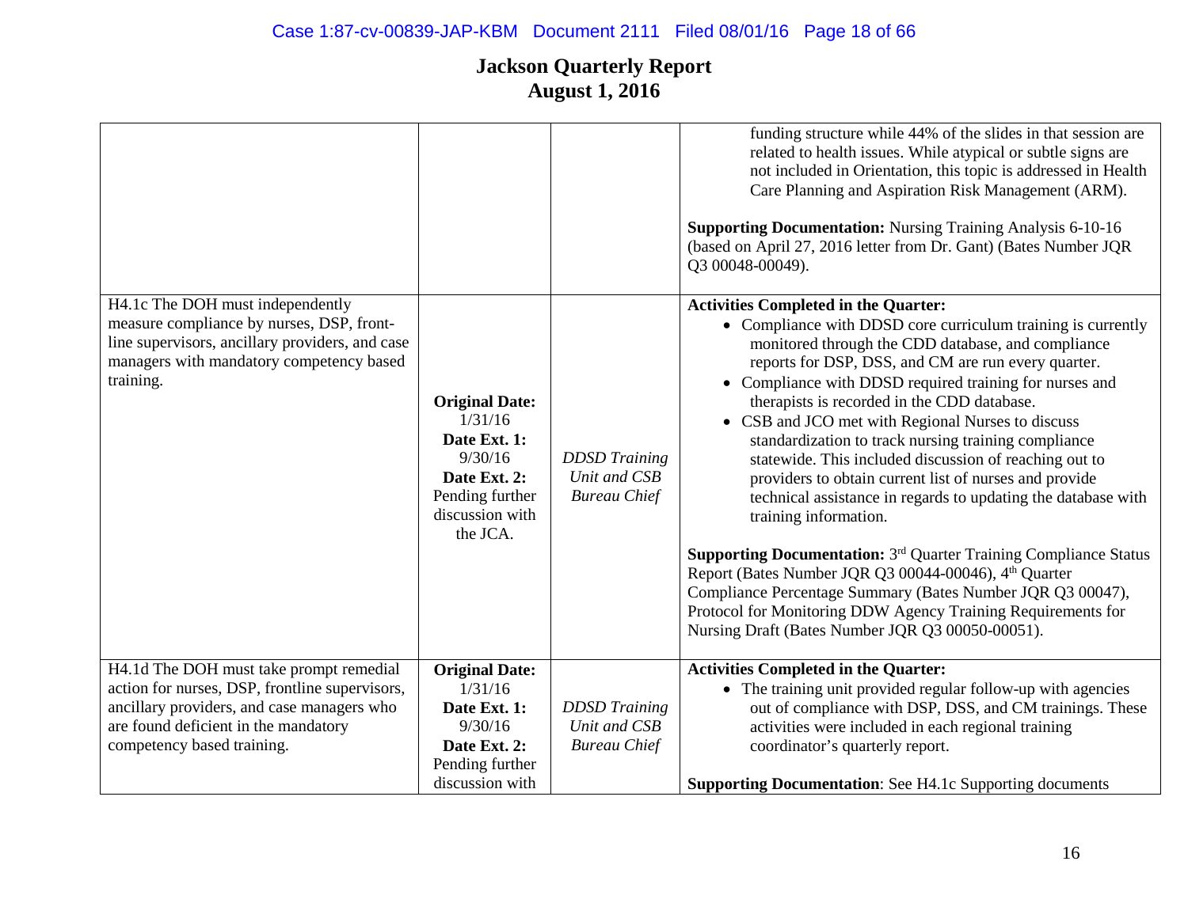# Jackson Quarterly Report
## August 1, 2016

| | | | |
|---|---|---|---|
| | | | funding structure while 44% of the slides in that session are related to health issues. While atypical or subtle signs are not included in Orientation, this topic is addressed in Health Care Planning and Aspiration Risk Management (ARM).<br><br>**Supporting Documentation:** Nursing Training Analysis 6-10-16 (based on April 27, 2016 letter from Dr. Gant) (Bates Number JQR Q3 00048-00049). |
| H4.1c The DOH must independently measure compliance by nurses, DSP, front-line supervisors, ancillary providers, and case managers with mandatory competency based training. | **Original Date:** 1/31/16 **Date Ext. 1:** 9/30/16 **Date Ext. 2:** Pending further discussion with the JCA. | *DDSD Training Unit and CSB Bureau Chief* | **Activities Completed in the Quarter:**<br>• Compliance with DDSD core curriculum training is currently monitored through the CDD database, and compliance reports for DSP, DSS, and CM are run every quarter.<br>• Compliance with DDSD required training for nurses and therapists is recorded in the CDD database.<br>• CSB and JCO met with Regional Nurses to discuss standardization to track nursing training compliance statewide. This included discussion of reaching out to providers to obtain current list of nurses and provide technical assistance in regards to updating the database with training information.<br><br>**Supporting Documentation:** 3rd Quarter Training Compliance Status Report (Bates Number JQR Q3 00044-00046), 4th Quarter Compliance Percentage Summary (Bates Number JQR Q3 00047), Protocol for Monitoring DDW Agency Training Requirements for Nursing Draft (Bates Number JQR Q3 00050-00051). |
| H4.1d The DOH must take prompt remedial action for nurses, DSP, frontline supervisors, ancillary providers, and case managers who are found deficient in the mandatory competency based training. | **Original Date:** 1/31/16 **Date Ext. 1:** 9/30/16 **Date Ext. 2:** Pending further discussion with | *DDSD Training Unit and CSB Bureau Chief* | **Activities Completed in the Quarter:**<br>• The training unit provided regular follow-up with agencies out of compliance with DSP, DSS, and CM trainings. These activities were included in each regional training coordinator's quarterly report.<br><br>**Supporting Documentation**: See H4.1c Supporting documents |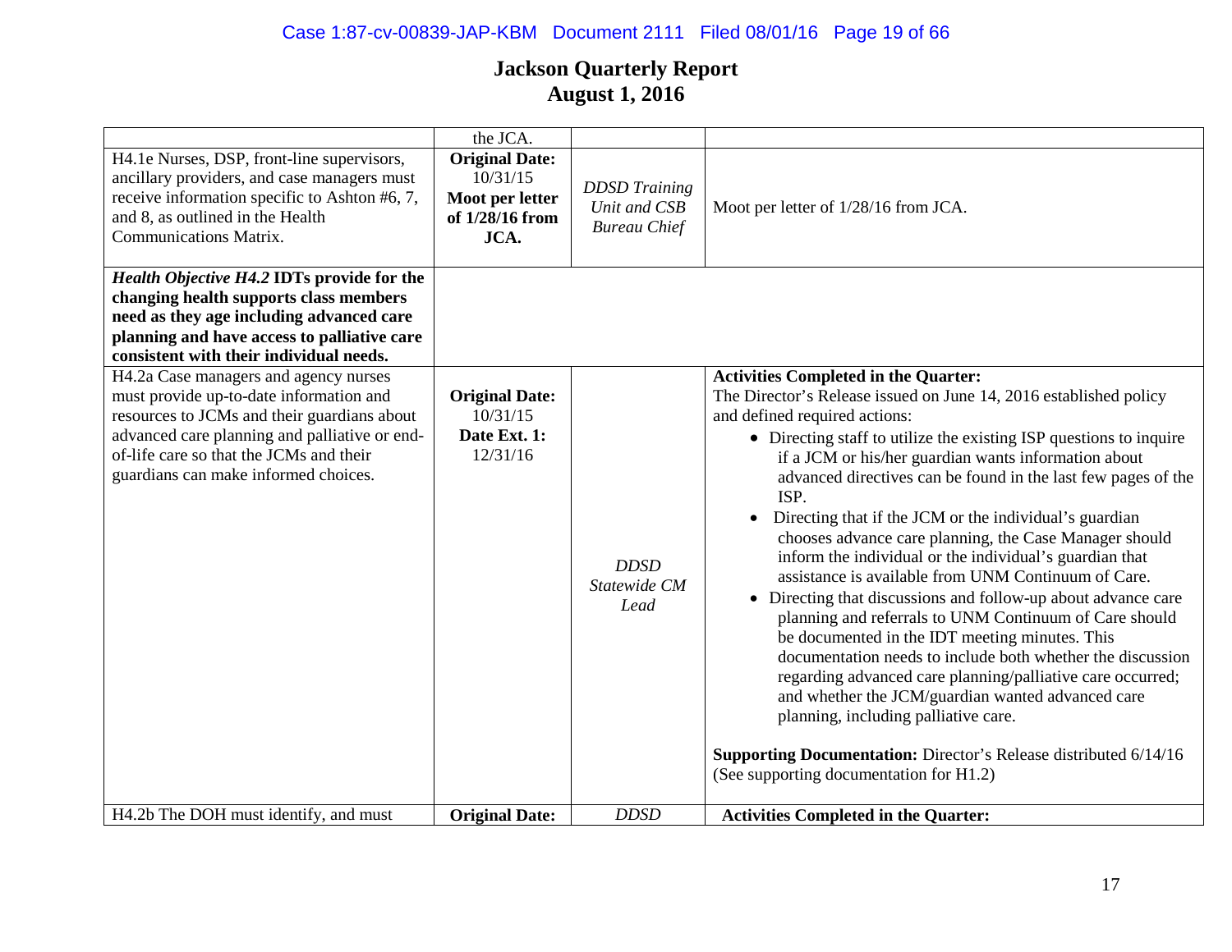# Jackson Quarterly Report
## August 1, 2016

| | | | |
|---|---|---|---|
| | the JCA. | | |
| H4.1e Nurses, DSP, front-line supervisors, ancillary providers, and case managers must receive information specific to Ashton #6, 7, and 8, as outlined in the Health Communications Matrix. | **Original Date:** 10/31/15 **Moot per letter of 1/28/16 from JCA.** | *DDSD Training Unit and CSB Bureau Chief* | Moot per letter of 1/28/16 from JCA. |
| ***Health Objective H4.2*** **IDTs provide for the changing health supports class members need as they age including advanced care planning and have access to palliative care consistent with their individual needs.** | | | |
| H4.2a Case managers and agency nurses must provide up-to-date information and resources to JCMs and their guardians about advanced care planning and palliative or end-of-life care so that the JCMs and their guardians can make informed choices. | **Original Date:** 10/31/15 **Date Ext. 1:** 12/31/16 | *DDSD Statewide CM Lead* | **Activities Completed in the Quarter:** The Director's Release issued on June 14, 2016 established policy and defined required actions: <br>• Directing staff to utilize the existing ISP questions to inquire if a JCM or his/her guardian wants information about advanced directives can be found in the last few pages of the ISP. <br>• Directing that if the JCM or the individual's guardian chooses advance care planning, the Case Manager should inform the individual or the individual's guardian that assistance is available from UNM Continuum of Care. <br>• Directing that discussions and follow-up about advance care planning and referrals to UNM Continuum of Care should be documented in the IDT meeting minutes. This documentation needs to include both whether the discussion regarding advanced care planning/palliative care occurred; and whether the JCM/guardian wanted advanced care planning, including palliative care. <br><br>**Supporting Documentation:** Director's Release distributed 6/14/16 (See supporting documentation for H1.2) |
| H4.2b The DOH must identify, and must | **Original Date:** | *DDSD* | **Activities Completed in the Quarter:** |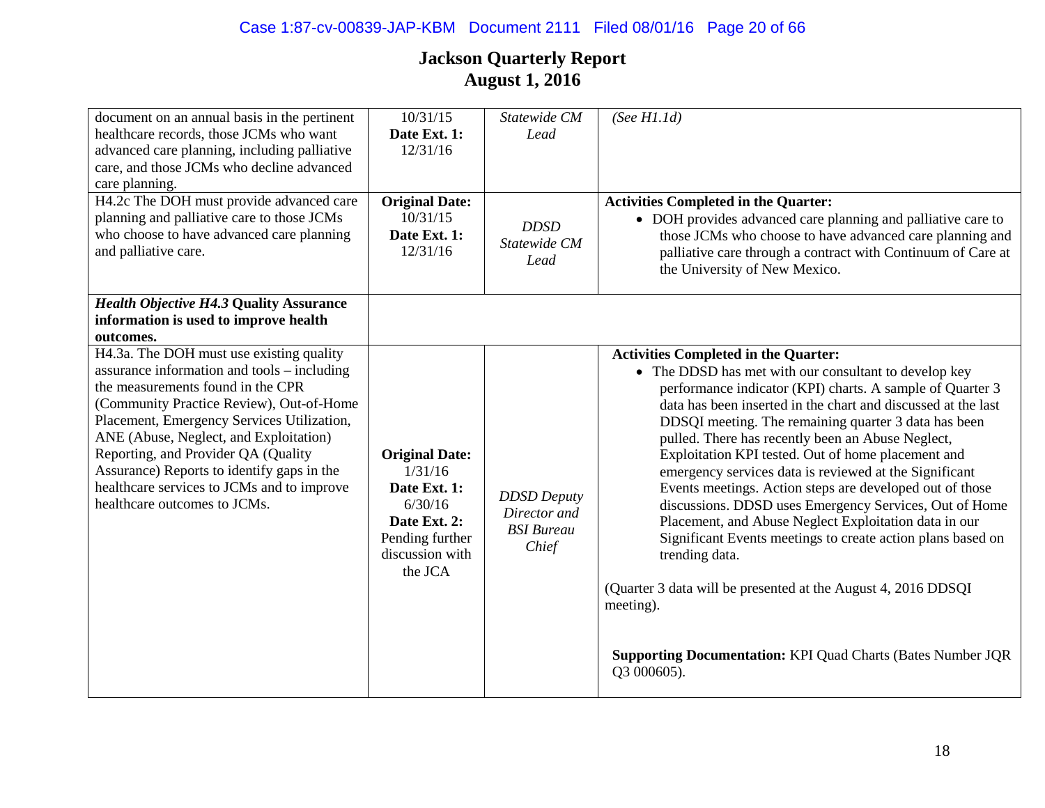# Jackson Quarterly Report
## August 1, 2016

| | | | |
|---|---|---|---|
| document on an annual basis in the pertinent healthcare records, those JCMs who want advanced care planning, including palliative care, and those JCMs who decline advanced care planning. | 10/31/15 **Date Ext. 1:** 12/31/16 | *Statewide CM Lead* | *(See H1.1d)* |
| H4.2c The DOH must provide advanced care planning and palliative care to those JCMs who choose to have advanced care planning and palliative care. | **Original Date:** 10/31/15 **Date Ext. 1:** 12/31/16 | *DDSD Statewide CM Lead* | **Activities Completed in the Quarter:** <br>• DOH provides advanced care planning and palliative care to those JCMs who choose to have advanced care planning and palliative care through a contract with Continuum of Care at the University of New Mexico. |
| ***Health Objective H4.3* Quality Assurance information is used to improve health outcomes.** | | | |
| H4.3a. The DOH must use existing quality assurance information and tools – including the measurements found in the CPR (Community Practice Review), Out-of-Home Placement, Emergency Services Utilization, ANE (Abuse, Neglect, and Exploitation) Reporting, and Provider QA (Quality Assurance) Reports to identify gaps in the healthcare services to JCMs and to improve healthcare outcomes to JCMs. | **Original Date:** 1/31/16 **Date Ext. 1:** 6/30/16 **Date Ext. 2:** Pending further discussion with the JCA | *DDSD Deputy Director and BSI Bureau Chief* | **Activities Completed in the Quarter:** <br>• The DDSD has met with our consultant to develop key performance indicator (KPI) charts. A sample of Quarter 3 data has been inserted in the chart and discussed at the last DDSQI meeting. The remaining quarter 3 data has been pulled. There has recently been an Abuse Neglect, Exploitation KPI tested. Out of home placement and emergency services data is reviewed at the Significant Events meetings. Action steps are developed out of those discussions. DDSD uses Emergency Services, Out of Home Placement, and Abuse Neglect Exploitation data in our Significant Events meetings to create action plans based on trending data. <br><br>(Quarter 3 data will be presented at the August 4, 2016 DDSQI meeting). <br><br>**Supporting Documentation:** KPI Quad Charts (Bates Number JQR Q3 000605). |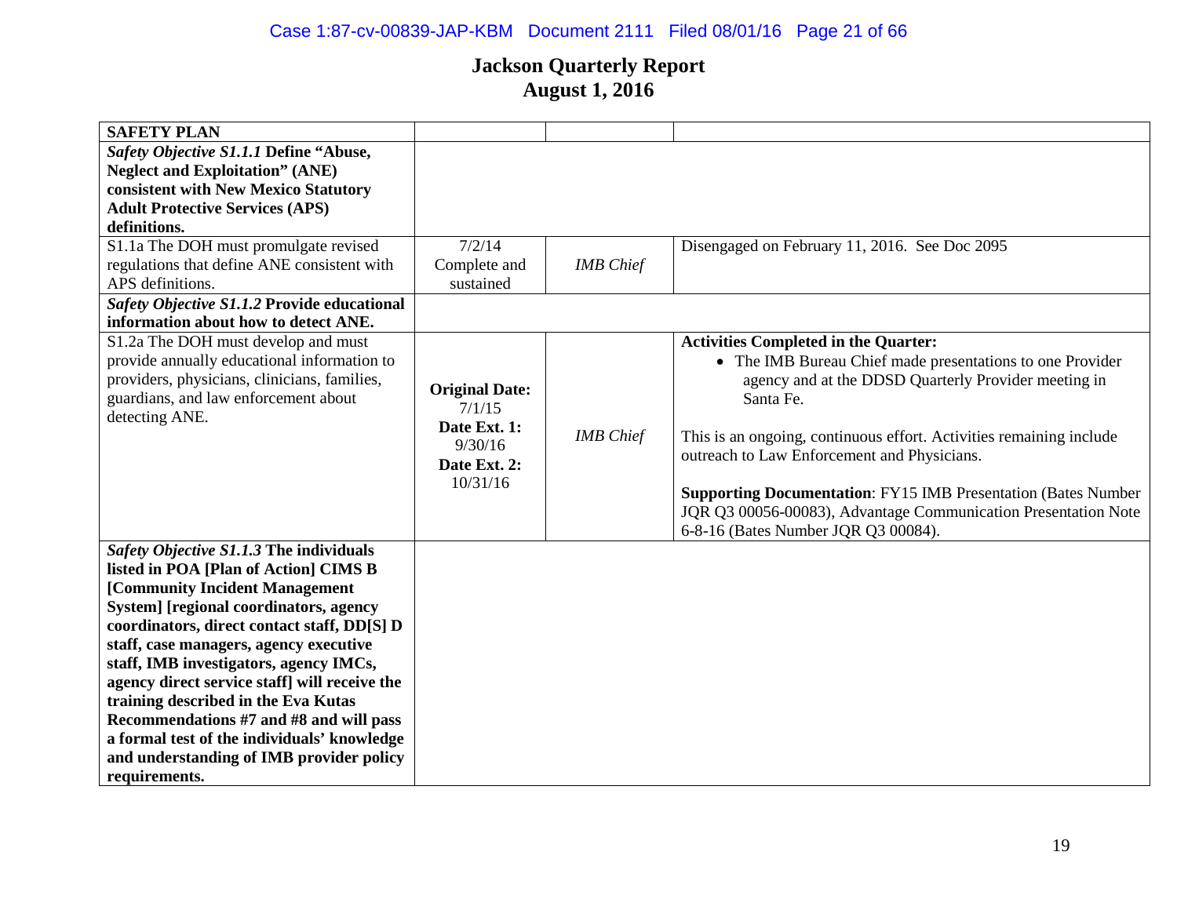# Jackson Quarterly Report
## August 1, 2016

| SAFETY PLAN | | | |
|---|---|---|---|
| ***Safety Objective S1.1.1* Define "Abuse, Neglect and Exploitation" (ANE) consistent with New Mexico Statutory Adult Protective Services (APS) definitions.** | | | |
| S1.1a The DOH must promulgate revised regulations that define ANE consistent with APS definitions. | 7/2/14 Complete and sustained | *IMB Chief* | Disengaged on February 11, 2016. See Doc 2095 |
| ***Safety Objective S1.1.2* Provide educational information about how to detect ANE.** | | | |
| S1.2a The DOH must develop and must provide annually educational information to providers, physicians, clinicians, families, guardians, and law enforcement about detecting ANE. | **Original Date:** 7/1/15 **Date Ext. 1:** 9/30/16 **Date Ext. 2:** 10/31/16 | *IMB Chief* | **Activities Completed in the Quarter:** <br>• The IMB Bureau Chief made presentations to one Provider agency and at the DDSD Quarterly Provider meeting in Santa Fe.<br><br>This is an ongoing, continuous effort. Activities remaining include outreach to Law Enforcement and Physicians.<br><br>**Supporting Documentation**: FY15 IMB Presentation (Bates Number JQR Q3 00056-00083), Advantage Communication Presentation Note 6-8-16 (Bates Number JQR Q3 00084). |
| ***Safety Objective S1.1.3* The individuals listed in POA [Plan of Action] CIMS B [Community Incident Management System] [regional coordinators, agency coordinators, direct contact staff, DD[S] D staff, case managers, agency executive staff, IMB investigators, agency IMCs, agency direct service staff] will receive the training described in the Eva Kutas Recommendations #7 and #8 and will pass a formal test of the individuals' knowledge and understanding of IMB provider policy requirements.** | | | |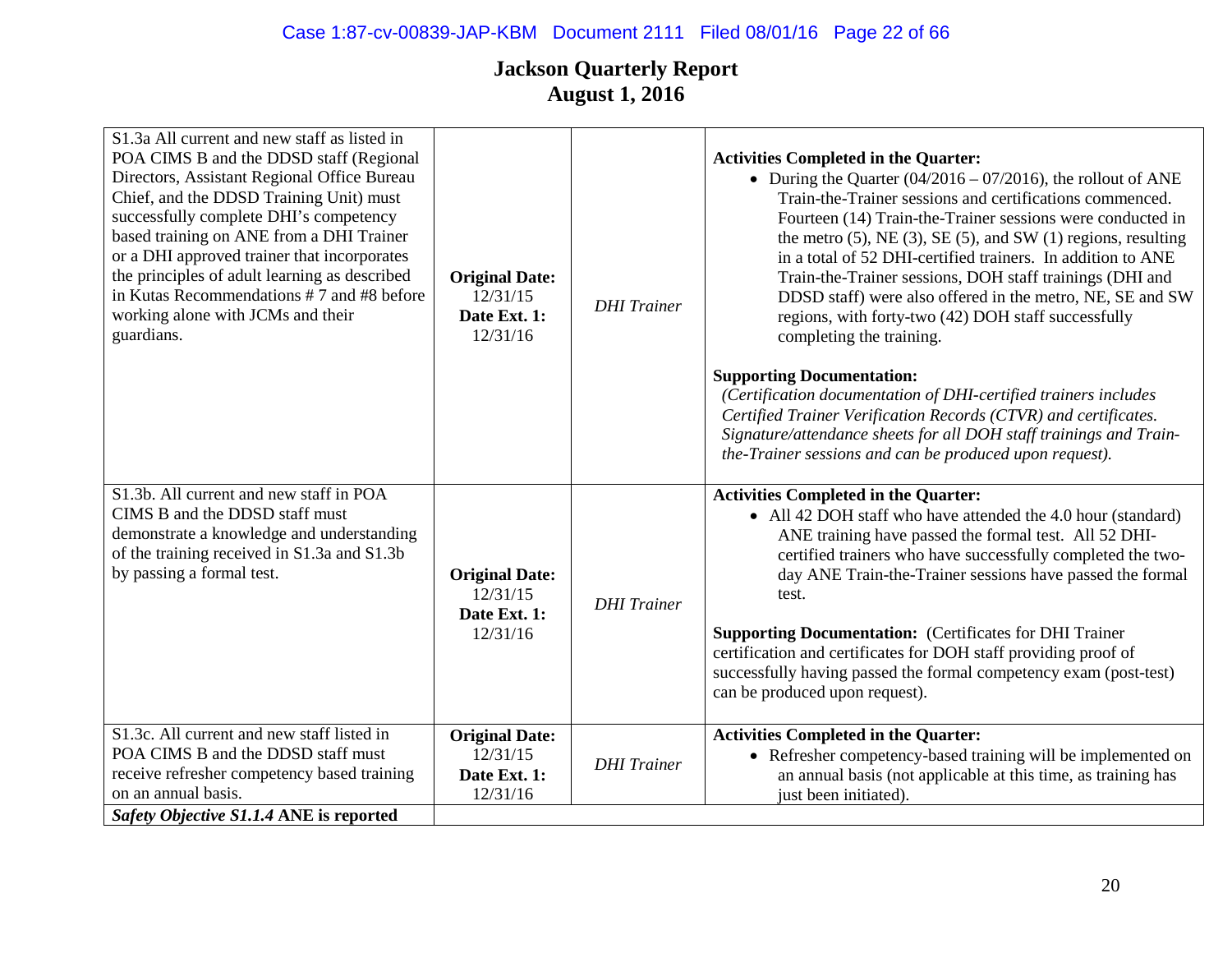# Jackson Quarterly Report
## August 1, 2016

| | | | |
|---|---|---|---|
| S1.3a All current and new staff as listed in POA CIMS B and the DDSD staff (Regional Directors, Assistant Regional Office Bureau Chief, and the DDSD Training Unit) must successfully complete DHI's competency based training on ANE from a DHI Trainer or a DHI approved trainer that incorporates the principles of adult learning as described in Kutas Recommendations # 7 and #8 before working alone with JCMs and their guardians. | **Original Date:** 12/31/15 **Date Ext. 1:** 12/31/16 | *DHI Trainer* | **Activities Completed in the Quarter:** <br>• During the Quarter (04/2016 – 07/2016), the rollout of ANE Train-the-Trainer sessions and certifications commenced. Fourteen (14) Train-the-Trainer sessions were conducted in the metro (5), NE (3), SE (5), and SW (1) regions, resulting in a total of 52 DHI-certified trainers. In addition to ANE Train-the-Trainer sessions, DOH staff trainings (DHI and DDSD staff) were also offered in the metro, NE, SE and SW regions, with forty-two (42) DOH staff successfully completing the training. <br><br>**Supporting Documentation:** <br>*(Certification documentation of DHI-certified trainers includes Certified Trainer Verification Records (CTVR) and certificates. Signature/attendance sheets for all DOH staff trainings and Train-the-Trainer sessions and can be produced upon request).* |
| S1.3b. All current and new staff in POA CIMS B and the DDSD staff must demonstrate a knowledge and understanding of the training received in S1.3a and S1.3b by passing a formal test. | **Original Date:** 12/31/15 **Date Ext. 1:** 12/31/16 | *DHI Trainer* | **Activities Completed in the Quarter:** <br>• All 42 DOH staff who have attended the 4.0 hour (standard) ANE training have passed the formal test. All 52 DHI-certified trainers who have successfully completed the two-day ANE Train-the-Trainer sessions have passed the formal test. <br><br>**Supporting Documentation:** (Certificates for DHI Trainer certification and certificates for DOH staff providing proof of successfully having passed the formal competency exam (post-test) can be produced upon request). |
| S1.3c. All current and new staff listed in POA CIMS B and the DDSD staff must receive refresher competency based training on an annual basis. | **Original Date:** 12/31/15 **Date Ext. 1:** 12/31/16 | *DHI Trainer* | **Activities Completed in the Quarter:** <br>• Refresher competency-based training will be implemented on an annual basis (not applicable at this time, as training has just been initiated). |
| ***Safety Objective S1.1.4* ANE is reported** | | | |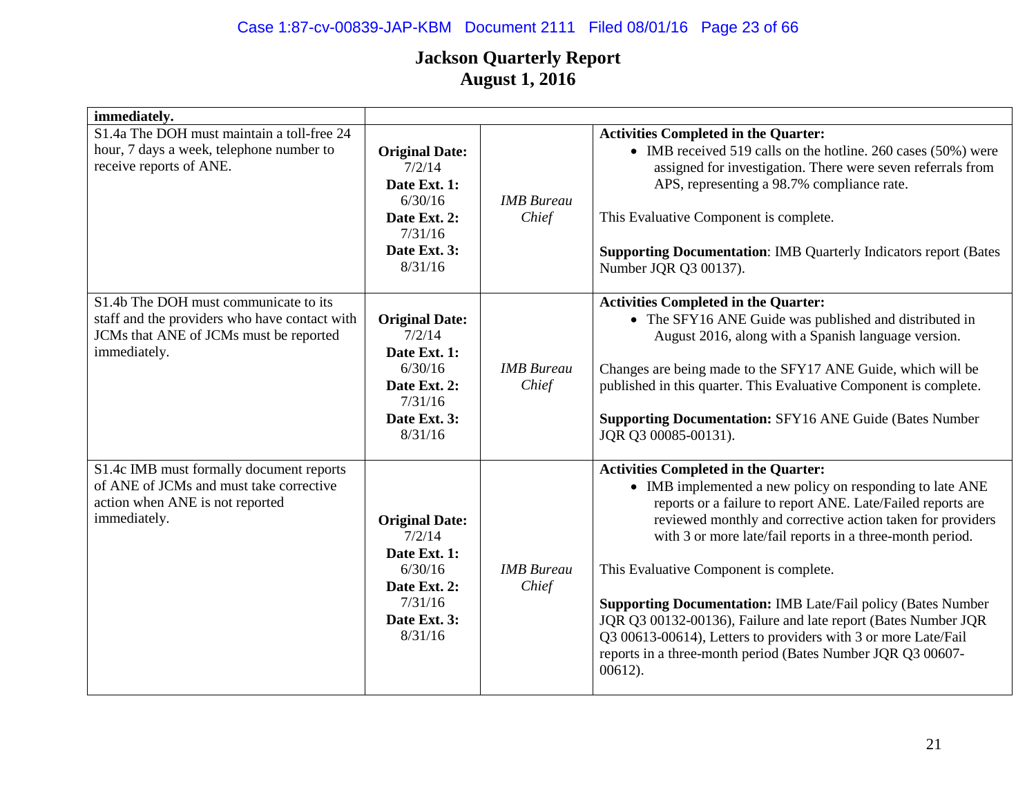**Jackson Quarterly Report**
**August 1, 2016**

| | | | |
|---|---|---|---|
| **immediately.** | | | |
| S1.4a The DOH must maintain a toll-free 24 hour, 7 days a week, telephone number to receive reports of ANE. | **Original Date:** 7/2/14 **Date Ext. 1:** 6/30/16 **Date Ext. 2:** 7/31/16 **Date Ext. 3:** 8/31/16 | *IMB Bureau Chief* | **Activities Completed in the Quarter:** <br>• IMB received 519 calls on the hotline. 260 cases (50%) were assigned for investigation. There were seven referrals from APS, representing a 98.7% compliance rate. <br><br>This Evaluative Component is complete. <br><br>**Supporting Documentation**: IMB Quarterly Indicators report (Bates Number JQR Q3 00137). |
| S1.4b The DOH must communicate to its staff and the providers who have contact with JCMs that ANE of JCMs must be reported immediately. | **Original Date:** 7/2/14 **Date Ext. 1:** 6/30/16 **Date Ext. 2:** 7/31/16 **Date Ext. 3:** 8/31/16 | *IMB Bureau Chief* | **Activities Completed in the Quarter:** <br>• The SFY16 ANE Guide was published and distributed in August 2016, along with a Spanish language version. <br><br>Changes are being made to the SFY17 ANE Guide, which will be published in this quarter. This Evaluative Component is complete. <br><br>**Supporting Documentation:** SFY16 ANE Guide (Bates Number JQR Q3 00085-00131). |
| S1.4c IMB must formally document reports of ANE of JCMs and must take corrective action when ANE is not reported immediately. | **Original Date:** 7/2/14 **Date Ext. 1:** 6/30/16 **Date Ext. 2:** 7/31/16 **Date Ext. 3:** 8/31/16 | *IMB Bureau Chief* | **Activities Completed in the Quarter:** <br>• IMB implemented a new policy on responding to late ANE reports or a failure to report ANE. Late/Failed reports are reviewed monthly and corrective action taken for providers with 3 or more late/fail reports in a three-month period. <br><br>This Evaluative Component is complete. <br><br>**Supporting Documentation:** IMB Late/Fail policy (Bates Number JQR Q3 00132-00136), Failure and late report (Bates Number JQR Q3 00613-00614), Letters to providers with 3 or more Late/Fail reports in a three-month period (Bates Number JQR Q3 00607-00612). |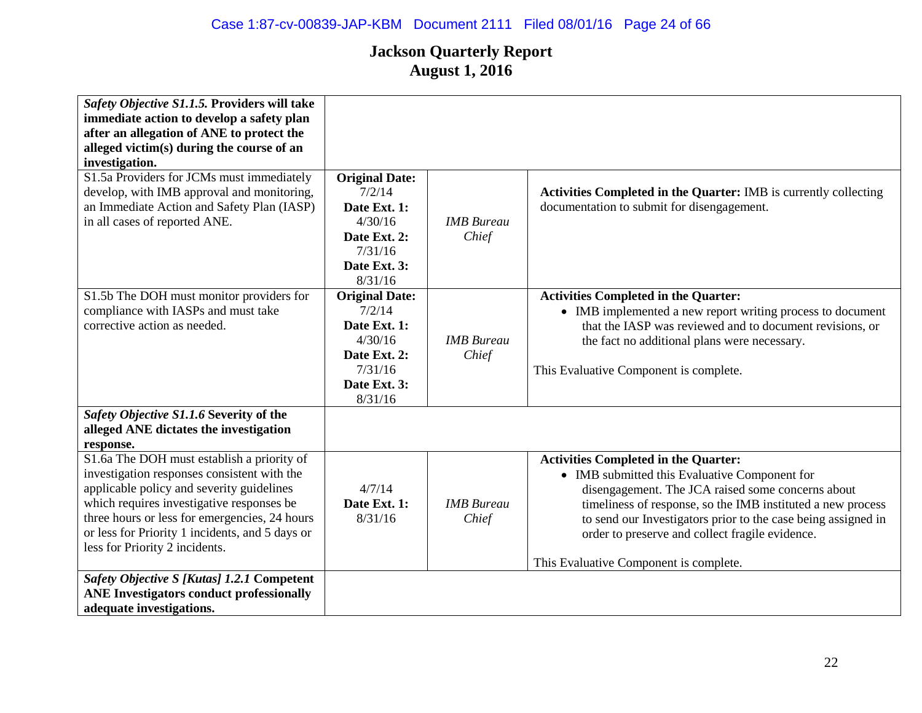# Jackson Quarterly Report
## August 1, 2016

| | | | |
|---|---|---|---|
| ***Safety Objective S1.1.5.* Providers will take immediate action to develop a safety plan after an allegation of ANE to protect the alleged victim(s) during the course of an investigation.** | | | |
| S1.5a Providers for JCMs must immediately develop, with IMB approval and monitoring, an Immediate Action and Safety Plan (IASP) in all cases of reported ANE. | **Original Date:** 7/2/14 **Date Ext. 1:** 4/30/16 **Date Ext. 2:** 7/31/16 **Date Ext. 3:** 8/31/16 | *IMB Bureau Chief* | **Activities Completed in the Quarter:** IMB is currently collecting documentation to submit for disengagement. |
| S1.5b The DOH must monitor providers for compliance with IASPs and must take corrective action as needed. | **Original Date:** 7/2/14 **Date Ext. 1:** 4/30/16 **Date Ext. 2:** 7/31/16 **Date Ext. 3:** 8/31/16 | *IMB Bureau Chief* | **Activities Completed in the Quarter:** <br>• IMB implemented a new report writing process to document that the IASP was reviewed and to document revisions, or the fact no additional plans were necessary.<br><br>This Evaluative Component is complete. |
| ***Safety Objective S1.1.6* Severity of the alleged ANE dictates the investigation response.** | | | |
| S1.6a The DOH must establish a priority of investigation responses consistent with the applicable policy and severity guidelines which requires investigative responses be three hours or less for emergencies, 24 hours or less for Priority 1 incidents, and 5 days or less for Priority 2 incidents. | 4/7/14 **Date Ext. 1:** 8/31/16 | *IMB Bureau Chief* | **Activities Completed in the Quarter:** <br>• IMB submitted this Evaluative Component for disengagement. The JCA raised some concerns about timeliness of response, so the IMB instituted a new process to send our Investigators prior to the case being assigned in order to preserve and collect fragile evidence.<br><br>This Evaluative Component is complete. |
| ***Safety Objective S [Kutas] 1.2.1* Competent ANE Investigators conduct professionally adequate investigations.** | | | |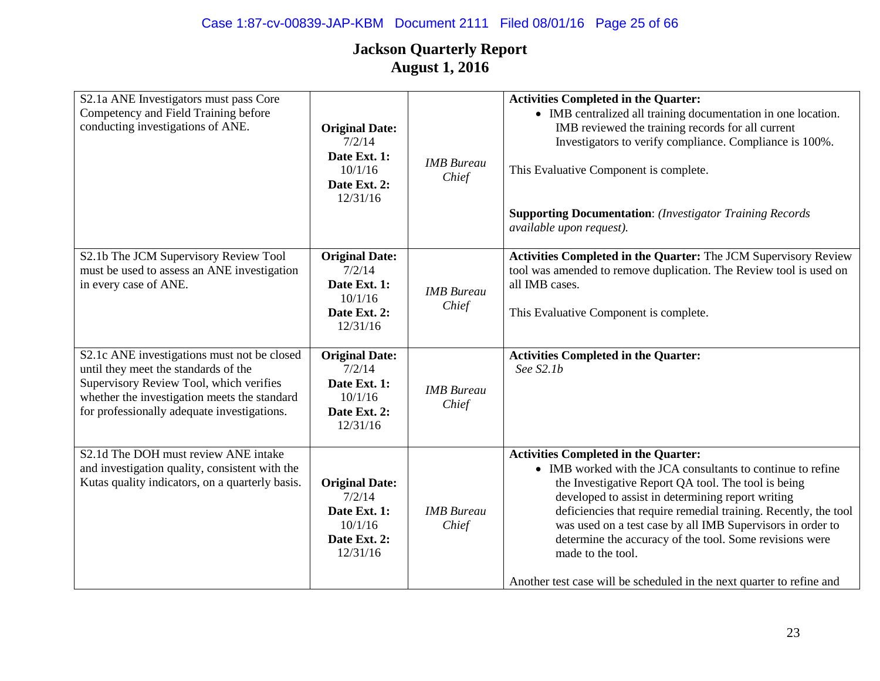# Jackson Quarterly Report
## August 1, 2016

| | | | |
|---|---|---|---|
| S2.1a ANE Investigators must pass Core Competency and Field Training before conducting investigations of ANE. | **Original Date:** 7/2/14 **Date Ext. 1:** 10/1/16 **Date Ext. 2:** 12/31/16 | *IMB Bureau Chief* | **Activities Completed in the Quarter:** <br>• IMB centralized all training documentation in one location. IMB reviewed the training records for all current Investigators to verify compliance. Compliance is 100%. <br><br>This Evaluative Component is complete. <br><br>**Supporting Documentation**: *(Investigator Training Records available upon request).* |
| S2.1b The JCM Supervisory Review Tool must be used to assess an ANE investigation in every case of ANE. | **Original Date:** 7/2/14 **Date Ext. 1:** 10/1/16 **Date Ext. 2:** 12/31/16 | *IMB Bureau Chief* | **Activities Completed in the Quarter:** The JCM Supervisory Review tool was amended to remove duplication. The Review tool is used on all IMB cases. <br><br>This Evaluative Component is complete. |
| S2.1c ANE investigations must not be closed until they meet the standards of the Supervisory Review Tool, which verifies whether the investigation meets the standard for professionally adequate investigations. | **Original Date:** 7/2/14 **Date Ext. 1:** 10/1/16 **Date Ext. 2:** 12/31/16 | *IMB Bureau Chief* | **Activities Completed in the Quarter:** <br>*See S2.1b* |
| S2.1d The DOH must review ANE intake and investigation quality, consistent with the Kutas quality indicators, on a quarterly basis. | **Original Date:** 7/2/14 **Date Ext. 1:** 10/1/16 **Date Ext. 2:** 12/31/16 | *IMB Bureau Chief* | **Activities Completed in the Quarter:** <br>• IMB worked with the JCA consultants to continue to refine the Investigative Report QA tool. The tool is being developed to assist in determining report writing deficiencies that require remedial training. Recently, the tool was used on a test case by all IMB Supervisors in order to determine the accuracy of the tool. Some revisions were made to the tool. <br><br>Another test case will be scheduled in the next quarter to refine and |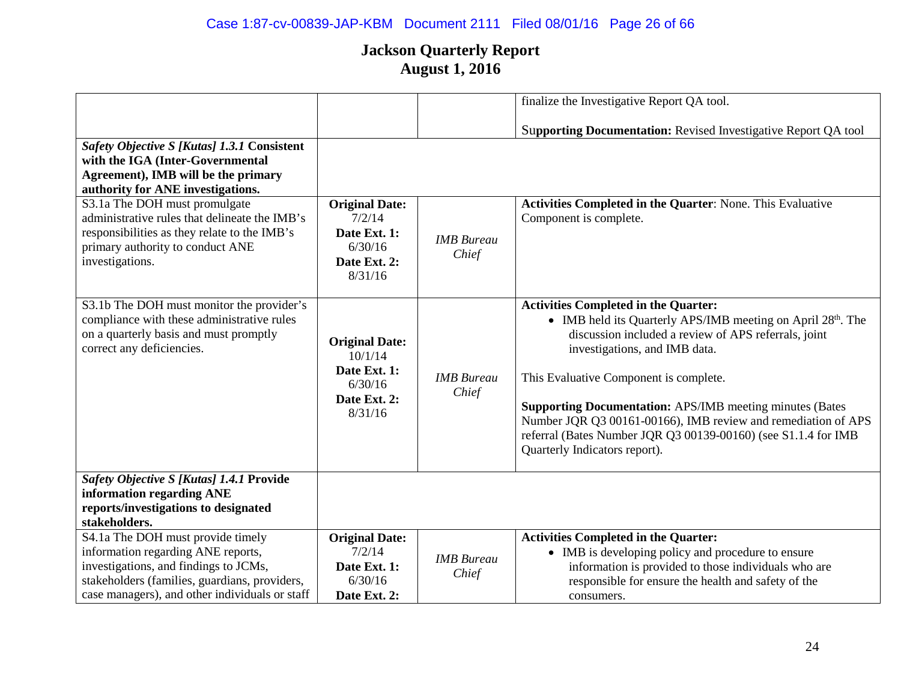# Jackson Quarterly Report
## August 1, 2016

| | | | |
|---|---|---|---|
| | | | finalize the Investigative Report QA tool.<br><br>**Supporting Documentation:** Revised Investigative Report QA tool |
| ***Safety Objective S [Kutas] 1.3.1*** **Consistent with the IGA (Inter-Governmental Agreement), IMB will be the primary authority for ANE investigations.** | | | |
| S3.1a The DOH must promulgate administrative rules that delineate the IMB's responsibilities as they relate to the IMB's primary authority to conduct ANE investigations. | **Original Date:** 7/2/14<br>**Date Ext. 1:** 6/30/16<br>**Date Ext. 2:** 8/31/16 | *IMB Bureau Chief* | **Activities Completed in the Quarter**: None. This Evaluative Component is complete. |
| S3.1b The DOH must monitor the provider's compliance with these administrative rules on a quarterly basis and must promptly correct any deficiencies. | **Original Date:** 10/1/14<br>**Date Ext. 1:** 6/30/16<br>**Date Ext. 2:** 8/31/16 | *IMB Bureau Chief* | **Activities Completed in the Quarter:**<br>• IMB held its Quarterly APS/IMB meeting on April 28th. The discussion included a review of APS referrals, joint investigations, and IMB data.<br><br>This Evaluative Component is complete.<br><br>**Supporting Documentation:** APS/IMB meeting minutes (Bates Number JQR Q3 00161-00166), IMB review and remediation of APS referral (Bates Number JQR Q3 00139-00160) (see S1.1.4 for IMB Quarterly Indicators report). |
| ***Safety Objective S [Kutas] 1.4.1*** **Provide information regarding ANE reports/investigations to designated stakeholders.** | | | |
| S4.1a The DOH must provide timely information regarding ANE reports, investigations, and findings to JCMs, stakeholders (families, guardians, providers, case managers), and other individuals or staff | **Original Date:** 7/2/14<br>**Date Ext. 1:** 6/30/16<br>**Date Ext. 2:** | *IMB Bureau Chief* | **Activities Completed in the Quarter:**<br>• IMB is developing policy and procedure to ensure information is provided to those individuals who are responsible for ensure the health and safety of the consumers. |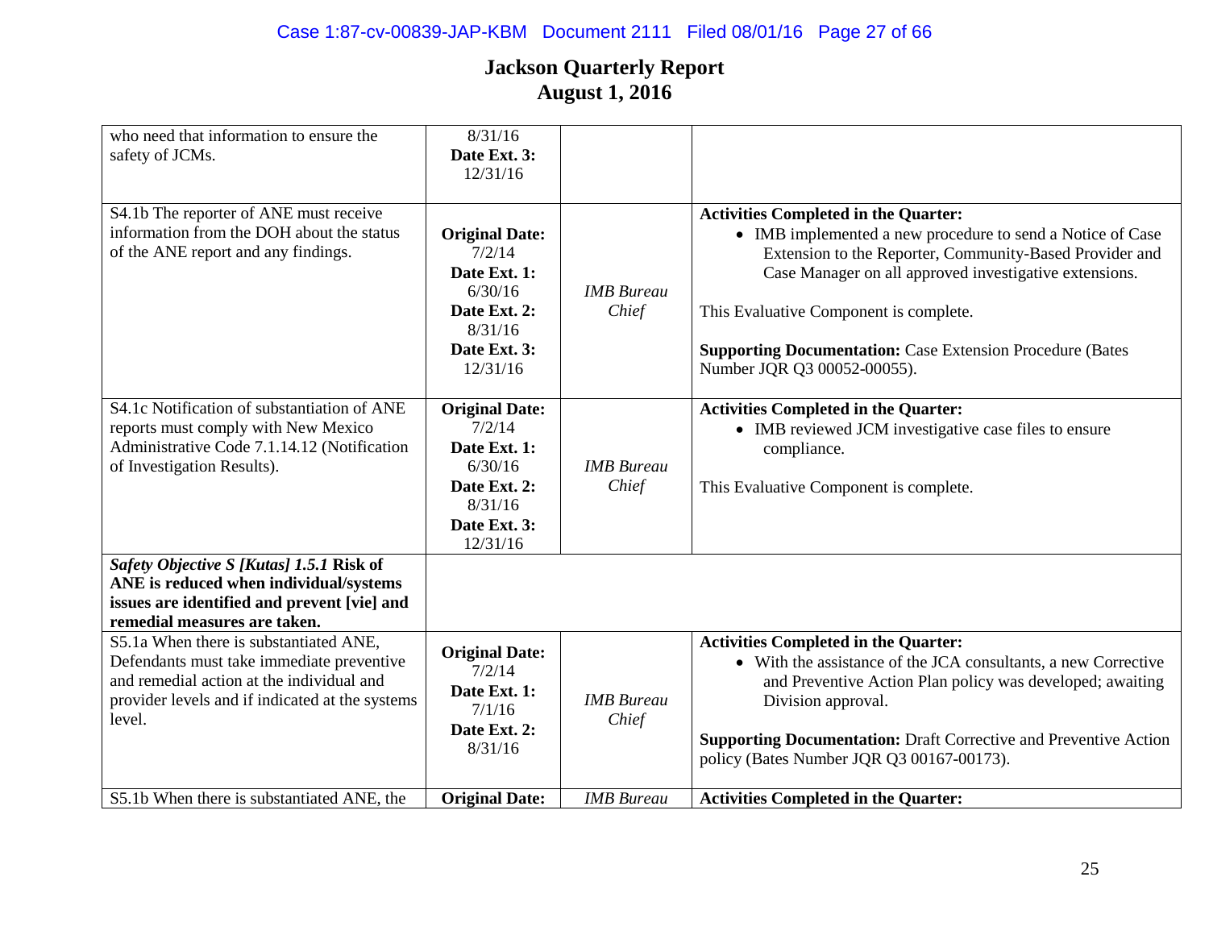# Jackson Quarterly Report
## August 1, 2016

| | | | |
|---|---|---|---|
| who need that information to ensure the safety of JCMs. | 8/31/16 **Date Ext. 3:** 12/31/16 | | |
| S4.1b The reporter of ANE must receive information from the DOH about the status of the ANE report and any findings. | **Original Date:** 7/2/14 **Date Ext. 1:** 6/30/16 **Date Ext. 2:** 8/31/16 **Date Ext. 3:** 12/31/16 | *IMB Bureau Chief* | **Activities Completed in the Quarter:** • IMB implemented a new procedure to send a Notice of Case Extension to the Reporter, Community-Based Provider and Case Manager on all approved investigative extensions. This Evaluative Component is complete. **Supporting Documentation:** Case Extension Procedure (Bates Number JQR Q3 00052-00055). |
| S4.1c Notification of substantiation of ANE reports must comply with New Mexico Administrative Code 7.1.14.12 (Notification of Investigation Results). | **Original Date:** 7/2/14 **Date Ext. 1:** 6/30/16 **Date Ext. 2:** 8/31/16 **Date Ext. 3:** 12/31/16 | *IMB Bureau Chief* | **Activities Completed in the Quarter:** • IMB reviewed JCM investigative case files to ensure compliance. This Evaluative Component is complete. |
| ***Safety Objective S [Kutas] 1.5.1* Risk of ANE is reduced when individual/systems issues are identified and prevent [vie] and remedial measures are taken.** | | | |
| S5.1a When there is substantiated ANE, Defendants must take immediate preventive and remedial action at the individual and provider levels and if indicated at the systems level. | **Original Date:** 7/2/14 **Date Ext. 1:** 7/1/16 **Date Ext. 2:** 8/31/16 | *IMB Bureau Chief* | **Activities Completed in the Quarter:** • With the assistance of the JCA consultants, a new Corrective and Preventive Action Plan policy was developed; awaiting Division approval. **Supporting Documentation:** Draft Corrective and Preventive Action policy (Bates Number JQR Q3 00167-00173). |
| S5.1b When there is substantiated ANE, the | **Original Date:** | *IMB Bureau* | **Activities Completed in the Quarter:** |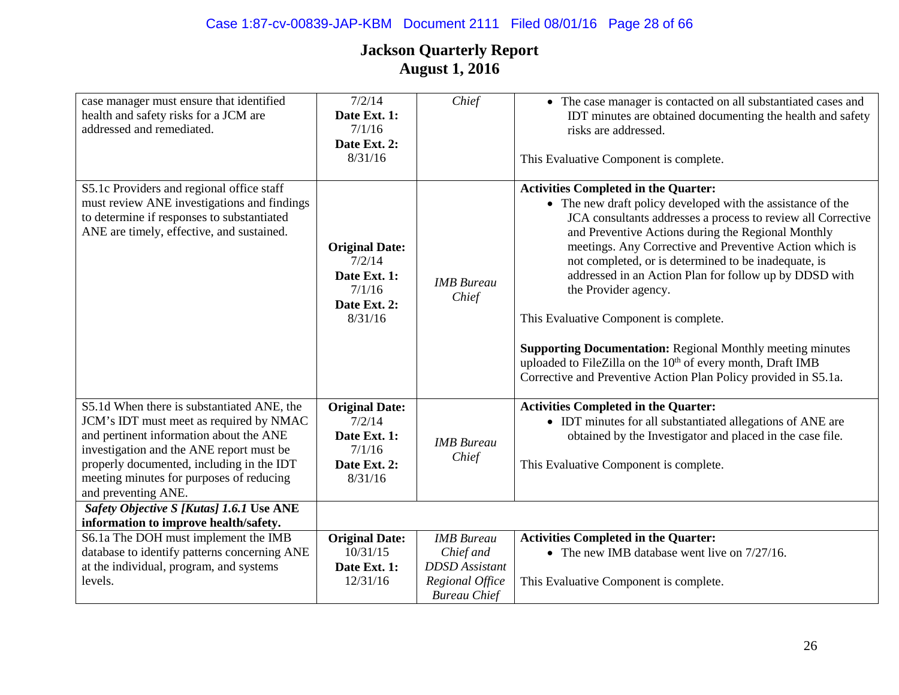# Jackson Quarterly Report
## August 1, 2016

| | | | |
|---|---|---|---|
| case manager must ensure that identified health and safety risks for a JCM are addressed and remediated. | 7/2/14 **Date Ext. 1:** 7/1/16 **Date Ext. 2:** 8/31/16 | *Chief* | • The case manager is contacted on all substantiated cases and IDT minutes are obtained documenting the health and safety risks are addressed.<br><br>This Evaluative Component is complete. |
| S5.1c Providers and regional office staff must review ANE investigations and findings to determine if responses to substantiated ANE are timely, effective, and sustained. | **Original Date:** 7/2/14 **Date Ext. 1:** 7/1/16 **Date Ext. 2:** 8/31/16 | *IMB Bureau Chief* | **Activities Completed in the Quarter:**<br>• The new draft policy developed with the assistance of the JCA consultants addresses a process to review all Corrective and Preventive Actions during the Regional Monthly meetings. Any Corrective and Preventive Action which is not completed, or is determined to be inadequate, is addressed in an Action Plan for follow up by DDSD with the Provider agency.<br><br>This Evaluative Component is complete.<br><br>**Supporting Documentation:** Regional Monthly meeting minutes uploaded to FileZilla on the 10th of every month, Draft IMB Corrective and Preventive Action Plan Policy provided in S5.1a. |
| S5.1d When there is substantiated ANE, the JCM's IDT must meet as required by NMAC and pertinent information about the ANE investigation and the ANE report must be properly documented, including in the IDT meeting minutes for purposes of reducing and preventing ANE. | **Original Date:** 7/2/14 **Date Ext. 1:** 7/1/16 **Date Ext. 2:** 8/31/16 | *IMB Bureau Chief* | **Activities Completed in the Quarter:**<br>• IDT minutes for all substantiated allegations of ANE are obtained by the Investigator and placed in the case file.<br><br>This Evaluative Component is complete. |
| ***Safety Objective S [Kutas] 1.6.1* Use ANE information to improve health/safety.** | | | |
| S6.1a The DOH must implement the IMB database to identify patterns concerning ANE at the individual, program, and systems levels. | **Original Date:** 10/31/15 **Date Ext. 1:** 12/31/16 | *IMB Bureau Chief and DDSD Assistant Regional Office Bureau Chief* | **Activities Completed in the Quarter:**<br>• The new IMB database went live on 7/27/16.<br><br>This Evaluative Component is complete. |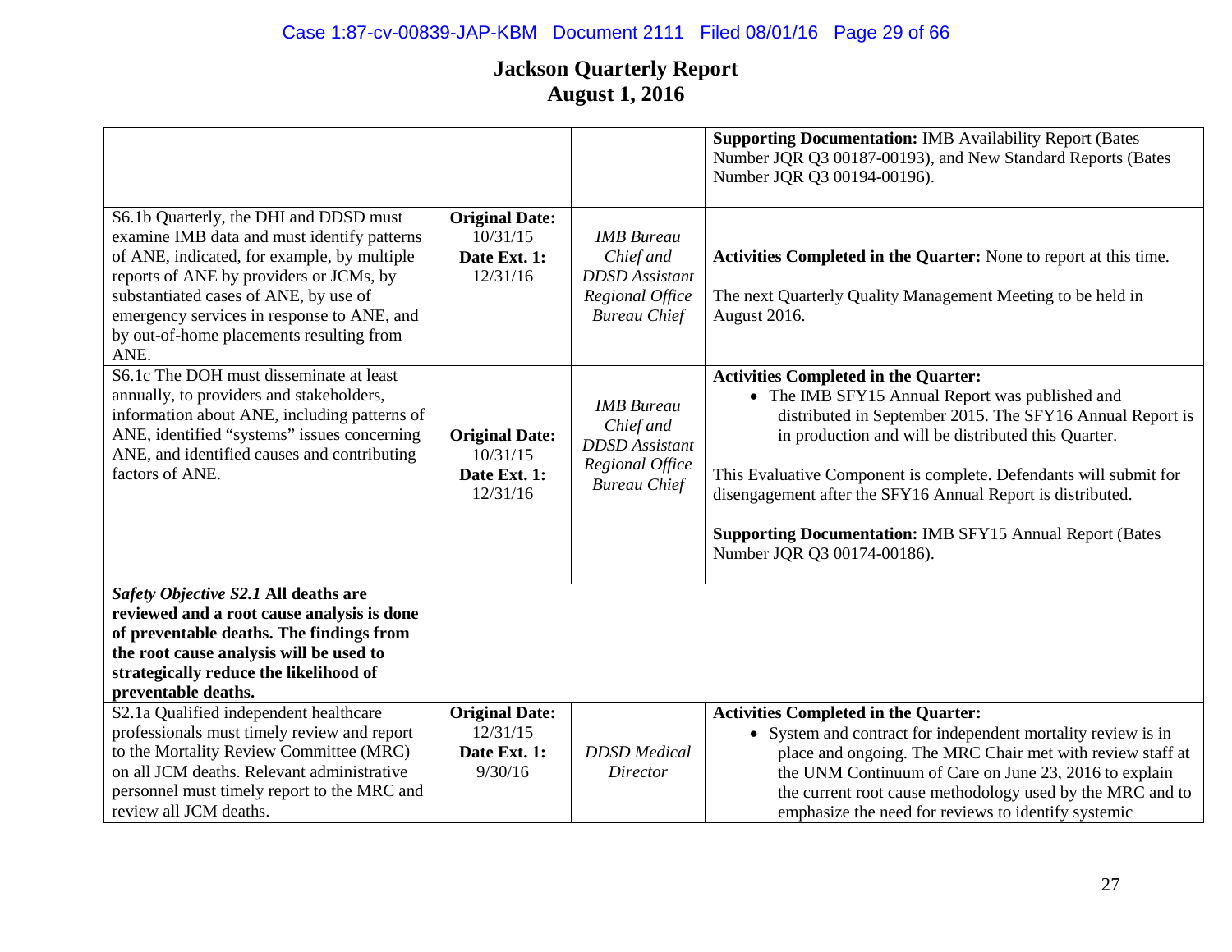# Jackson Quarterly Report
# August 1, 2016

| | | | |
|---|---|---|---|
| | | | **Supporting Documentation:** IMB Availability Report (Bates Number JQR Q3 00187-00193), and New Standard Reports (Bates Number JQR Q3 00194-00196). |
| S6.1b Quarterly, the DHI and DDSD must examine IMB data and must identify patterns of ANE, indicated, for example, by multiple reports of ANE by providers or JCMs, by substantiated cases of ANE, by use of emergency services in response to ANE, and by out-of-home placements resulting from ANE. | **Original Date:** 10/31/15 **Date Ext. 1:** 12/31/16 | *IMB Bureau Chief and DDSD Assistant Regional Office Bureau Chief* | **Activities Completed in the Quarter:** None to report at this time.<br><br>The next Quarterly Quality Management Meeting to be held in August 2016. |
| S6.1c The DOH must disseminate at least annually, to providers and stakeholders, information about ANE, including patterns of ANE, identified "systems" issues concerning ANE, and identified causes and contributing factors of ANE. | **Original Date:** 10/31/15 **Date Ext. 1:** 12/31/16 | *IMB Bureau Chief and DDSD Assistant Regional Office Bureau Chief* | **Activities Completed in the Quarter:**<br>• The IMB SFY15 Annual Report was published and distributed in September 2015. The SFY16 Annual Report is in production and will be distributed this Quarter.<br><br>This Evaluative Component is complete. Defendants will submit for disengagement after the SFY16 Annual Report is distributed.<br><br>**Supporting Documentation:** IMB SFY15 Annual Report (Bates Number JQR Q3 00174-00186). |
| ***Safety Objective S2.1*** **All deaths are reviewed and a root cause analysis is done of preventable deaths. The findings from the root cause analysis will be used to strategically reduce the likelihood of preventable deaths.** | | | |
| S2.1a Qualified independent healthcare professionals must timely review and report to the Mortality Review Committee (MRC) on all JCM deaths. Relevant administrative personnel must timely report to the MRC and review all JCM deaths. | **Original Date:** 12/31/15 **Date Ext. 1:** 9/30/16 | *DDSD Medical Director* | **Activities Completed in the Quarter:**<br>• System and contract for independent mortality review is in place and ongoing. The MRC Chair met with review staff at the UNM Continuum of Care on June 23, 2016 to explain the current root cause methodology used by the MRC and to emphasize the need for reviews to identify systemic |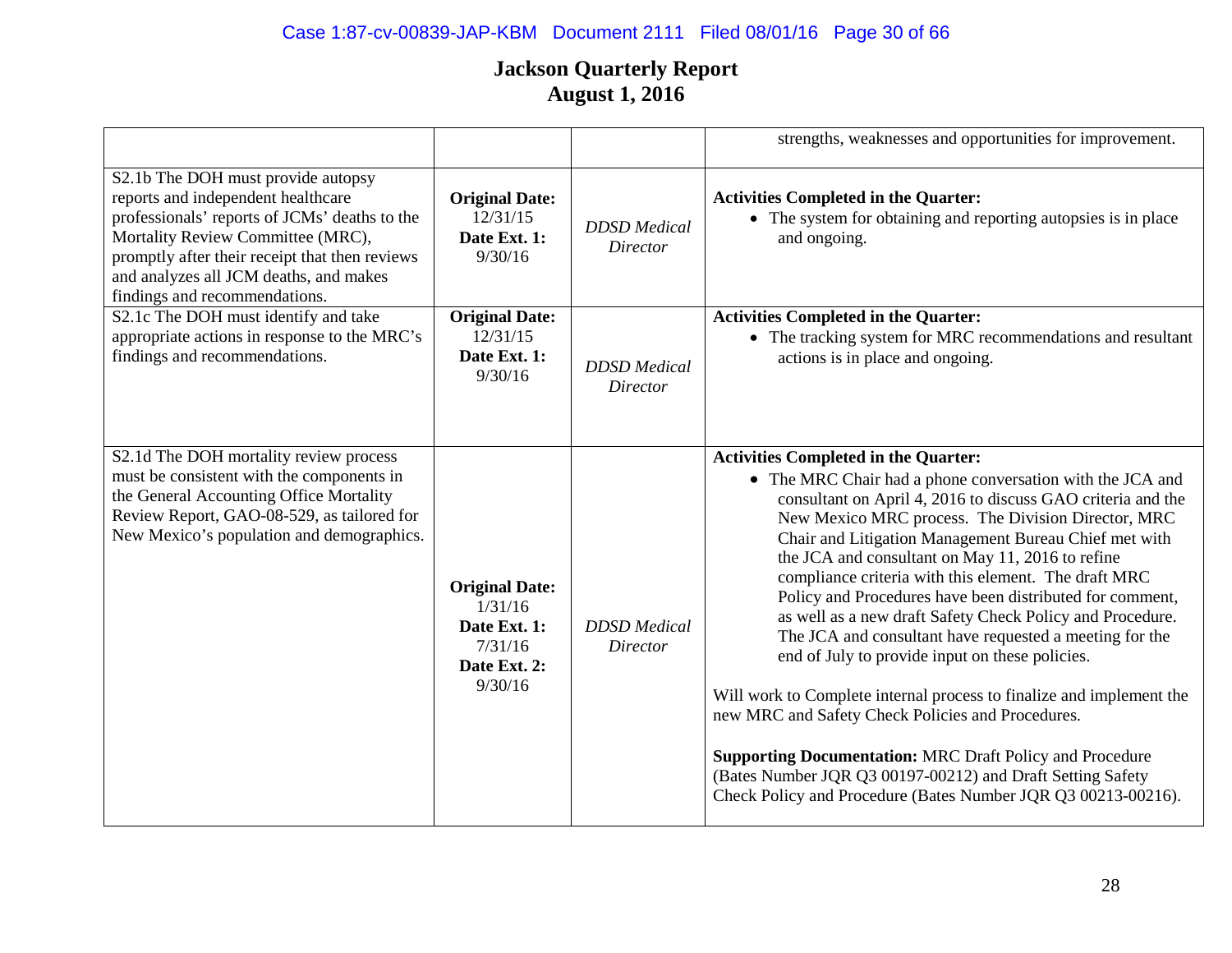# Jackson Quarterly Report
# August 1, 2016

| | | | |
|---|---|---|---|
| | | | strengths, weaknesses and opportunities for improvement. |
| S2.1b The DOH must provide autopsy reports and independent healthcare professionals' reports of JCMs' deaths to the Mortality Review Committee (MRC), promptly after their receipt that then reviews and analyzes all JCM deaths, and makes findings and recommendations. | **Original Date:** 12/31/15 **Date Ext. 1:** 9/30/16 | *DDSD Medical Director* | **Activities Completed in the Quarter:** • The system for obtaining and reporting autopsies is in place and ongoing. |
| S2.1c The DOH must identify and take appropriate actions in response to the MRC's findings and recommendations. | **Original Date:** 12/31/15 **Date Ext. 1:** 9/30/16 | *DDSD Medical Director* | **Activities Completed in the Quarter:** • The tracking system for MRC recommendations and resultant actions is in place and ongoing. |
| S2.1d The DOH mortality review process must be consistent with the components in the General Accounting Office Mortality Review Report, GAO-08-529, as tailored for New Mexico's population and demographics. | **Original Date:** 1/31/16 **Date Ext. 1:** 7/31/16 **Date Ext. 2:** 9/30/16 | *DDSD Medical Director* | **Activities Completed in the Quarter:** • The MRC Chair had a phone conversation with the JCA and consultant on April 4, 2016 to discuss GAO criteria and the New Mexico MRC process. The Division Director, MRC Chair and Litigation Management Bureau Chief met with the JCA and consultant on May 11, 2016 to refine compliance criteria with this element. The draft MRC Policy and Procedures have been distributed for comment, as well as a new draft Safety Check Policy and Procedure. The JCA and consultant have requested a meeting for the end of July to provide input on these policies. <br><br> Will work to Complete internal process to finalize and implement the new MRC and Safety Check Policies and Procedures. <br><br> **Supporting Documentation:** MRC Draft Policy and Procedure (Bates Number JQR Q3 00197-00212) and Draft Setting Safety Check Policy and Procedure (Bates Number JQR Q3 00213-00216). |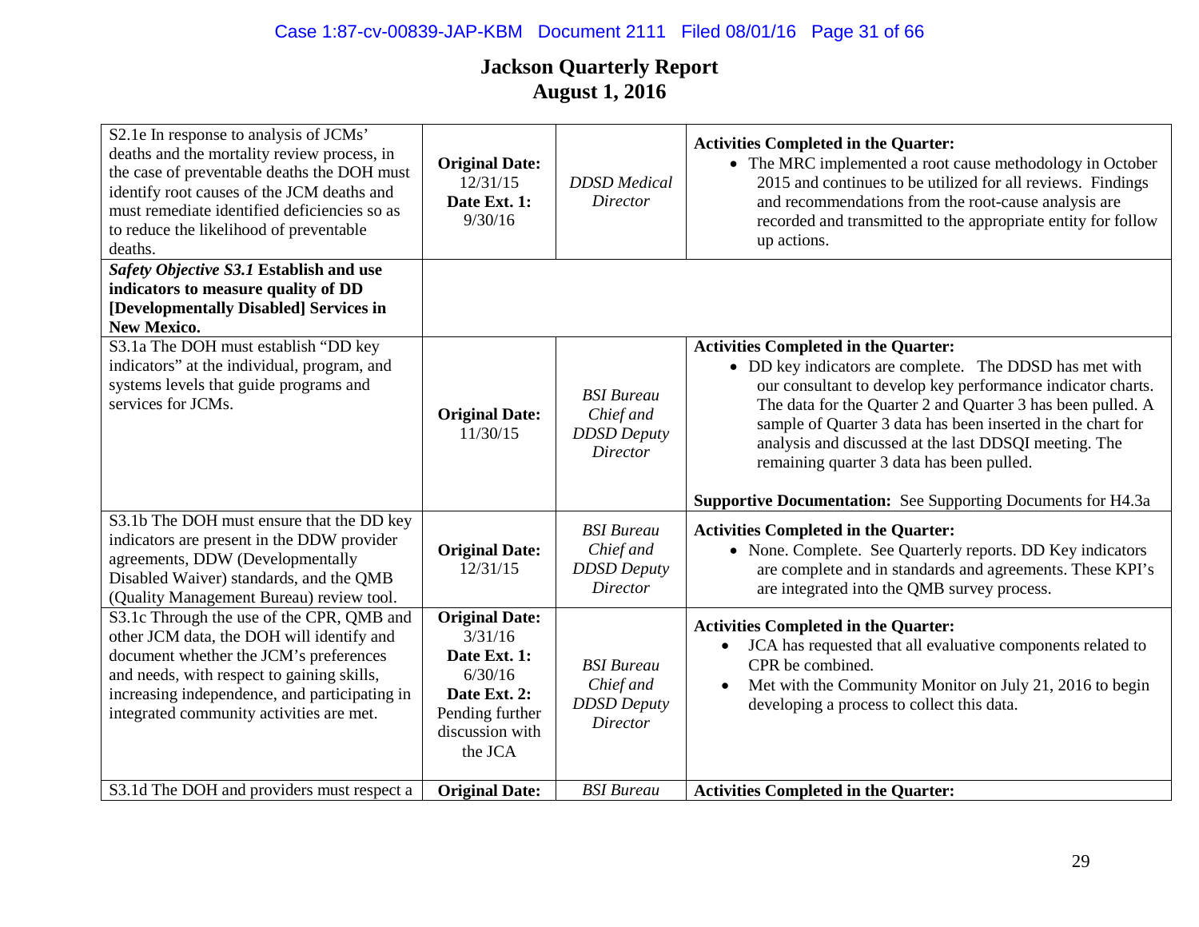# Jackson Quarterly Report
## August 1, 2016

| | | | |
|---|---|---|---|
| S2.1e In response to analysis of JCMs' deaths and the mortality review process, in the case of preventable deaths the DOH must identify root causes of the JCM deaths and must remediate identified deficiencies so as to reduce the likelihood of preventable deaths. | **Original Date:** 12/31/15 **Date Ext. 1:** 9/30/16 | *DDSD Medical Director* | **Activities Completed in the Quarter:** <br>• The MRC implemented a root cause methodology in October 2015 and continues to be utilized for all reviews. Findings and recommendations from the root-cause analysis are recorded and transmitted to the appropriate entity for follow up actions. |
| ***Safety Objective S3.1* Establish and use indicators to measure quality of DD [Developmentally Disabled] Services in New Mexico.** | | | |
| S3.1a The DOH must establish "DD key indicators" at the individual, program, and systems levels that guide programs and services for JCMs. | **Original Date:** 11/30/15 | *BSI Bureau Chief and DDSD Deputy Director* | **Activities Completed in the Quarter:** <br>• DD key indicators are complete. The DDSD has met with our consultant to develop key performance indicator charts. The data for the Quarter 2 and Quarter 3 has been pulled. A sample of Quarter 3 data has been inserted in the chart for analysis and discussed at the last DDSQI meeting. The remaining quarter 3 data has been pulled. <br><br>**Supportive Documentation:** See Supporting Documents for H4.3a |
| S3.1b The DOH must ensure that the DD key indicators are present in the DDW provider agreements, DDW (Developmentally Disabled Waiver) standards, and the QMB (Quality Management Bureau) review tool. | **Original Date:** 12/31/15 | *BSI Bureau Chief and DDSD Deputy Director* | **Activities Completed in the Quarter:** <br>• None. Complete. See Quarterly reports. DD Key indicators are complete and in standards and agreements. These KPI's are integrated into the QMB survey process. |
| S3.1c Through the use of the CPR, QMB and other JCM data, the DOH will identify and document whether the JCM's preferences and needs, with respect to gaining skills, increasing independence, and participating in integrated community activities are met. | **Original Date:** 3/31/16 **Date Ext. 1:** 6/30/16 **Date Ext. 2:** Pending further discussion with the JCA | *BSI Bureau Chief and DDSD Deputy Director* | **Activities Completed in the Quarter:** <br>• JCA has requested that all evaluative components related to CPR be combined. <br>• Met with the Community Monitor on July 21, 2016 to begin developing a process to collect this data. |
| S3.1d The DOH and providers must respect a | **Original Date:** | *BSI Bureau* | **Activities Completed in the Quarter:** |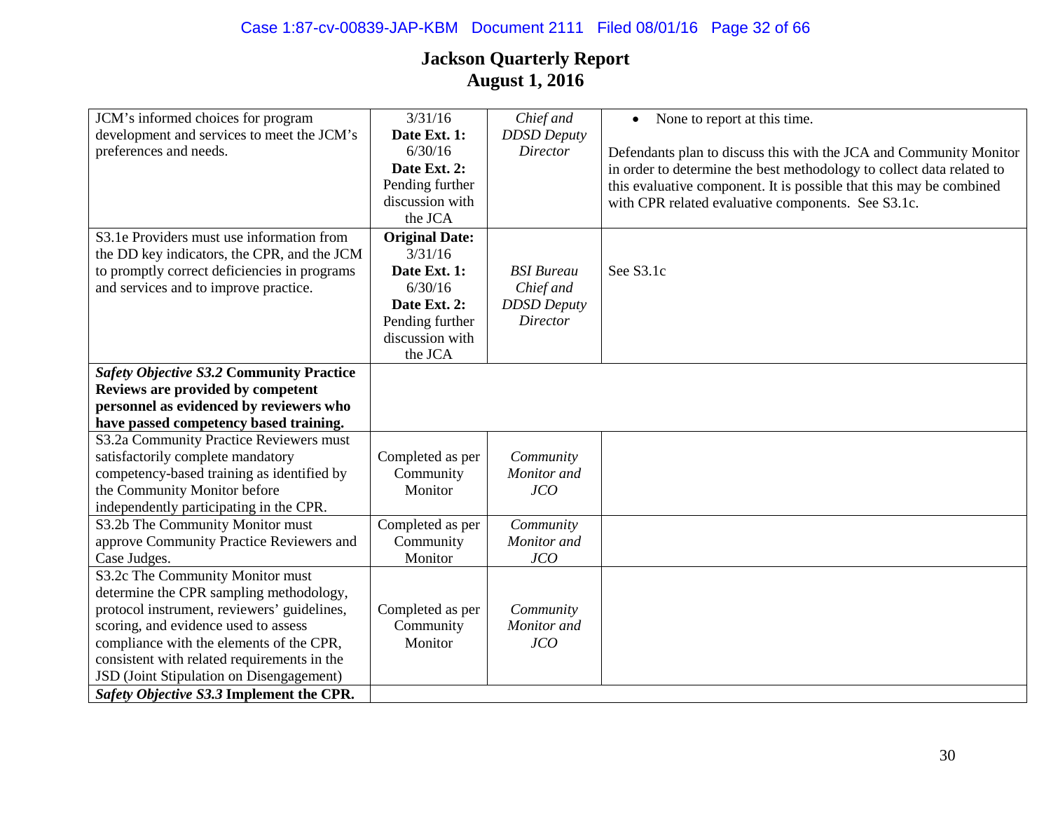# Jackson Quarterly Report
# August 1, 2016

| | | | |
|---|---|---|---|
| JCM's informed choices for program development and services to meet the JCM's preferences and needs. | 3/31/16 **Date Ext. 1:** 6/30/16 **Date Ext. 2:** Pending further discussion with the JCA | *Chief and DDSD Deputy Director* | • None to report at this time.<br><br>Defendants plan to discuss this with the JCA and Community Monitor in order to determine the best methodology to collect data related to this evaluative component. It is possible that this may be combined with CPR related evaluative components. See S3.1c. |
| S3.1e Providers must use information from the DD key indicators, the CPR, and the JCM to promptly correct deficiencies in programs and services and to improve practice. | **Original Date:** 3/31/16 **Date Ext. 1:** 6/30/16 **Date Ext. 2:** Pending further discussion with the JCA | *BSI Bureau Chief and DDSD Deputy Director* | See S3.1c |
| ***Safety Objective S3.2* Community Practice Reviews are provided by competent personnel as evidenced by reviewers who have passed competency based training.** | | | |
| S3.2a Community Practice Reviewers must satisfactorily complete mandatory competency-based training as identified by the Community Monitor before independently participating in the CPR. | Completed as per Community Monitor | *Community Monitor and JCO* | |
| S3.2b The Community Monitor must approve Community Practice Reviewers and Case Judges. | Completed as per Community Monitor | *Community Monitor and JCO* | |
| S3.2c The Community Monitor must determine the CPR sampling methodology, protocol instrument, reviewers' guidelines, scoring, and evidence used to assess compliance with the elements of the CPR, consistent with related requirements in the JSD (Joint Stipulation on Disengagement) | Completed as per Community Monitor | *Community Monitor and JCO* | |
| ***Safety Objective S3.3* Implement the CPR.** | | | |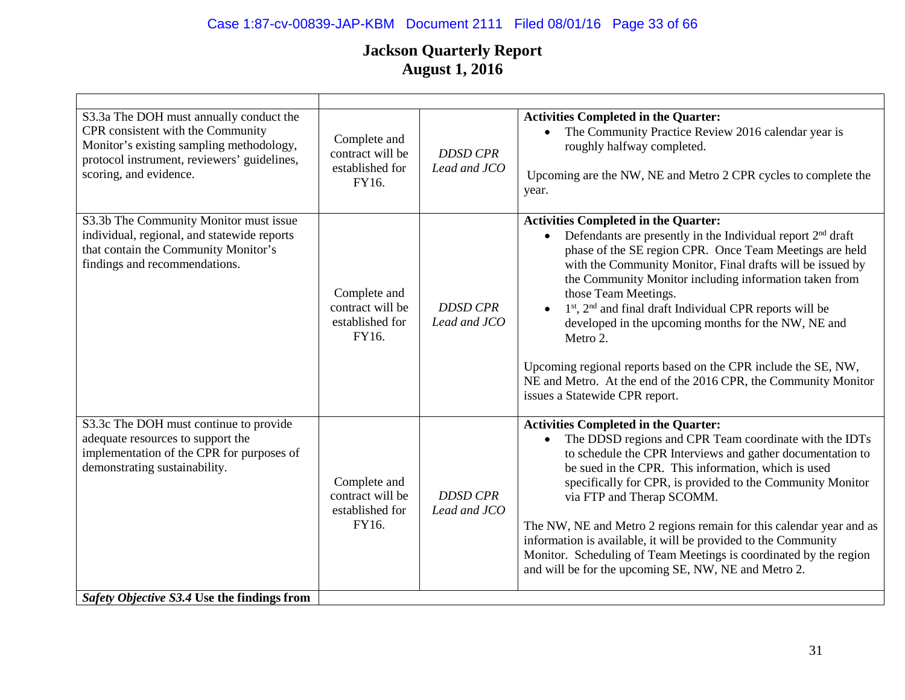# Jackson Quarterly Report
## August 1, 2016

| | | | |
|---|---|---|---|
| S3.3a The DOH must annually conduct the CPR consistent with the Community Monitor's existing sampling methodology, protocol instrument, reviewers' guidelines, scoring, and evidence. | Complete and contract will be established for FY16. | *DDSD CPR Lead and JCO* | **Activities Completed in the Quarter:**<br>• The Community Practice Review 2016 calendar year is roughly halfway completed.<br><br>Upcoming are the NW, NE and Metro 2 CPR cycles to complete the year. |
| S3.3b The Community Monitor must issue individual, regional, and statewide reports that contain the Community Monitor's findings and recommendations. | Complete and contract will be established for FY16. | *DDSD CPR Lead and JCO* | **Activities Completed in the Quarter:**<br>• Defendants are presently in the Individual report 2nd draft phase of the SE region CPR. Once Team Meetings are held with the Community Monitor, Final drafts will be issued by the Community Monitor including information taken from those Team Meetings.<br>• 1st, 2nd and final draft Individual CPR reports will be developed in the upcoming months for the NW, NE and Metro 2.<br><br>Upcoming regional reports based on the CPR include the SE, NW, NE and Metro. At the end of the 2016 CPR, the Community Monitor issues a Statewide CPR report. |
| S3.3c The DOH must continue to provide adequate resources to support the implementation of the CPR for purposes of demonstrating sustainability. | Complete and contract will be established for FY16. | *DDSD CPR Lead and JCO* | **Activities Completed in the Quarter:**<br>• The DDSD regions and CPR Team coordinate with the IDTs to schedule the CPR Interviews and gather documentation to be sued in the CPR. This information, which is used specifically for CPR, is provided to the Community Monitor via FTP and Therap SCOMM.<br><br>The NW, NE and Metro 2 regions remain for this calendar year and as information is available, it will be provided to the Community Monitor. Scheduling of Team Meetings is coordinated by the region and will be for the upcoming SE, NW, NE and Metro 2. |
| ***Safety Objective S3.4*** **Use the findings from** | | | |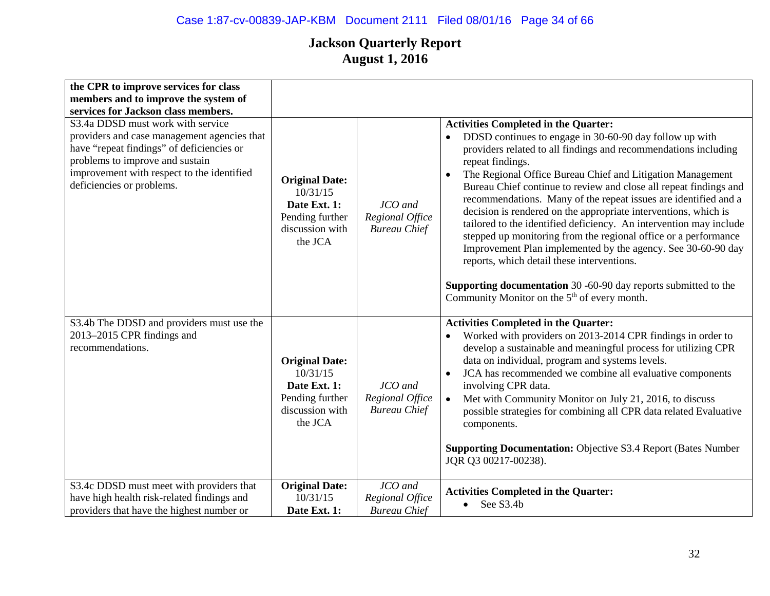# Jackson Quarterly Report
## August 1, 2016

| | | | |
|---|---|---|---|
| **the CPR to improve services for class members and to improve the system of services for Jackson class members.** | | | |
| S3.4a DDSD must work with service providers and case management agencies that have "repeat findings" of deficiencies or problems to improve and sustain improvement with respect to the identified deficiencies or problems. | **Original Date:** 10/31/15 **Date Ext. 1:** Pending further discussion with the JCA | *JCO and Regional Office Bureau Chief* | **Activities Completed in the Quarter:** <br>• DDSD continues to engage in 30-60-90 day follow up with providers related to all findings and recommendations including repeat findings. <br>• The Regional Office Bureau Chief and Litigation Management Bureau Chief continue to review and close all repeat findings and recommendations. Many of the repeat issues are identified and a decision is rendered on the appropriate interventions, which is tailored to the identified deficiency. An intervention may include stepped up monitoring from the regional office or a performance Improvement Plan implemented by the agency. See 30-60-90 day reports, which detail these interventions. <br><br>**Supporting documentation** 30 -60-90 day reports submitted to the Community Monitor on the 5th of every month. |
| S3.4b The DDSD and providers must use the 2013–2015 CPR findings and recommendations. | **Original Date:** 10/31/15 **Date Ext. 1:** Pending further discussion with the JCA | *JCO and Regional Office Bureau Chief* | **Activities Completed in the Quarter:** <br>• Worked with providers on 2013-2014 CPR findings in order to develop a sustainable and meaningful process for utilizing CPR data on individual, program and systems levels. <br>• JCA has recommended we combine all evaluative components involving CPR data. <br>• Met with Community Monitor on July 21, 2016, to discuss possible strategies for combining all CPR data related Evaluative components. <br><br>**Supporting Documentation:** Objective S3.4 Report (Bates Number JQR Q3 00217-00238). |
| S3.4c DDSD must meet with providers that have high health risk-related findings and providers that have the highest number or | **Original Date:** 10/31/15 **Date Ext. 1:** | *JCO and Regional Office Bureau Chief* | **Activities Completed in the Quarter:** <br>• See S3.4b |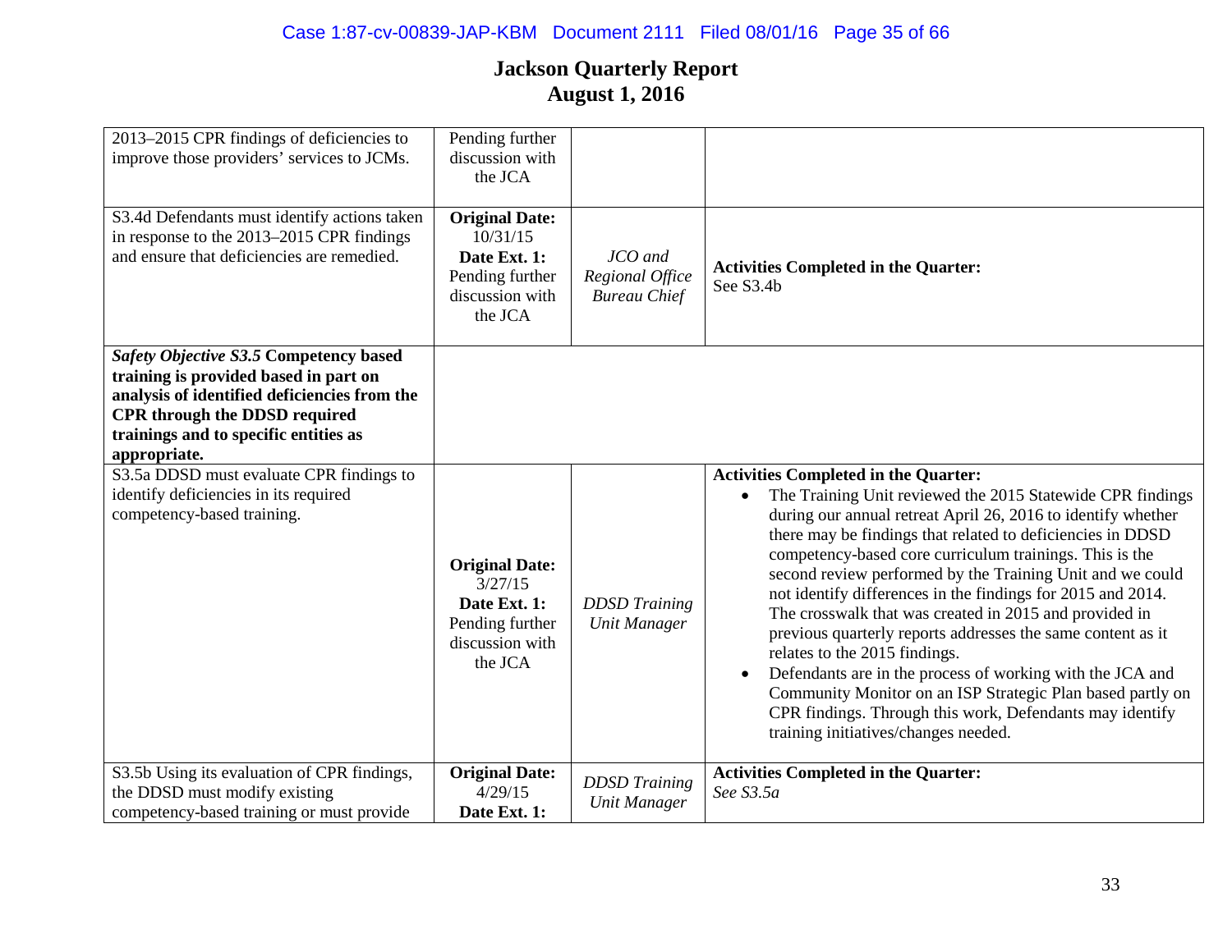# Jackson Quarterly Report
# August 1, 2016

| | | | |
|---|---|---|---|
| 2013–2015 CPR findings of deficiencies to improve those providers' services to JCMs. | Pending further discussion with the JCA | | |
| S3.4d Defendants must identify actions taken in response to the 2013–2015 CPR findings and ensure that deficiencies are remedied. | **Original Date:** 10/31/15 **Date Ext. 1:** Pending further discussion with the JCA | *JCO and Regional Office Bureau Chief* | **Activities Completed in the Quarter:** See S3.4b |
| ***Safety Objective S3.5*** **Competency based training is provided based in part on analysis of identified deficiencies from the CPR through the DDSD required trainings and to specific entities as appropriate.** | | | |
| S3.5a DDSD must evaluate CPR findings to identify deficiencies in its required competency-based training. | **Original Date:** 3/27/15 **Date Ext. 1:** Pending further discussion with the JCA | *DDSD Training Unit Manager* | **Activities Completed in the Quarter:** • The Training Unit reviewed the 2015 Statewide CPR findings during our annual retreat April 26, 2016 to identify whether there may be findings that related to deficiencies in DDSD competency-based core curriculum trainings. This is the second review performed by the Training Unit and we could not identify differences in the findings for 2015 and 2014. The crosswalk that was created in 2015 and provided in previous quarterly reports addresses the same content as it relates to the 2015 findings. • Defendants are in the process of working with the JCA and Community Monitor on an ISP Strategic Plan based partly on CPR findings. Through this work, Defendants may identify training initiatives/changes needed. |
| S3.5b Using its evaluation of CPR findings, the DDSD must modify existing competency-based training or must provide | **Original Date:** 4/29/15 **Date Ext. 1:** | *DDSD Training Unit Manager* | **Activities Completed in the Quarter:** *See S3.5a* |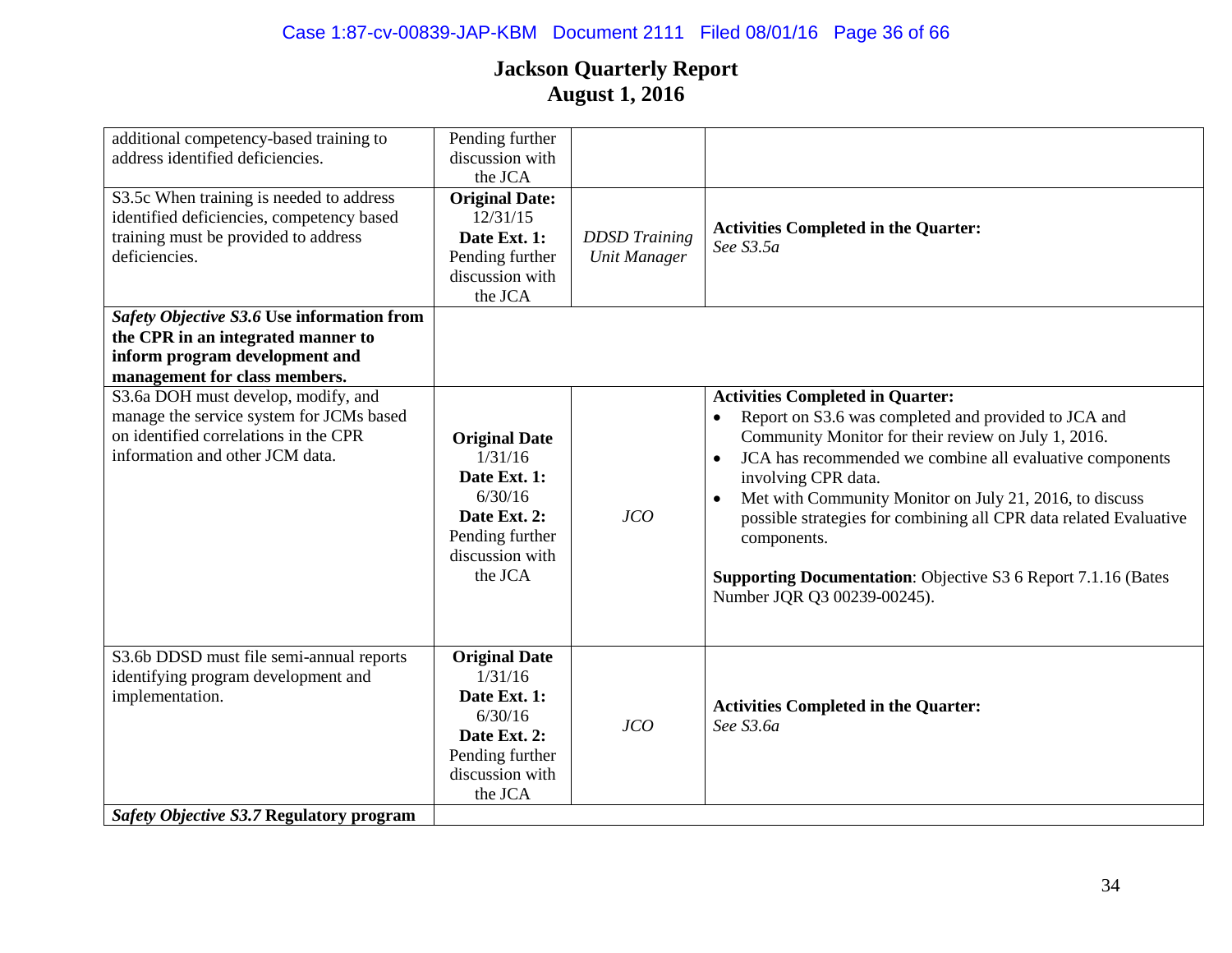# Jackson Quarterly Report
## August 1, 2016

| | | | |
|---|---|---|---|
| additional competency-based training to address identified deficiencies. | Pending further discussion with the JCA | | |
| S3.5c When training is needed to address identified deficiencies, competency based training must be provided to address deficiencies. | **Original Date:** 12/31/15 **Date Ext. 1:** Pending further discussion with the JCA | *DDSD Training Unit Manager* | **Activities Completed in the Quarter:** *See S3.5a* |
| ***Safety Objective S3.6*** **Use information from the CPR in an integrated manner to inform program development and management for class members.** | | | |
| S3.6a DOH must develop, modify, and manage the service system for JCMs based on identified correlations in the CPR information and other JCM data. | **Original Date** 1/31/16 **Date Ext. 1:** 6/30/16 **Date Ext. 2:** Pending further discussion with the JCA | *JCO* | **Activities Completed in Quarter:** <br>• Report on S3.6 was completed and provided to JCA and Community Monitor for their review on July 1, 2016. <br>• JCA has recommended we combine all evaluative components involving CPR data. <br>• Met with Community Monitor on July 21, 2016, to discuss possible strategies for combining all CPR data related Evaluative components. <br><br>**Supporting Documentation**: Objective S3 6 Report 7.1.16 (Bates Number JQR Q3 00239-00245). |
| S3.6b DDSD must file semi-annual reports identifying program development and implementation. | **Original Date** 1/31/16 **Date Ext. 1:** 6/30/16 **Date Ext. 2:** Pending further discussion with the JCA | *JCO* | **Activities Completed in the Quarter:** *See S3.6a* |
| ***Safety Objective S3.7*** **Regulatory program** | | | |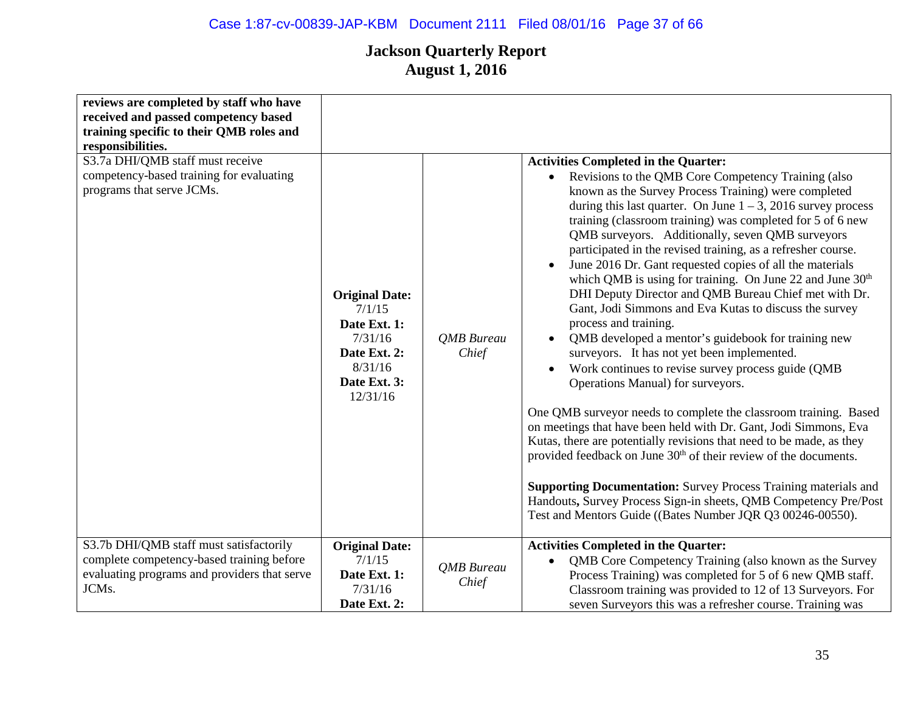# Jackson Quarterly Report
# August 1, 2016

| | | | |
|---|---|---|---|
| **reviews are completed by staff who have received and passed competency based training specific to their QMB roles and responsibilities.** | | | |
| S3.7a DHI/QMB staff must receive competency-based training for evaluating programs that serve JCMs. | **Original Date:** 7/1/15 **Date Ext. 1:** 7/31/16 **Date Ext. 2:** 8/31/16 **Date Ext. 3:** 12/31/16 | *QMB Bureau Chief* | **Activities Completed in the Quarter:** <br>• Revisions to the QMB Core Competency Training (also known as the Survey Process Training) were completed during this last quarter. On June 1 – 3, 2016 survey process training (classroom training) was completed for 5 of 6 new QMB surveyors. Additionally, seven QMB surveyors participated in the revised training, as a refresher course. <br>• June 2016 Dr. Gant requested copies of all the materials which QMB is using for training. On June 22 and June 30th DHI Deputy Director and QMB Bureau Chief met with Dr. Gant, Jodi Simmons and Eva Kutas to discuss the survey process and training. <br>• QMB developed a mentor's guidebook for training new surveyors. It has not yet been implemented. <br>• Work continues to revise survey process guide (QMB Operations Manual) for surveyors. <br><br>One QMB surveyor needs to complete the classroom training. Based on meetings that have been held with Dr. Gant, Jodi Simmons, Eva Kutas, there are potentially revisions that need to be made, as they provided feedback on June 30th of their review of the documents. <br><br>**Supporting Documentation:** Survey Process Training materials and Handouts**,** Survey Process Sign-in sheets, QMB Competency Pre/Post Test and Mentors Guide ((Bates Number JQR Q3 00246-00550). |
| S3.7b DHI/QMB staff must satisfactorily complete competency-based training before evaluating programs and providers that serve JCMs. | **Original Date:** 7/1/15 **Date Ext. 1:** 7/31/16 **Date Ext. 2:** | *QMB Bureau Chief* | **Activities Completed in the Quarter:** <br>• QMB Core Competency Training (also known as the Survey Process Training) was completed for 5 of 6 new QMB staff. Classroom training was provided to 12 of 13 Surveyors. For seven Surveyors this was a refresher course. Training was |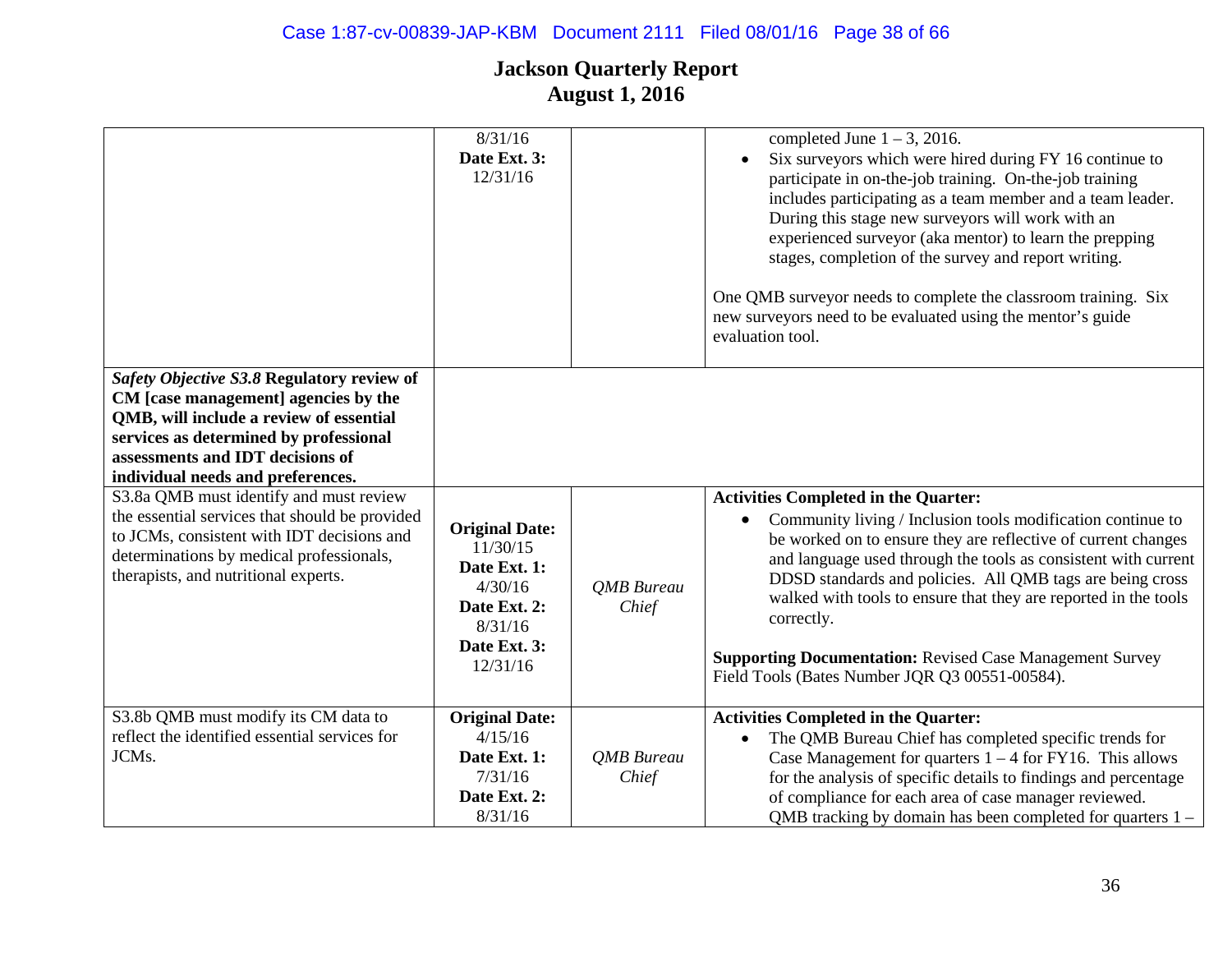# Jackson Quarterly Report
# August 1, 2016

| | | | |
|---|---|---|---|
| | 8/31/16 **Date Ext. 3:** 12/31/16 | | completed June 1 – 3, 2016.<br>• Six surveyors which were hired during FY 16 continue to participate in on-the-job training. On-the-job training includes participating as a team member and a team leader. During this stage new surveyors will work with an experienced surveyor (aka mentor) to learn the prepping stages, completion of the survey and report writing.<br><br>One QMB surveyor needs to complete the classroom training. Six new surveyors need to be evaluated using the mentor's guide evaluation tool. |
| ***Safety Objective S3.8*** **Regulatory review of CM [case management] agencies by the QMB, will include a review of essential services as determined by professional assessments and IDT decisions of individual needs and preferences.** | | | |
| S3.8a QMB must identify and must review the essential services that should be provided to JCMs, consistent with IDT decisions and determinations by medical professionals, therapists, and nutritional experts. | **Original Date:** 11/30/15 **Date Ext. 1:** 4/30/16 **Date Ext. 2:** 8/31/16 **Date Ext. 3:** 12/31/16 | *QMB Bureau Chief* | **Activities Completed in the Quarter:**<br>• Community living / Inclusion tools modification continue to be worked on to ensure they are reflective of current changes and language used through the tools as consistent with current DDSD standards and policies. All QMB tags are being cross walked with tools to ensure that they are reported in the tools correctly.<br><br>**Supporting Documentation:** Revised Case Management Survey Field Tools (Bates Number JQR Q3 00551-00584). |
| S3.8b QMB must modify its CM data to reflect the identified essential services for JCMs. | **Original Date:** 4/15/16 **Date Ext. 1:** 7/31/16 **Date Ext. 2:** 8/31/16 | *QMB Bureau Chief* | **Activities Completed in the Quarter:**<br>• The QMB Bureau Chief has completed specific trends for Case Management for quarters 1 – 4 for FY16. This allows for the analysis of specific details to findings and percentage of compliance for each area of case manager reviewed. QMB tracking by domain has been completed for quarters 1 – |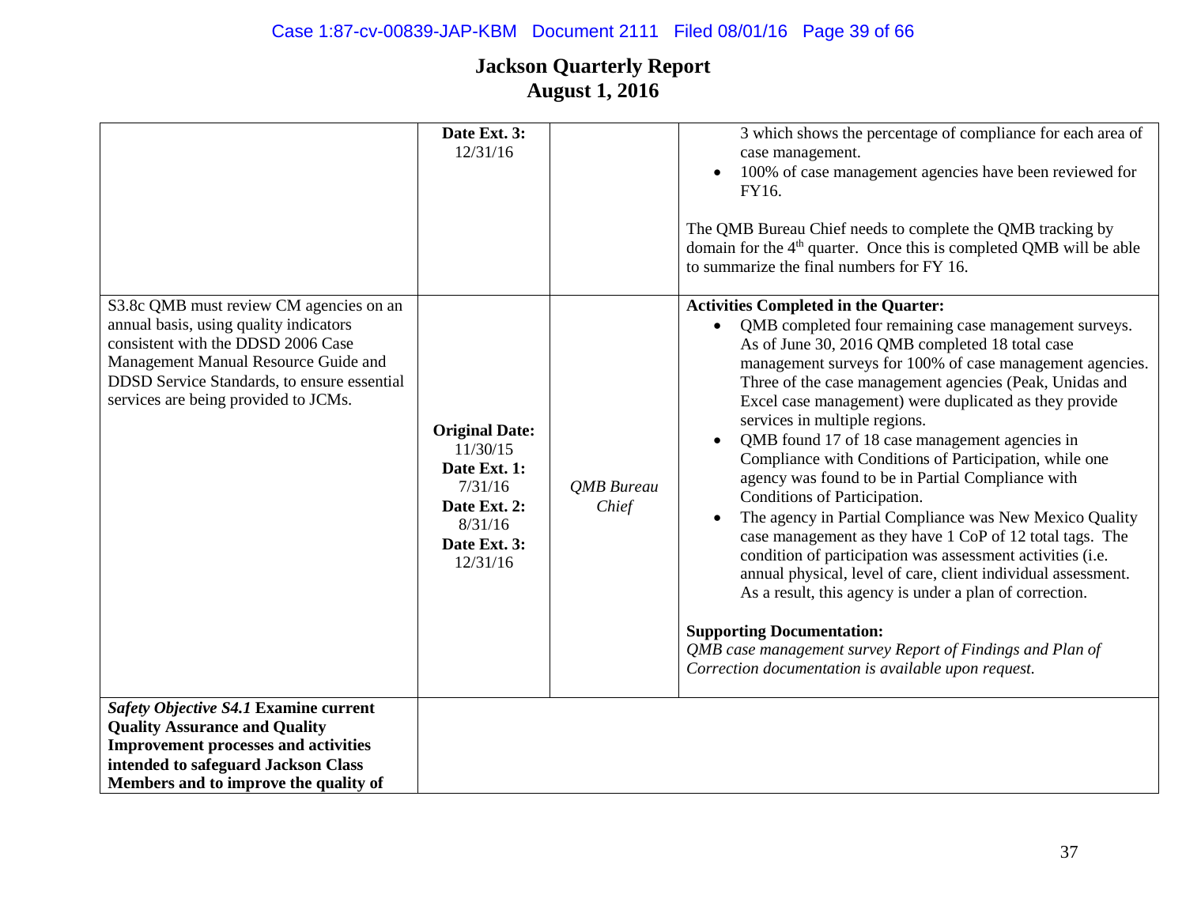# Jackson Quarterly Report
## August 1, 2016

| | | | |
|---|---|---|---|
| | **Date Ext. 3:** 12/31/16 | | 3 which shows the percentage of compliance for each area of case management.<br>• 100% of case management agencies have been reviewed for FY16.<br><br>The QMB Bureau Chief needs to complete the QMB tracking by domain for the 4th quarter. Once this is completed QMB will be able to summarize the final numbers for FY 16. |
| S3.8c QMB must review CM agencies on an annual basis, using quality indicators consistent with the DDSD 2006 Case Management Manual Resource Guide and DDSD Service Standards, to ensure essential services are being provided to JCMs. | **Original Date:** 11/30/15<br>**Date Ext. 1:** 7/31/16<br>**Date Ext. 2:** 8/31/16<br>**Date Ext. 3:** 12/31/16 | *QMB Bureau Chief* | **Activities Completed in the Quarter:**<br>• QMB completed four remaining case management surveys. As of June 30, 2016 QMB completed 18 total case management surveys for 100% of case management agencies. Three of the case management agencies (Peak, Unidas and Excel case management) were duplicated as they provide services in multiple regions.<br>• QMB found 17 of 18 case management agencies in Compliance with Conditions of Participation, while one agency was found to be in Partial Compliance with Conditions of Participation.<br>• The agency in Partial Compliance was New Mexico Quality case management as they have 1 CoP of 12 total tags. The condition of participation was assessment activities (i.e. annual physical, level of care, client individual assessment. As a result, this agency is under a plan of correction.<br><br>**Supporting Documentation:**<br>*QMB case management survey Report of Findings and Plan of Correction documentation is available upon request.* |
| ***Safety Objective S4.1* Examine current Quality Assurance and Quality Improvement processes and activities intended to safeguard Jackson Class Members and to improve the quality of** | | | |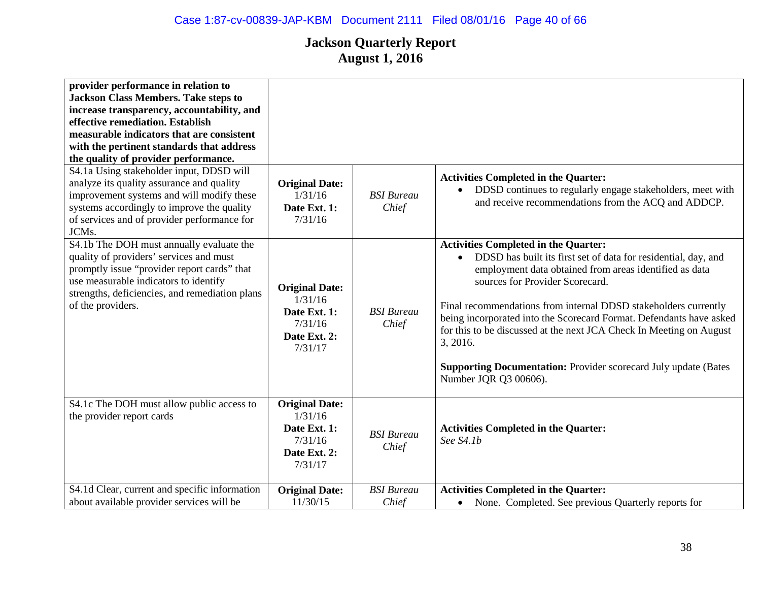# Jackson Quarterly Report
# August 1, 2016

| | | | |
|---|---|---|---|
| **provider performance in relation to Jackson Class Members. Take steps to increase transparency, accountability, and effective remediation. Establish measurable indicators that are consistent with the pertinent standards that address the quality of provider performance.** | | | |
| S4.1a Using stakeholder input, DDSD will analyze its quality assurance and quality improvement systems and will modify these systems accordingly to improve the quality of services and of provider performance for JCMs. | **Original Date:** 1/31/16 **Date Ext. 1:** 7/31/16 | *BSI Bureau Chief* | **Activities Completed in the Quarter:** <br>• DDSD continues to regularly engage stakeholders, meet with and receive recommendations from the ACQ and ADDCP. |
| S4.1b The DOH must annually evaluate the quality of providers' services and must promptly issue "provider report cards" that use measurable indicators to identify strengths, deficiencies, and remediation plans of the providers. | **Original Date:** 1/31/16 **Date Ext. 1:** 7/31/16 **Date Ext. 2:** 7/31/17 | *BSI Bureau Chief* | **Activities Completed in the Quarter:** <br>• DDSD has built its first set of data for residential, day, and employment data obtained from areas identified as data sources for Provider Scorecard. <br><br>Final recommendations from internal DDSD stakeholders currently being incorporated into the Scorecard Format. Defendants have asked for this to be discussed at the next JCA Check In Meeting on August 3, 2016. <br><br>**Supporting Documentation:** Provider scorecard July update (Bates Number JQR Q3 00606). |
| S4.1c The DOH must allow public access to the provider report cards | **Original Date:** 1/31/16 **Date Ext. 1:** 7/31/16 **Date Ext. 2:** 7/31/17 | *BSI Bureau Chief* | **Activities Completed in the Quarter:** <br>*See S4.1b* |
| S4.1d Clear, current and specific information about available provider services will be | **Original Date:** 11/30/15 | *BSI Bureau Chief* | **Activities Completed in the Quarter:** <br>• None. Completed. See previous Quarterly reports for |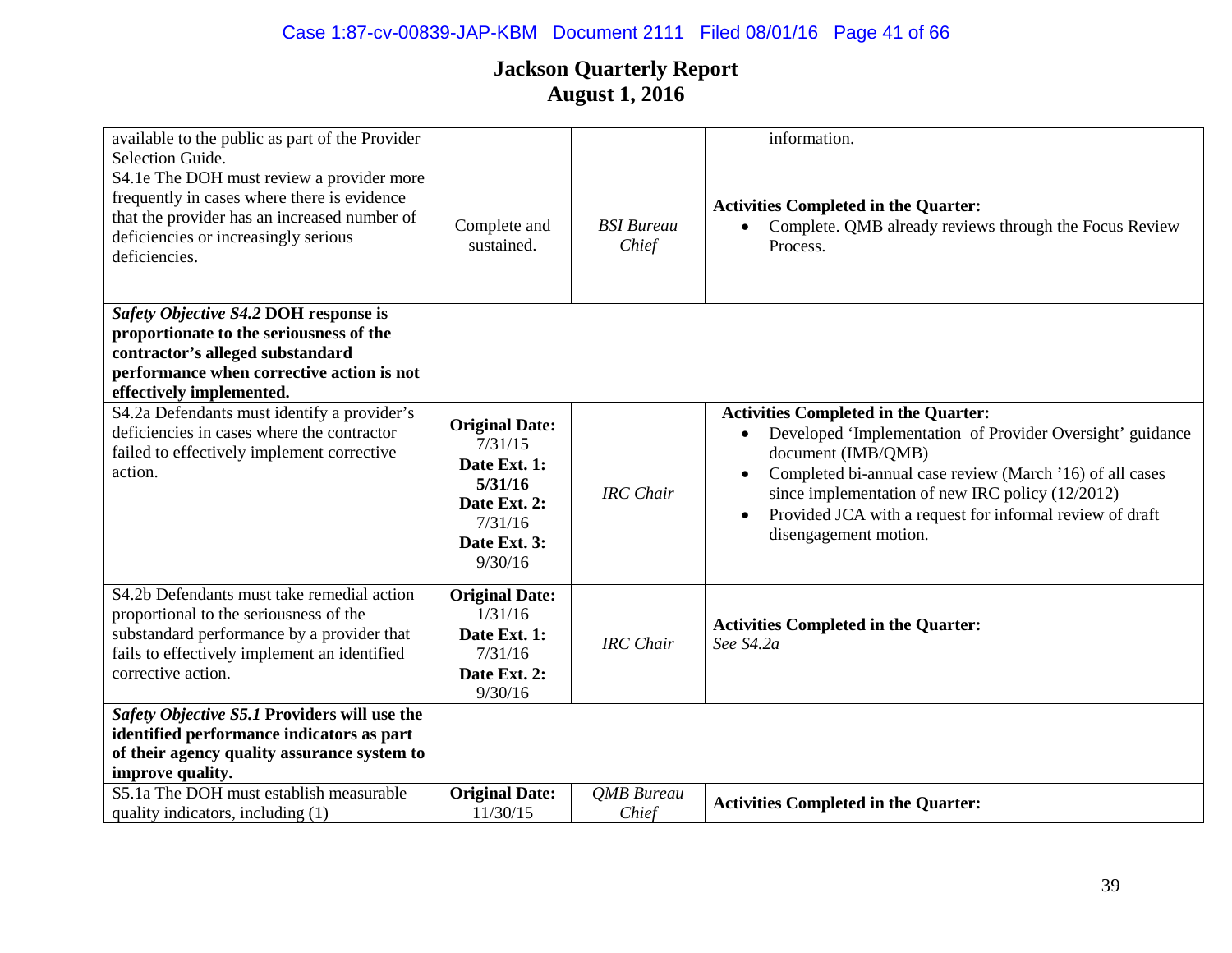# Jackson Quarterly Report
## August 1, 2016

| | | | |
|---|---|---|---|
| available to the public as part of the Provider Selection Guide. | | | information. |
| S4.1e The DOH must review a provider more frequently in cases where there is evidence that the provider has an increased number of deficiencies or increasingly serious deficiencies. | Complete and sustained. | *BSI Bureau Chief* | **Activities Completed in the Quarter:**<br>• Complete. QMB already reviews through the Focus Review Process. |
| ***Safety Objective S4.2*** **DOH response is proportionate to the seriousness of the contractor's alleged substandard performance when corrective action is not effectively implemented.** | | | |
| S4.2a Defendants must identify a provider's deficiencies in cases where the contractor failed to effectively implement corrective action. | **Original Date:** 7/31/15<br>**Date Ext. 1:** **5/31/16**<br>**Date Ext. 2:** 7/31/16<br>**Date Ext. 3:** 9/30/16 | *IRC Chair* | **Activities Completed in the Quarter:**<br>• Developed 'Implementation of Provider Oversight' guidance document (IMB/QMB)<br>• Completed bi-annual case review (March '16) of all cases since implementation of new IRC policy (12/2012)<br>• Provided JCA with a request for informal review of draft disengagement motion. |
| S4.2b Defendants must take remedial action proportional to the seriousness of the substandard performance by a provider that fails to effectively implement an identified corrective action. | **Original Date:** 1/31/16<br>**Date Ext. 1:** 7/31/16<br>**Date Ext. 2:** 9/30/16 | *IRC Chair* | **Activities Completed in the Quarter:**<br>*See S4.2a* |
| ***Safety Objective S5.1*** **Providers will use the identified performance indicators as part of their agency quality assurance system to improve quality.** | | | |
| S5.1a The DOH must establish measurable quality indicators, including (1) | **Original Date:** 11/30/15 | *QMB Bureau Chief* | **Activities Completed in the Quarter:** |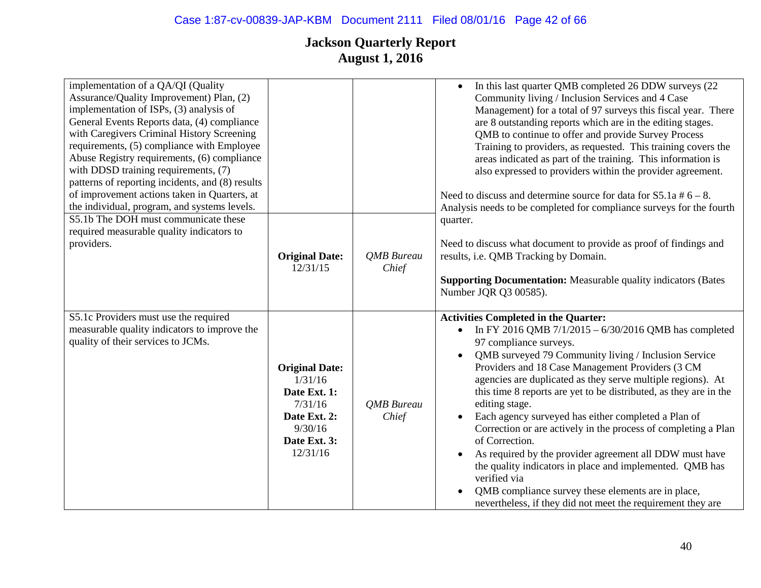# Jackson Quarterly Report
# August 1, 2016

| | | | |
|---|---|---|---|
| implementation of a QA/QI (Quality Assurance/Quality Improvement) Plan, (2) implementation of ISPs, (3) analysis of General Events Reports data, (4) compliance with Caregivers Criminal History Screening requirements, (5) compliance with Employee Abuse Registry requirements, (6) compliance with DDSD training requirements, (7) patterns of reporting incidents, and (8) results of improvement actions taken in Quarters, at the individual, program, and systems levels. | | | • In this last quarter QMB completed 26 DDW surveys (22 Community living / Inclusion Services and 4 Case Management) for a total of 97 surveys this fiscal year. There are 8 outstanding reports which are in the editing stages. QMB to continue to offer and provide Survey Process Training to providers, as requested. This training covers the areas indicated as part of the training. This information is also expressed to providers within the provider agreement.<br><br>Need to discuss and determine source for data for S5.1a # 6 – 8. Analysis needs to be completed for compliance surveys for the fourth quarter.<br><br>Need to discuss what document to provide as proof of findings and results, i.e. QMB Tracking by Domain.<br><br>**Supporting Documentation:** Measurable quality indicators (Bates Number JQR Q3 00585). |
| S5.1b The DOH must communicate these required measurable quality indicators to providers. | **Original Date:** 12/31/15 | *QMB Bureau Chief* | |
| S5.1c Providers must use the required measurable quality indicators to improve the quality of their services to JCMs. | **Original Date:** 1/31/16<br>**Date Ext. 1:** 7/31/16<br>**Date Ext. 2:** 9/30/16<br>**Date Ext. 3:** 12/31/16 | *QMB Bureau Chief* | **Activities Completed in the Quarter:**<br>• In FY 2016 QMB 7/1/2015 – 6/30/2016 QMB has completed 97 compliance surveys.<br>• QMB surveyed 79 Community living / Inclusion Service Providers and 18 Case Management Providers (3 CM agencies are duplicated as they serve multiple regions). At this time 8 reports are yet to be distributed, as they are in the editing stage.<br>• Each agency surveyed has either completed a Plan of Correction or are actively in the process of completing a Plan of Correction.<br>• As required by the provider agreement all DDW must have the quality indicators in place and implemented. QMB has verified via<br>• QMB compliance survey these elements are in place, nevertheless, if they did not meet the requirement they are |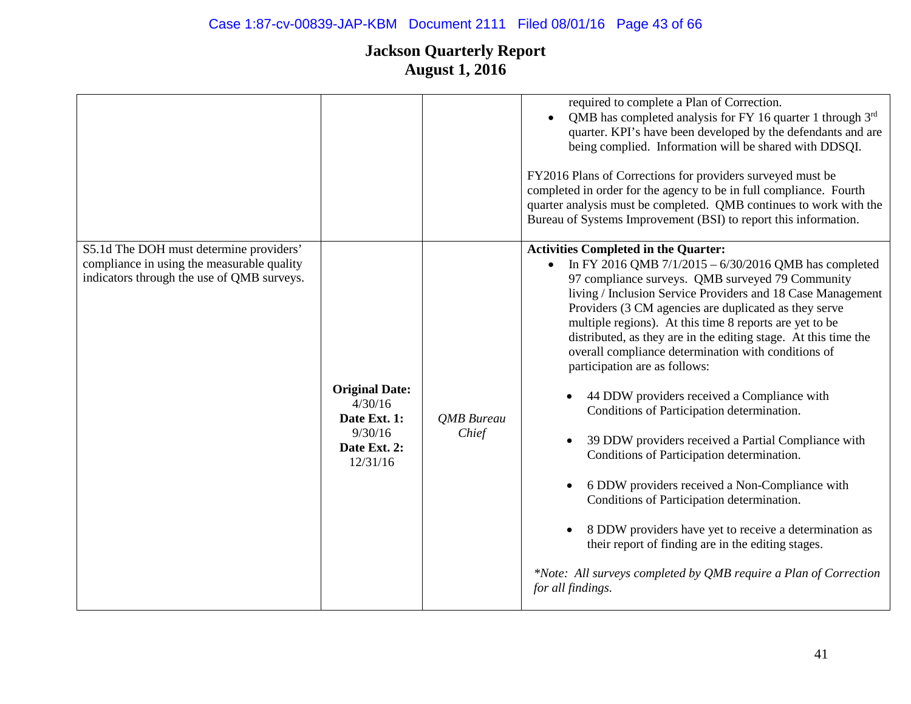# Jackson Quarterly Report
## August 1, 2016

| | | | |
|---|---|---|---|
| | | | required to complete a Plan of Correction.<br>• QMB has completed analysis for FY 16 quarter 1 through 3rd quarter. KPI's have been developed by the defendants and are being complied. Information will be shared with DDSQI.<br><br>FY2016 Plans of Corrections for providers surveyed must be completed in order for the agency to be in full compliance. Fourth quarter analysis must be completed. QMB continues to work with the Bureau of Systems Improvement (BSI) to report this information. |
| S5.1d The DOH must determine providers' compliance in using the measurable quality indicators through the use of QMB surveys. | **Original Date:** 4/30/16<br>**Date Ext. 1:** 9/30/16<br>**Date Ext. 2:** 12/31/16 | *QMB Bureau Chief* | **Activities Completed in the Quarter:**<br>• In FY 2016 QMB 7/1/2015 – 6/30/2016 QMB has completed 97 compliance surveys. QMB surveyed 79 Community living / Inclusion Service Providers and 18 Case Management Providers (3 CM agencies are duplicated as they serve multiple regions). At this time 8 reports are yet to be distributed, as they are in the editing stage. At this time the overall compliance determination with conditions of participation are as follows:<br>  • 44 DDW providers received a Compliance with Conditions of Participation determination.<br>  • 39 DDW providers received a Partial Compliance with Conditions of Participation determination.<br>  • 6 DDW providers received a Non-Compliance with Conditions of Participation determination.<br>  • 8 DDW providers have yet to receive a determination as their report of finding are in the editing stages.<br><br>*\*Note: All surveys completed by QMB require a Plan of Correction for all findings.* |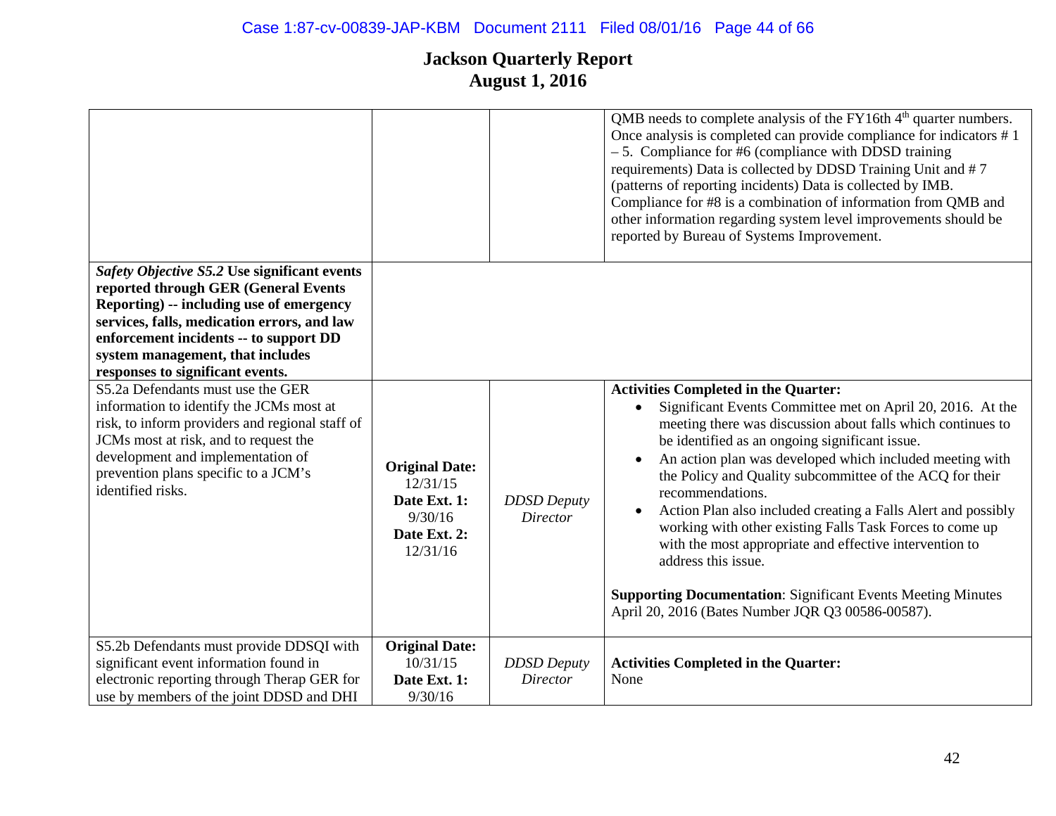# Jackson Quarterly Report
## August 1, 2016

| | | | |
|---|---|---|---|
| | | | QMB needs to complete analysis of the FY16th 4th quarter numbers. Once analysis is completed can provide compliance for indicators # 1 – 5. Compliance for #6 (compliance with DDSD training requirements) Data is collected by DDSD Training Unit and # 7 (patterns of reporting incidents) Data is collected by IMB. Compliance for #8 is a combination of information from QMB and other information regarding system level improvements should be reported by Bureau of Systems Improvement. |
| ***Safety Objective S5.2*** **Use significant events reported through GER (General Events Reporting) -- including use of emergency services, falls, medication errors, and law enforcement incidents -- to support DD system management, that includes responses to significant events.** | | | |
| S5.2a Defendants must use the GER information to identify the JCMs most at risk, to inform providers and regional staff of JCMs most at risk, and to request the development and implementation of prevention plans specific to a JCM's identified risks. | **Original Date:** 12/31/15 **Date Ext. 1:** 9/30/16 **Date Ext. 2:** 12/31/16 | *DDSD Deputy Director* | **Activities Completed in the Quarter:** <br>• Significant Events Committee met on April 20, 2016. At the meeting there was discussion about falls which continues to be identified as an ongoing significant issue. <br>• An action plan was developed which included meeting with the Policy and Quality subcommittee of the ACQ for their recommendations. <br>• Action Plan also included creating a Falls Alert and possibly working with other existing Falls Task Forces to come up with the most appropriate and effective intervention to address this issue. <br><br>**Supporting Documentation**: Significant Events Meeting Minutes April 20, 2016 (Bates Number JQR Q3 00586-00587). |
| S5.2b Defendants must provide DDSQI with significant event information found in electronic reporting through Therap GER for use by members of the joint DDSD and DHI | **Original Date:** 10/31/15 **Date Ext. 1:** 9/30/16 | *DDSD Deputy Director* | **Activities Completed in the Quarter:** None |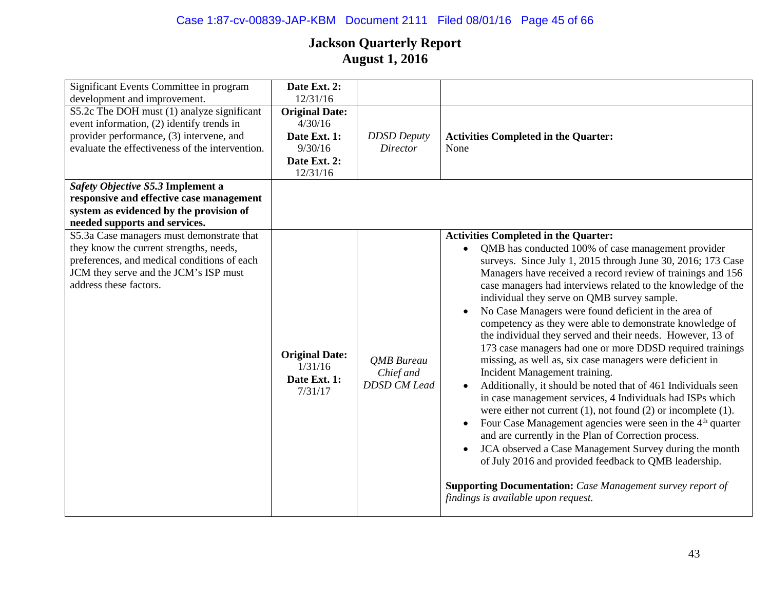# Jackson Quarterly Report
## August 1, 2016

| | | | |
|---|---|---|---|
| Significant Events Committee in program development and improvement. | **Date Ext. 2:** 12/31/16 | | |
| S5.2c The DOH must (1) analyze significant event information, (2) identify trends in provider performance, (3) intervene, and evaluate the effectiveness of the intervention. | **Original Date:** 4/30/16 **Date Ext. 1:** 9/30/16 **Date Ext. 2:** 12/31/16 | *DDSD Deputy Director* | **Activities Completed in the Quarter:** None |
| ***Safety Objective S5.3* Implement a responsive and effective case management system as evidenced by the provision of needed supports and services.** | | | |
| S5.3a Case managers must demonstrate that they know the current strengths, needs, preferences, and medical conditions of each JCM they serve and the JCM's ISP must address these factors. | **Original Date:** 1/31/16 **Date Ext. 1:** 7/31/17 | *QMB Bureau Chief and DDSD CM Lead* | **Activities Completed in the Quarter:** <br>• QMB has conducted 100% of case management provider surveys. Since July 1, 2015 through June 30, 2016; 173 Case Managers have received a record review of trainings and 156 case managers had interviews related to the knowledge of the individual they serve on QMB survey sample.<br>• No Case Managers were found deficient in the area of competency as they were able to demonstrate knowledge of the individual they served and their needs. However, 13 of 173 case managers had one or more DDSD required trainings missing, as well as, six case managers were deficient in Incident Management training.<br>• Additionally, it should be noted that of 461 Individuals seen in case management services, 4 Individuals had ISPs which were either not current (1), not found (2) or incomplete (1).<br>• Four Case Management agencies were seen in the 4th quarter and are currently in the Plan of Correction process.<br>• JCA observed a Case Management Survey during the month of July 2016 and provided feedback to QMB leadership.<br><br>**Supporting Documentation:** *Case Management survey report of findings is available upon request.* |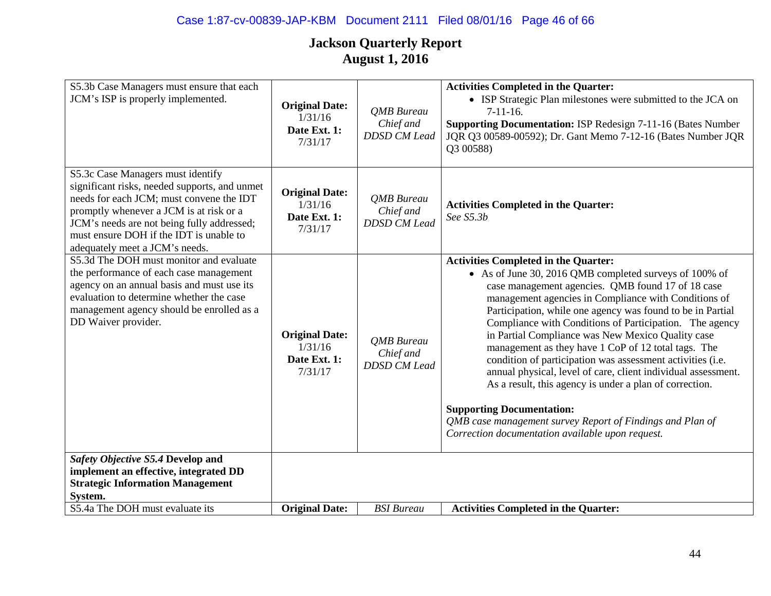# Jackson Quarterly Report
## August 1, 2016

| | | | |
|---|---|---|---|
| S5.3b Case Managers must ensure that each JCM's ISP is properly implemented. | **Original Date:** 1/31/16 **Date Ext. 1:** 7/31/17 | *QMB Bureau Chief and DDSD CM Lead* | **Activities Completed in the Quarter:** <br>• ISP Strategic Plan milestones were submitted to the JCA on 7-11-16. <br>**Supporting Documentation:** ISP Redesign 7-11-16 (Bates Number JQR Q3 00589-00592); Dr. Gant Memo 7-12-16 (Bates Number JQR Q3 00588) |
| S5.3c Case Managers must identify significant risks, needed supports, and unmet needs for each JCM; must convene the IDT promptly whenever a JCM is at risk or a JCM's needs are not being fully addressed; must ensure DOH if the IDT is unable to adequately meet a JCM's needs. | **Original Date:** 1/31/16 **Date Ext. 1:** 7/31/17 | *QMB Bureau Chief and DDSD CM Lead* | **Activities Completed in the Quarter:** <br>*See S5.3b* |
| S5.3d The DOH must monitor and evaluate the performance of each case management agency on an annual basis and must use its evaluation to determine whether the case management agency should be enrolled as a DD Waiver provider. | **Original Date:** 1/31/16 **Date Ext. 1:** 7/31/17 | *QMB Bureau Chief and DDSD CM Lead* | **Activities Completed in the Quarter:** <br>• As of June 30, 2016 QMB completed surveys of 100% of case management agencies. QMB found 17 of 18 case management agencies in Compliance with Conditions of Participation, while one agency was found to be in Partial Compliance with Conditions of Participation. The agency in Partial Compliance was New Mexico Quality case management as they have 1 CoP of 12 total tags. The condition of participation was assessment activities (i.e. annual physical, level of care, client individual assessment. As a result, this agency is under a plan of correction. <br><br>**Supporting Documentation:** <br>*QMB case management survey Report of Findings and Plan of Correction documentation available upon request.* |
| ***Safety Objective S5.4*** **Develop and implement an effective, integrated DD Strategic Information Management System.** | | | |
| S5.4a The DOH must evaluate its | **Original Date:** | *BSI Bureau* | **Activities Completed in the Quarter:** |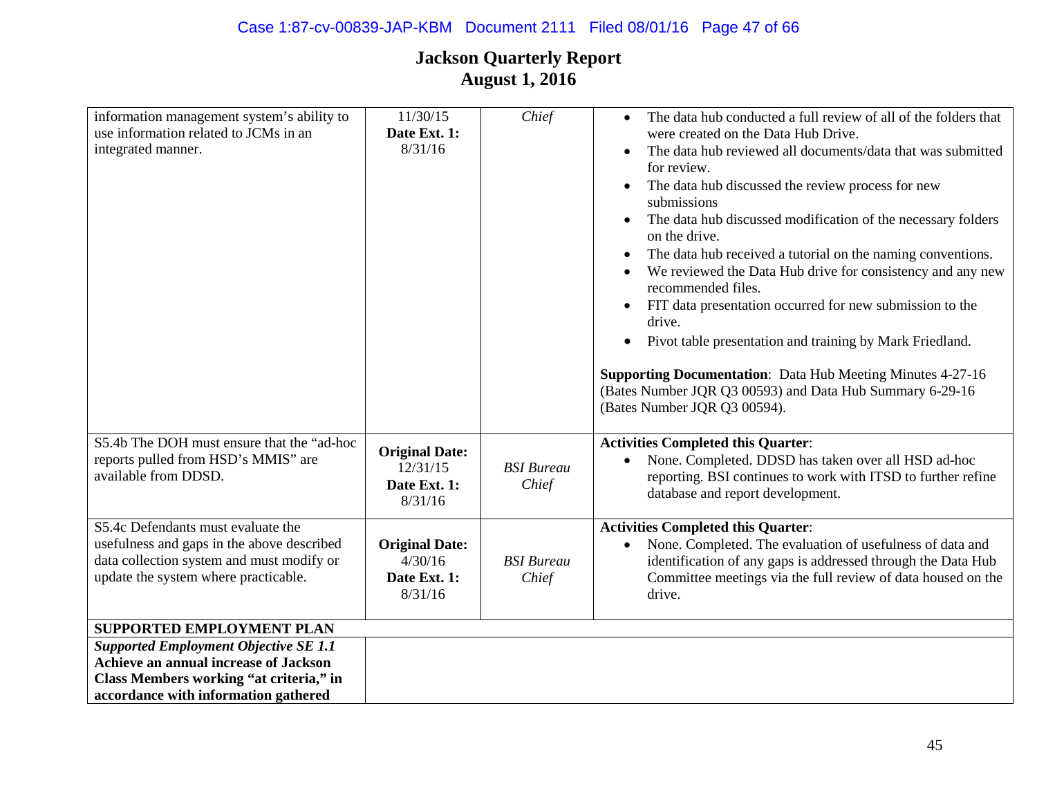# Jackson Quarterly Report
## August 1, 2016

| | | | |
|---|---|---|---|
| information management system's ability to use information related to JCMs in an integrated manner. | 11/30/15 **Date Ext. 1:** 8/31/16 | *Chief* | • The data hub conducted a full review of all of the folders that were created on the Data Hub Drive.<br>• The data hub reviewed all documents/data that was submitted for review.<br>• The data hub discussed the review process for new submissions<br>• The data hub discussed modification of the necessary folders on the drive.<br>• The data hub received a tutorial on the naming conventions.<br>• We reviewed the Data Hub drive for consistency and any new recommended files.<br>• FIT data presentation occurred for new submission to the drive.<br>• Pivot table presentation and training by Mark Friedland.<br><br>**Supporting Documentation**: Data Hub Meeting Minutes 4-27-16 (Bates Number JQR Q3 00593) and Data Hub Summary 6-29-16 (Bates Number JQR Q3 00594). |
| S5.4b The DOH must ensure that the "ad-hoc reports pulled from HSD's MMIS" are available from DDSD. | **Original Date:** 12/31/15 **Date Ext. 1:** 8/31/16 | *BSI Bureau Chief* | **Activities Completed this Quarter**:<br>• None. Completed. DDSD has taken over all HSD ad-hoc reporting. BSI continues to work with ITSD to further refine database and report development. |
| S5.4c Defendants must evaluate the usefulness and gaps in the above described data collection system and must modify or update the system where practicable. | **Original Date:** 4/30/16 **Date Ext. 1:** 8/31/16 | *BSI Bureau Chief* | **Activities Completed this Quarter**:<br>• None. Completed. The evaluation of usefulness of data and identification of any gaps is addressed through the Data Hub Committee meetings via the full review of data housed on the drive. |
| **SUPPORTED EMPLOYMENT PLAN** | | | |
| ***Supported Employment Objective SE 1.1*** **Achieve an annual increase of Jackson Class Members working "at criteria," in accordance with information gathered** | | | |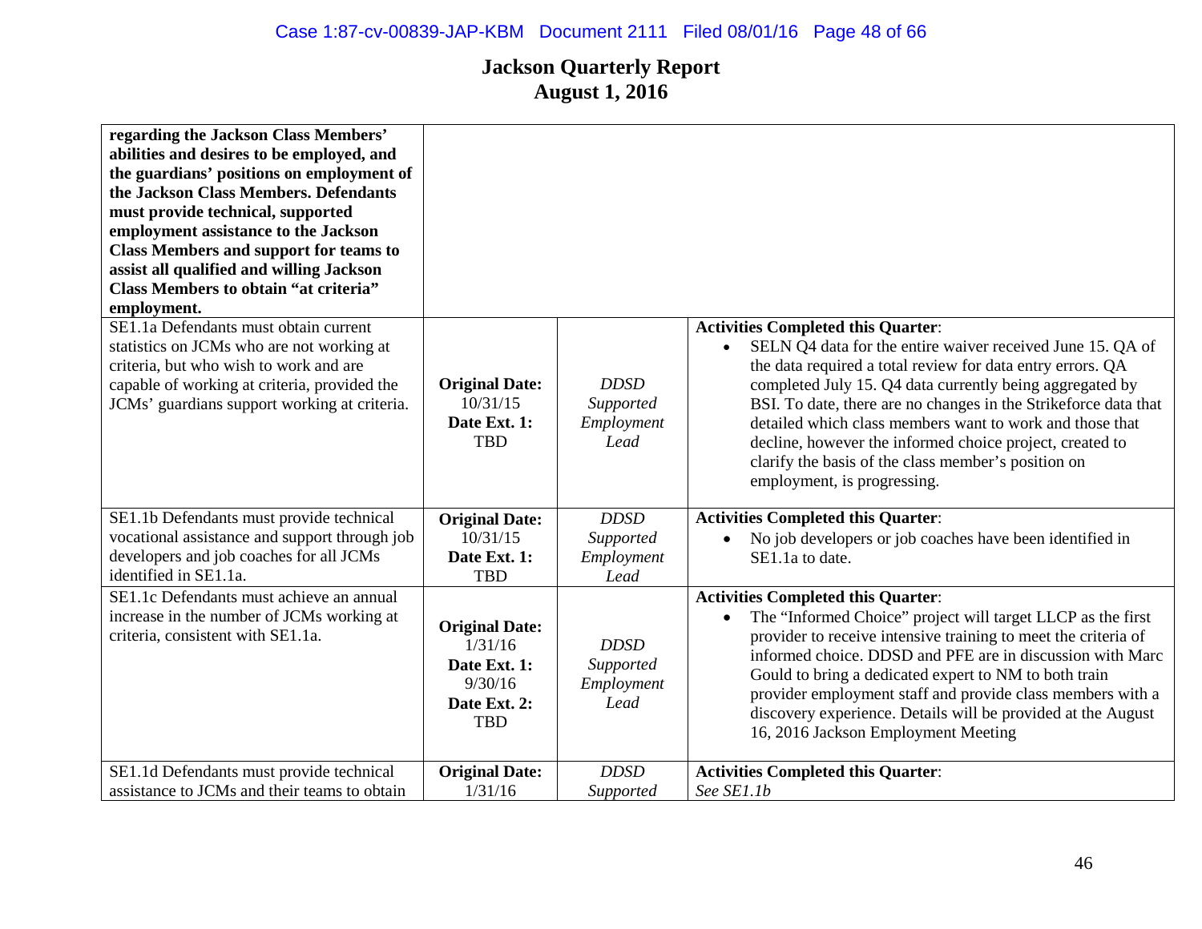# Jackson Quarterly Report
## August 1, 2016

| | | | |
|---|---|---|---|
| **regarding the Jackson Class Members' abilities and desires to be employed, and the guardians' positions on employment of the Jackson Class Members. Defendants must provide technical, supported employment assistance to the Jackson Class Members and support for teams to assist all qualified and willing Jackson Class Members to obtain "at criteria" employment.** | | | |
| SE1.1a Defendants must obtain current statistics on JCMs who are not working at criteria, but who wish to work and are capable of working at criteria, provided the JCMs' guardians support working at criteria. | **Original Date:** 10/31/15 **Date Ext. 1:** TBD | *DDSD Supported Employment Lead* | **Activities Completed this Quarter**: <br>• SELN Q4 data for the entire waiver received June 15. QA of the data required a total review for data entry errors. QA completed July 15. Q4 data currently being aggregated by BSI. To date, there are no changes in the Strikeforce data that detailed which class members want to work and those that decline, however the informed choice project, created to clarify the basis of the class member's position on employment, is progressing. |
| SE1.1b Defendants must provide technical vocational assistance and support through job developers and job coaches for all JCMs identified in SE1.1a. | **Original Date:** 10/31/15 **Date Ext. 1:** TBD | *DDSD Supported Employment Lead* | **Activities Completed this Quarter**: <br>• No job developers or job coaches have been identified in SE1.1a to date. |
| SE1.1c Defendants must achieve an annual increase in the number of JCMs working at criteria, consistent with SE1.1a. | **Original Date:** 1/31/16 **Date Ext. 1:** 9/30/16 **Date Ext. 2:** TBD | *DDSD Supported Employment Lead* | **Activities Completed this Quarter**: <br>• The "Informed Choice" project will target LLCP as the first provider to receive intensive training to meet the criteria of informed choice. DDSD and PFE are in discussion with Marc Gould to bring a dedicated expert to NM to both train provider employment staff and provide class members with a discovery experience. Details will be provided at the August 16, 2016 Jackson Employment Meeting |
| SE1.1d Defendants must provide technical assistance to JCMs and their teams to obtain | **Original Date:** 1/31/16 | *DDSD Supported* | **Activities Completed this Quarter**: *See SE1.1b* |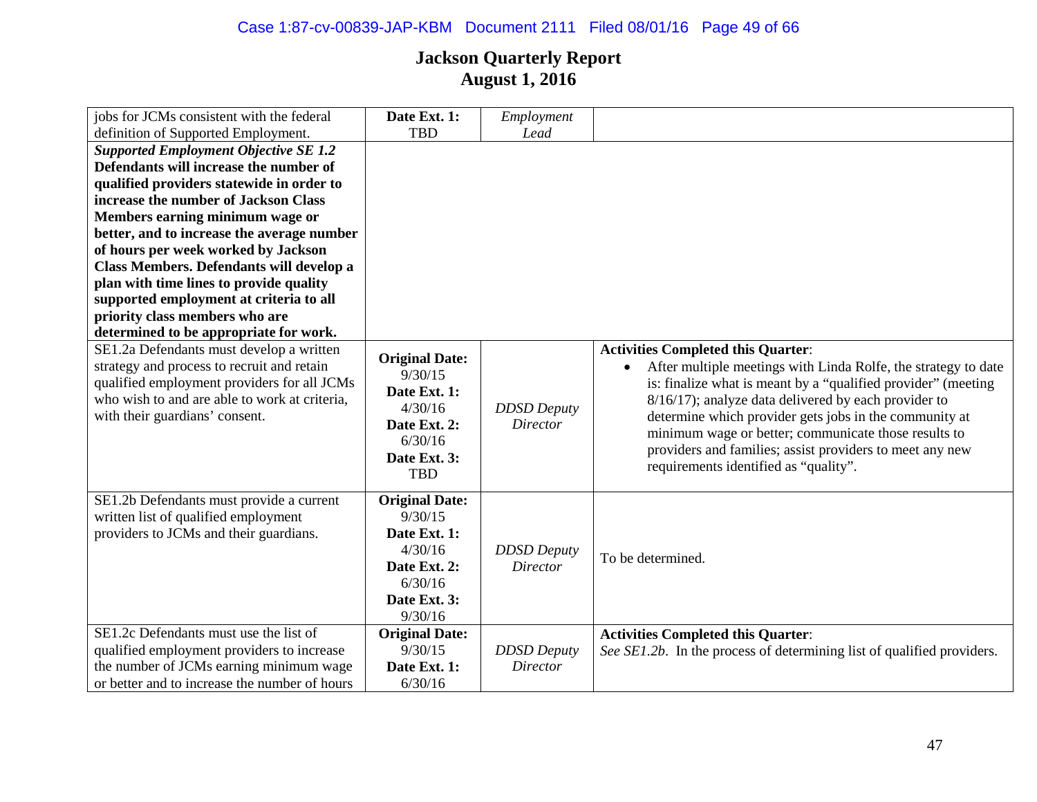# Jackson Quarterly Report
# August 1, 2016

| | | | |
|---|---|---|---|
| jobs for JCMs consistent with the federal definition of Supported Employment. | **Date Ext. 1:** TBD | *Employment Lead* | |
| ***Supported Employment Objective SE 1.2*** **Defendants will increase the number of qualified providers statewide in order to increase the number of Jackson Class Members earning minimum wage or better, and to increase the average number of hours per week worked by Jackson Class Members. Defendants will develop a plan with time lines to provide quality supported employment at criteria to all priority class members who are determined to be appropriate for work.** | | | |
| SE1.2a Defendants must develop a written strategy and process to recruit and retain qualified employment providers for all JCMs who wish to and are able to work at criteria, with their guardians' consent. | **Original Date:** 9/30/15 **Date Ext. 1:** 4/30/16 **Date Ext. 2:** 6/30/16 **Date Ext. 3:** TBD | *DDSD Deputy Director* | **Activities Completed this Quarter**: <br>• After multiple meetings with Linda Rolfe, the strategy to date is: finalize what is meant by a "qualified provider" (meeting 8/16/17); analyze data delivered by each provider to determine which provider gets jobs in the community at minimum wage or better; communicate those results to providers and families; assist providers to meet any new requirements identified as "quality". |
| SE1.2b Defendants must provide a current written list of qualified employment providers to JCMs and their guardians. | **Original Date:** 9/30/15 **Date Ext. 1:** 4/30/16 **Date Ext. 2:** 6/30/16 **Date Ext. 3:** 9/30/16 | *DDSD Deputy Director* | To be determined. |
| SE1.2c Defendants must use the list of qualified employment providers to increase the number of JCMs earning minimum wage or better and to increase the number of hours | **Original Date:** 9/30/15 **Date Ext. 1:** 6/30/16 | *DDSD Deputy Director* | **Activities Completed this Quarter**: <br>*See SE1.2b*. In the process of determining list of qualified providers. |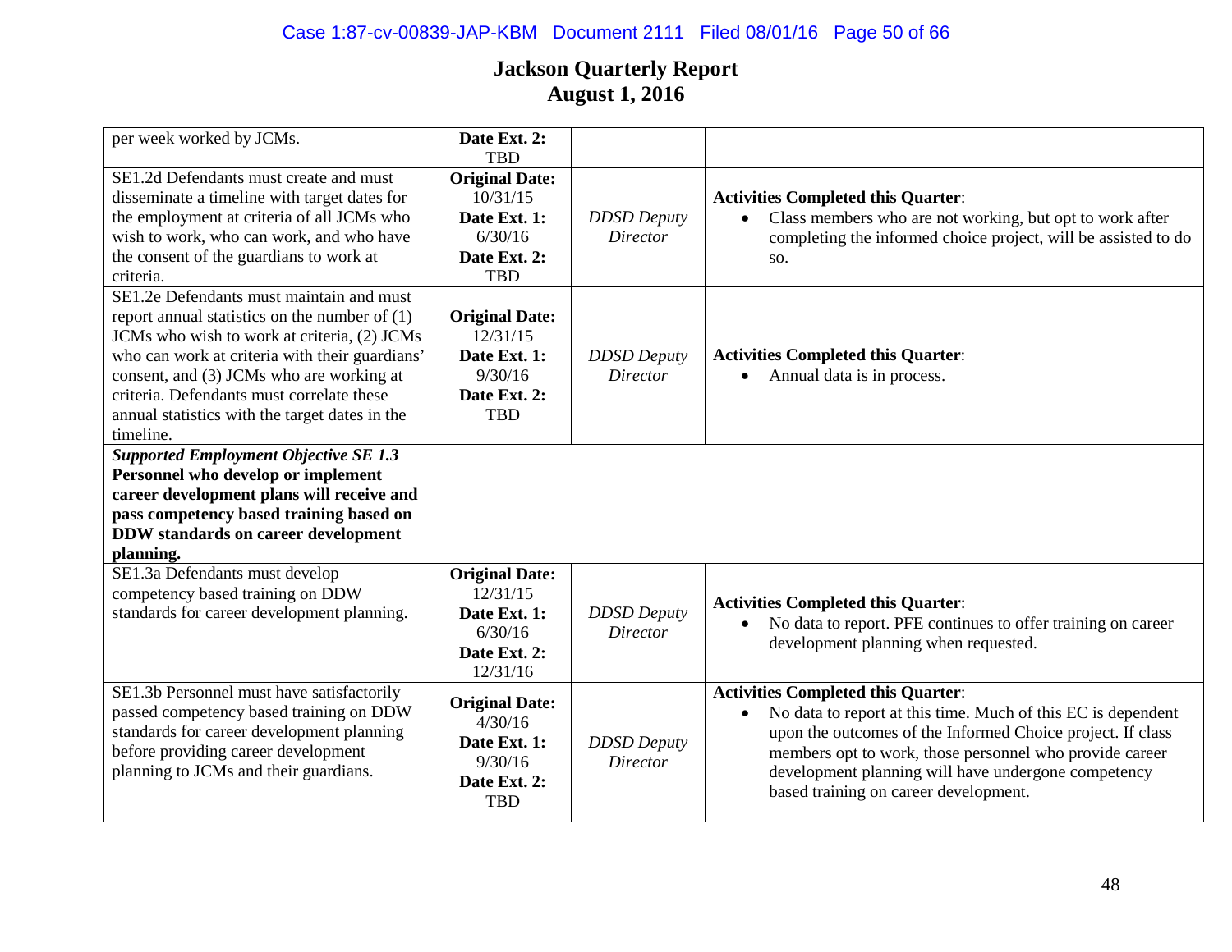# Jackson Quarterly Report
# August 1, 2016

| | | | |
|---|---|---|---|
| per week worked by JCMs. | **Date Ext. 2:** TBD | | |
| SE1.2d Defendants must create and must disseminate a timeline with target dates for the employment at criteria of all JCMs who wish to work, who can work, and who have the consent of the guardians to work at criteria. | **Original Date:** 10/31/15 **Date Ext. 1:** 6/30/16 **Date Ext. 2:** TBD | *DDSD Deputy Director* | **Activities Completed this Quarter**: <br>• Class members who are not working, but opt to work after completing the informed choice project, will be assisted to do so. |
| SE1.2e Defendants must maintain and must report annual statistics on the number of (1) JCMs who wish to work at criteria, (2) JCMs who can work at criteria with their guardians' consent, and (3) JCMs who are working at criteria. Defendants must correlate these annual statistics with the target dates in the timeline. | **Original Date:** 12/31/15 **Date Ext. 1:** 9/30/16 **Date Ext. 2:** TBD | *DDSD Deputy Director* | **Activities Completed this Quarter**: <br>• Annual data is in process. |
| ***Supported Employment Objective SE 1.3*** **Personnel who develop or implement career development plans will receive and pass competency based training based on DDW standards on career development planning.** | | | |
| SE1.3a Defendants must develop competency based training on DDW standards for career development planning. | **Original Date:** 12/31/15 **Date Ext. 1:** 6/30/16 **Date Ext. 2:** 12/31/16 | *DDSD Deputy Director* | **Activities Completed this Quarter**: <br>• No data to report. PFE continues to offer training on career development planning when requested. |
| SE1.3b Personnel must have satisfactorily passed competency based training on DDW standards for career development planning before providing career development planning to JCMs and their guardians. | **Original Date:** 4/30/16 **Date Ext. 1:** 9/30/16 **Date Ext. 2:** TBD | *DDSD Deputy Director* | **Activities Completed this Quarter**: <br>• No data to report at this time. Much of this EC is dependent upon the outcomes of the Informed Choice project. If class members opt to work, those personnel who provide career development planning will have undergone competency based training on career development. |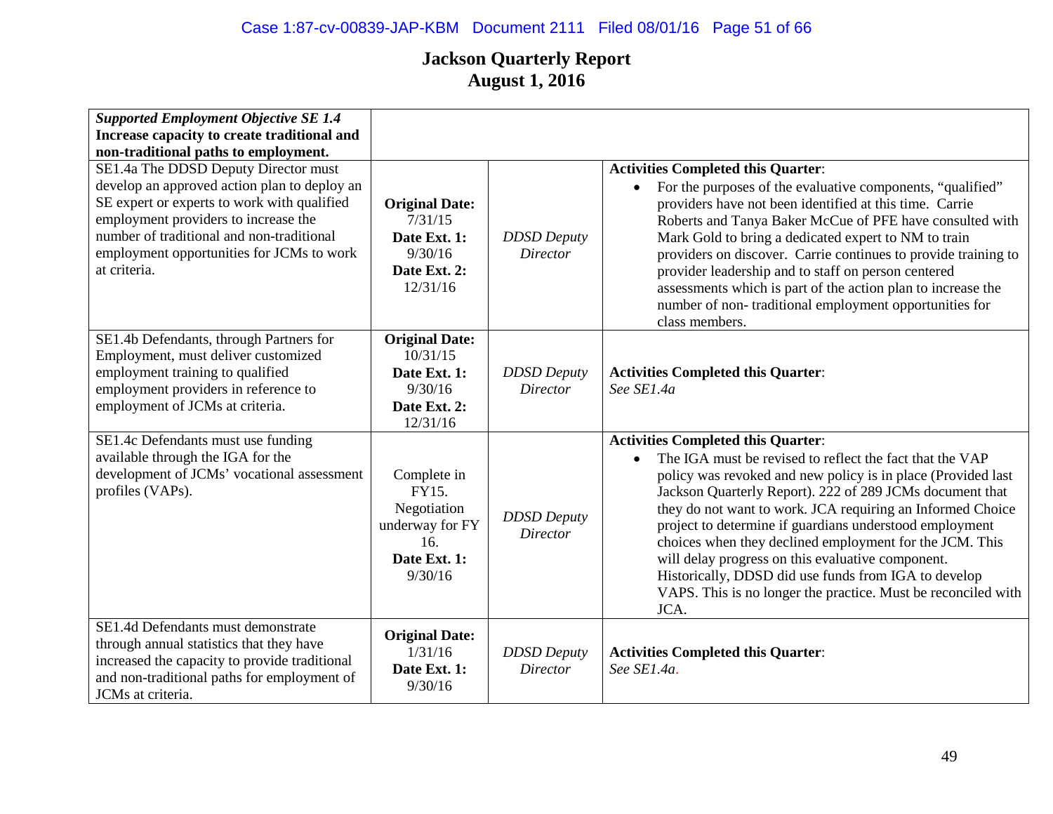# Jackson Quarterly Report
## August 1, 2016

| ***Supported Employment Objective SE 1.4* Increase capacity to create traditional and non-traditional paths to employment.** | | | |
|---|---|---|---|
| SE1.4a The DDSD Deputy Director must develop an approved action plan to deploy an SE expert or experts to work with qualified employment providers to increase the number of traditional and non-traditional employment opportunities for JCMs to work at criteria. | **Original Date:** 7/31/15 **Date Ext. 1:** 9/30/16 **Date Ext. 2:** 12/31/16 | *DDSD Deputy Director* | **Activities Completed this Quarter**: <br>• For the purposes of the evaluative components, "qualified" providers have not been identified at this time. Carrie Roberts and Tanya Baker McCue of PFE have consulted with Mark Gold to bring a dedicated expert to NM to train providers on discover. Carrie continues to provide training to provider leadership and to staff on person centered assessments which is part of the action plan to increase the number of non- traditional employment opportunities for class members. |
| SE1.4b Defendants, through Partners for Employment, must deliver customized employment training to qualified employment providers in reference to employment of JCMs at criteria. | **Original Date:** 10/31/15 **Date Ext. 1:** 9/30/16 **Date Ext. 2:** 12/31/16 | *DDSD Deputy Director* | **Activities Completed this Quarter**: <br>*See SE1.4a* |
| SE1.4c Defendants must use funding available through the IGA for the development of JCMs' vocational assessment profiles (VAPs). | Complete in FY15. Negotiation underway for FY 16. **Date Ext. 1:** 9/30/16 | *DDSD Deputy Director* | **Activities Completed this Quarter**: <br>• The IGA must be revised to reflect the fact that the VAP policy was revoked and new policy is in place (Provided last Jackson Quarterly Report). 222 of 289 JCMs document that they do not want to work. JCA requiring an Informed Choice project to determine if guardians understood employment choices when they declined employment for the JCM. This will delay progress on this evaluative component. Historically, DDSD did use funds from IGA to develop VAPS. This is no longer the practice. Must be reconciled with JCA. |
| SE1.4d Defendants must demonstrate through annual statistics that they have increased the capacity to provide traditional and non-traditional paths for employment of JCMs at criteria. | **Original Date:** 1/31/16 **Date Ext. 1:** 9/30/16 | *DDSD Deputy Director* | **Activities Completed this Quarter**: <br>*See SE1.4a.* |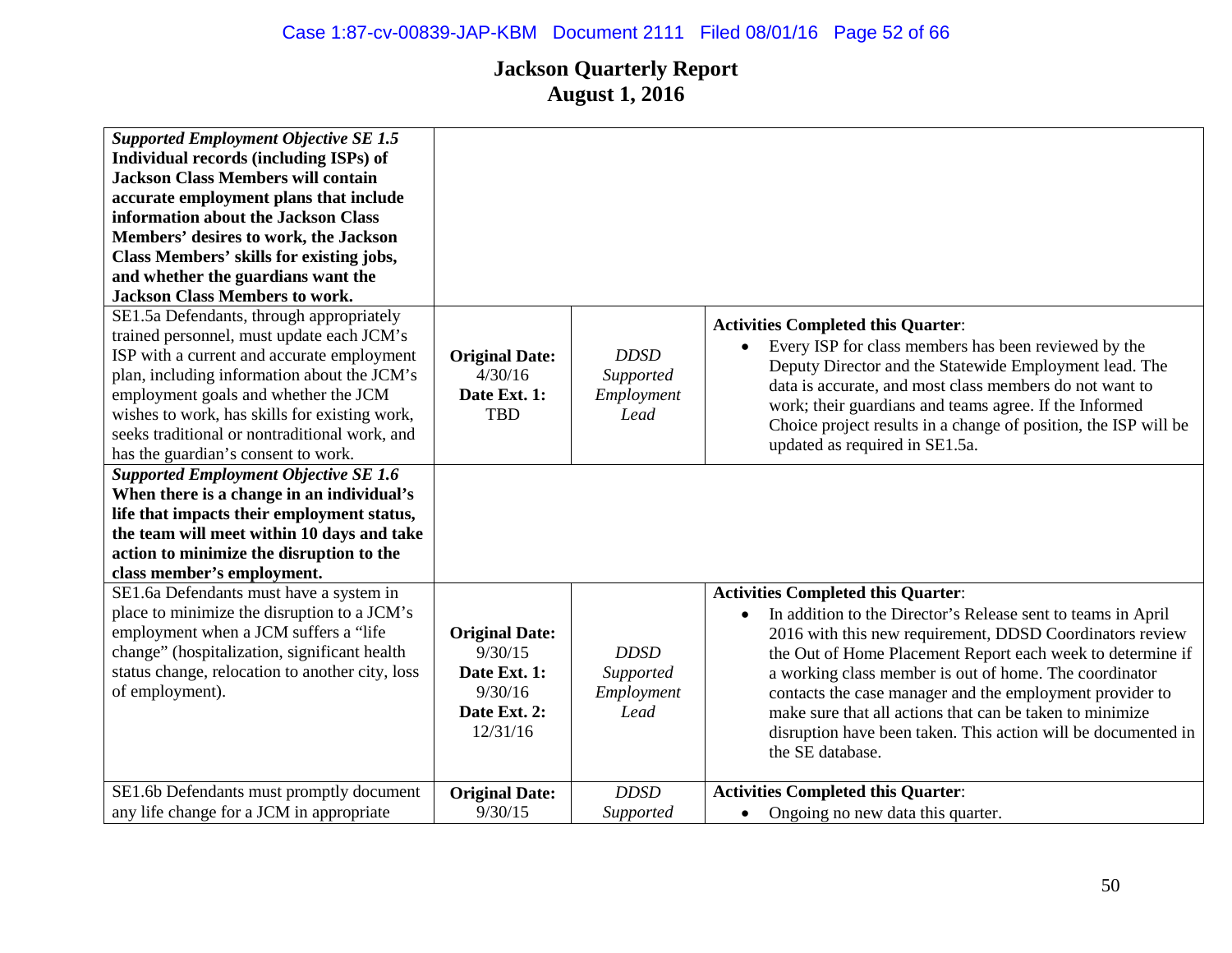# Jackson Quarterly Report
# August 1, 2016

| | | | |
|---|---|---|---|
| ***Supported Employment Objective SE 1.5*** **Individual records (including ISPs) of Jackson Class Members will contain accurate employment plans that include information about the Jackson Class Members' desires to work, the Jackson Class Members' skills for existing jobs, and whether the guardians want the Jackson Class Members to work.** | | | |
| SE1.5a Defendants, through appropriately trained personnel, must update each JCM's ISP with a current and accurate employment plan, including information about the JCM's employment goals and whether the JCM wishes to work, has skills for existing work, seeks traditional or nontraditional work, and has the guardian's consent to work. | **Original Date:** 4/30/16 **Date Ext. 1:** TBD | *DDSD Supported Employment Lead* | **Activities Completed this Quarter**: <br>• Every ISP for class members has been reviewed by the Deputy Director and the Statewide Employment lead. The data is accurate, and most class members do not want to work; their guardians and teams agree. If the Informed Choice project results in a change of position, the ISP will be updated as required in SE1.5a. |
| ***Supported Employment Objective SE 1.6*** **When there is a change in an individual's life that impacts their employment status, the team will meet within 10 days and take action to minimize the disruption to the class member's employment.** | | | |
| SE1.6a Defendants must have a system in place to minimize the disruption to a JCM's employment when a JCM suffers a "life change" (hospitalization, significant health status change, relocation to another city, loss of employment). | **Original Date:** 9/30/15 **Date Ext. 1:** 9/30/16 **Date Ext. 2:** 12/31/16 | *DDSD Supported Employment Lead* | **Activities Completed this Quarter**: <br>• In addition to the Director's Release sent to teams in April 2016 with this new requirement, DDSD Coordinators review the Out of Home Placement Report each week to determine if a working class member is out of home. The coordinator contacts the case manager and the employment provider to make sure that all actions that can be taken to minimize disruption have been taken. This action will be documented in the SE database. |
| SE1.6b Defendants must promptly document any life change for a JCM in appropriate | **Original Date:** 9/30/15 | *DDSD Supported* | **Activities Completed this Quarter**: <br>• Ongoing no new data this quarter. |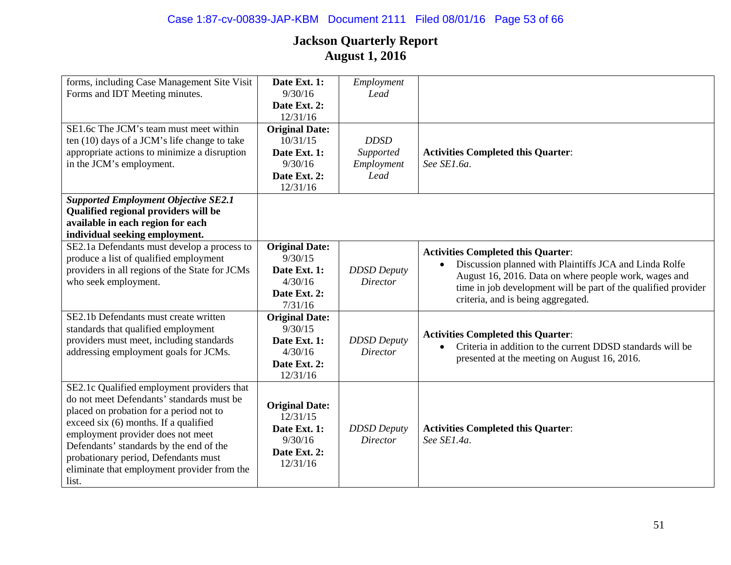# Jackson Quarterly Report
## August 1, 2016

| | | | |
|---|---|---|---|
| forms, including Case Management Site Visit Forms and IDT Meeting minutes. | **Date Ext. 1:** 9/30/16 **Date Ext. 2:** 12/31/16 | *Employment Lead* | |
| SE1.6c The JCM's team must meet within ten (10) days of a JCM's life change to take appropriate actions to minimize a disruption in the JCM's employment. | **Original Date:** 10/31/15 **Date Ext. 1:** 9/30/16 **Date Ext. 2:** 12/31/16 | *DDSD Supported Employment Lead* | **Activities Completed this Quarter**: *See SE1.6a*. |
| ***Supported Employment Objective SE2.1*** **Qualified regional providers will be available in each region for each individual seeking employment.** | | | |
| SE2.1a Defendants must develop a process to produce a list of qualified employment providers in all regions of the State for JCMs who seek employment. | **Original Date:** 9/30/15 **Date Ext. 1:** 4/30/16 **Date Ext. 2:** 7/31/16 | *DDSD Deputy Director* | **Activities Completed this Quarter**: • Discussion planned with Plaintiffs JCA and Linda Rolfe August 16, 2016. Data on where people work, wages and time in job development will be part of the qualified provider criteria, and is being aggregated. |
| SE2.1b Defendants must create written standards that qualified employment providers must meet, including standards addressing employment goals for JCMs. | **Original Date:** 9/30/15 **Date Ext. 1:** 4/30/16 **Date Ext. 2:** 12/31/16 | *DDSD Deputy Director* | **Activities Completed this Quarter**: • Criteria in addition to the current DDSD standards will be presented at the meeting on August 16, 2016. |
| SE2.1c Qualified employment providers that do not meet Defendants' standards must be placed on probation for a period not to exceed six (6) months. If a qualified employment provider does not meet Defendants' standards by the end of the probationary period, Defendants must eliminate that employment provider from the list. | **Original Date:** 12/31/15 **Date Ext. 1:** 9/30/16 **Date Ext. 2:** 12/31/16 | *DDSD Deputy Director* | **Activities Completed this Quarter**: *See SE1.4a*. |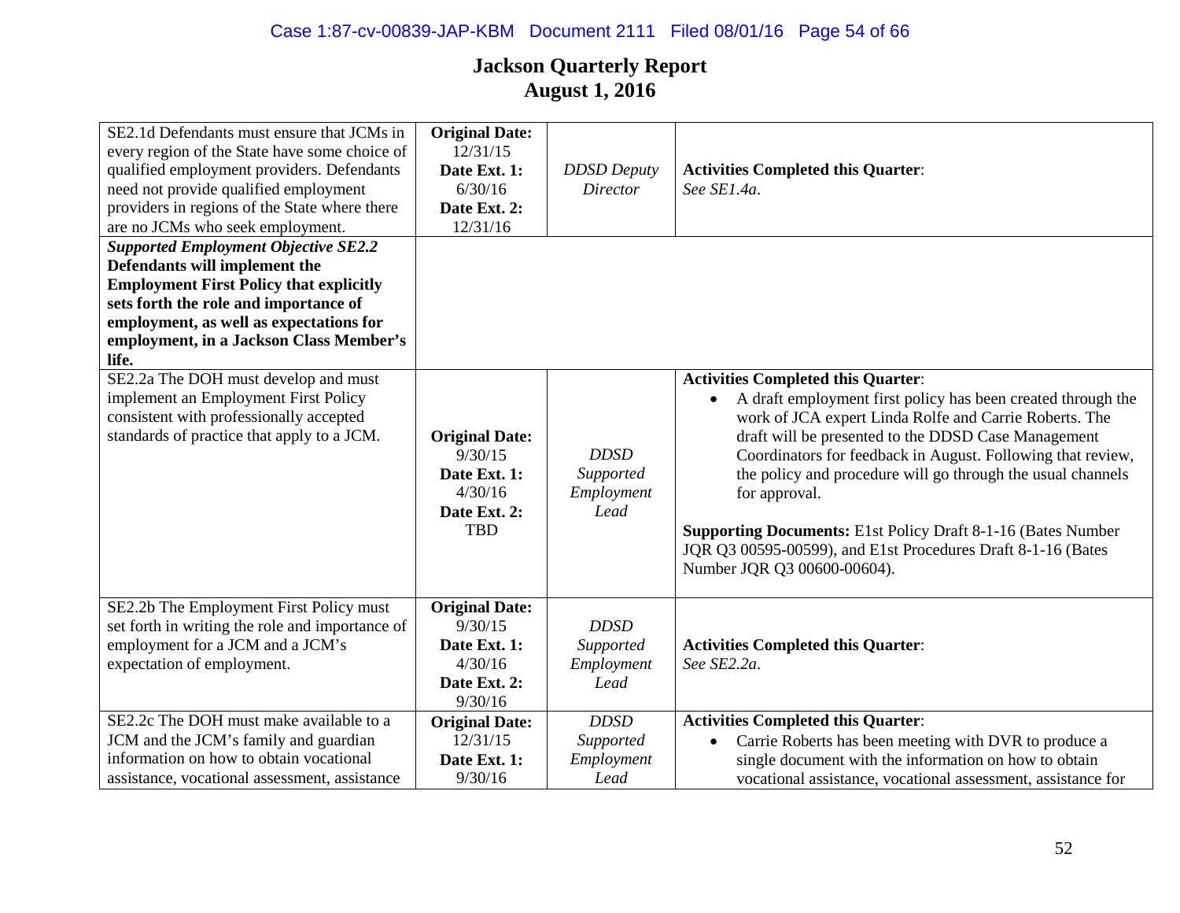**Jackson Quarterly Report**
**August 1, 2016**

| | | | |
|---|---|---|---|
| SE2.1d Defendants must ensure that JCMs in every region of the State have some choice of qualified employment providers. Defendants need not provide qualified employment providers in regions of the State where there are no JCMs who seek employment. | **Original Date:** 12/31/15 **Date Ext. 1:** 6/30/16 **Date Ext. 2:** 12/31/16 | *DDSD Deputy Director* | **Activities Completed this Quarter**: *See SE1.4a*. |
| ***Supported Employment Objective SE2.2*** **Defendants will implement the Employment First Policy that explicitly sets forth the role and importance of employment, as well as expectations for employment, in a Jackson Class Member's life.** | | | |
| SE2.2a The DOH must develop and must implement an Employment First Policy consistent with professionally accepted standards of practice that apply to a JCM. | **Original Date:** 9/30/15 **Date Ext. 1:** 4/30/16 **Date Ext. 2:** TBD | *DDSD Supported Employment Lead* | **Activities Completed this Quarter**: <br>• A draft employment first policy has been created through the work of JCA expert Linda Rolfe and Carrie Roberts. The draft will be presented to the DDSD Case Management Coordinators for feedback in August. Following that review, the policy and procedure will go through the usual channels for approval. <br><br>**Supporting Documents:** E1st Policy Draft 8-1-16 (Bates Number JQR Q3 00595-00599), and E1st Procedures Draft 8-1-16 (Bates Number JQR Q3 00600-00604). |
| SE2.2b The Employment First Policy must set forth in writing the role and importance of employment for a JCM and a JCM's expectation of employment. | **Original Date:** 9/30/15 **Date Ext. 1:** 4/30/16 **Date Ext. 2:** 9/30/16 | *DDSD Supported Employment Lead* | **Activities Completed this Quarter**: *See SE2.2a*. |
| SE2.2c The DOH must make available to a JCM and the JCM's family and guardian information on how to obtain vocational assistance, vocational assessment, assistance | **Original Date:** 12/31/15 **Date Ext. 1:** 9/30/16 | *DDSD Supported Employment Lead* | **Activities Completed this Quarter**: <br>• Carrie Roberts has been meeting with DVR to produce a single document with the information on how to obtain vocational assistance, vocational assessment, assistance for |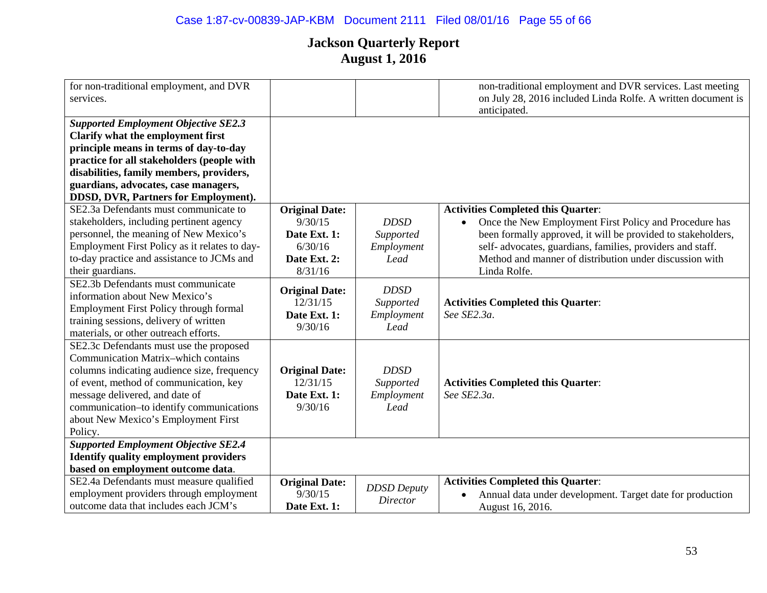# Jackson Quarterly Report
## August 1, 2016

| | | | |
|---|---|---|---|
| for non-traditional employment, and DVR services. | | | non-traditional employment and DVR services. Last meeting on July 28, 2016 included Linda Rolfe. A written document is anticipated. |
| ***Supported Employment Objective SE2.3*** **Clarify what the employment first principle means in terms of day-to-day practice for all stakeholders (people with disabilities, family members, providers, guardians, advocates, case managers, DDSD, DVR, Partners for Employment).** | | | |
| SE2.3a Defendants must communicate to stakeholders, including pertinent agency personnel, the meaning of New Mexico's Employment First Policy as it relates to day-to-day practice and assistance to JCMs and their guardians. | **Original Date:** 9/30/15 **Date Ext. 1:** 6/30/16 **Date Ext. 2:** 8/31/16 | *DDSD Supported Employment Lead* | **Activities Completed this Quarter**: • Once the New Employment First Policy and Procedure has been formally approved, it will be provided to stakeholders, self- advocates, guardians, families, providers and staff. Method and manner of distribution under discussion with Linda Rolfe. |
| SE2.3b Defendants must communicate information about New Mexico's Employment First Policy through formal training sessions, delivery of written materials, or other outreach efforts. | **Original Date:** 12/31/15 **Date Ext. 1:** 9/30/16 | *DDSD Supported Employment Lead* | **Activities Completed this Quarter**: *See SE2.3a*. |
| SE2.3c Defendants must use the proposed Communication Matrix–which contains columns indicating audience size, frequency of event, method of communication, key message delivered, and date of communication–to identify communications about New Mexico's Employment First Policy. | **Original Date:** 12/31/15 **Date Ext. 1:** 9/30/16 | *DDSD Supported Employment Lead* | **Activities Completed this Quarter**: *See SE2.3a*. |
| ***Supported Employment Objective SE2.4*** **Identify quality employment providers based on employment outcome data**. | | | |
| SE2.4a Defendants must measure qualified employment providers through employment outcome data that includes each JCM's | **Original Date:** 9/30/15 **Date Ext. 1:** | *DDSD Deputy Director* | **Activities Completed this Quarter**: • Annual data under development. Target date for production August 16, 2016. |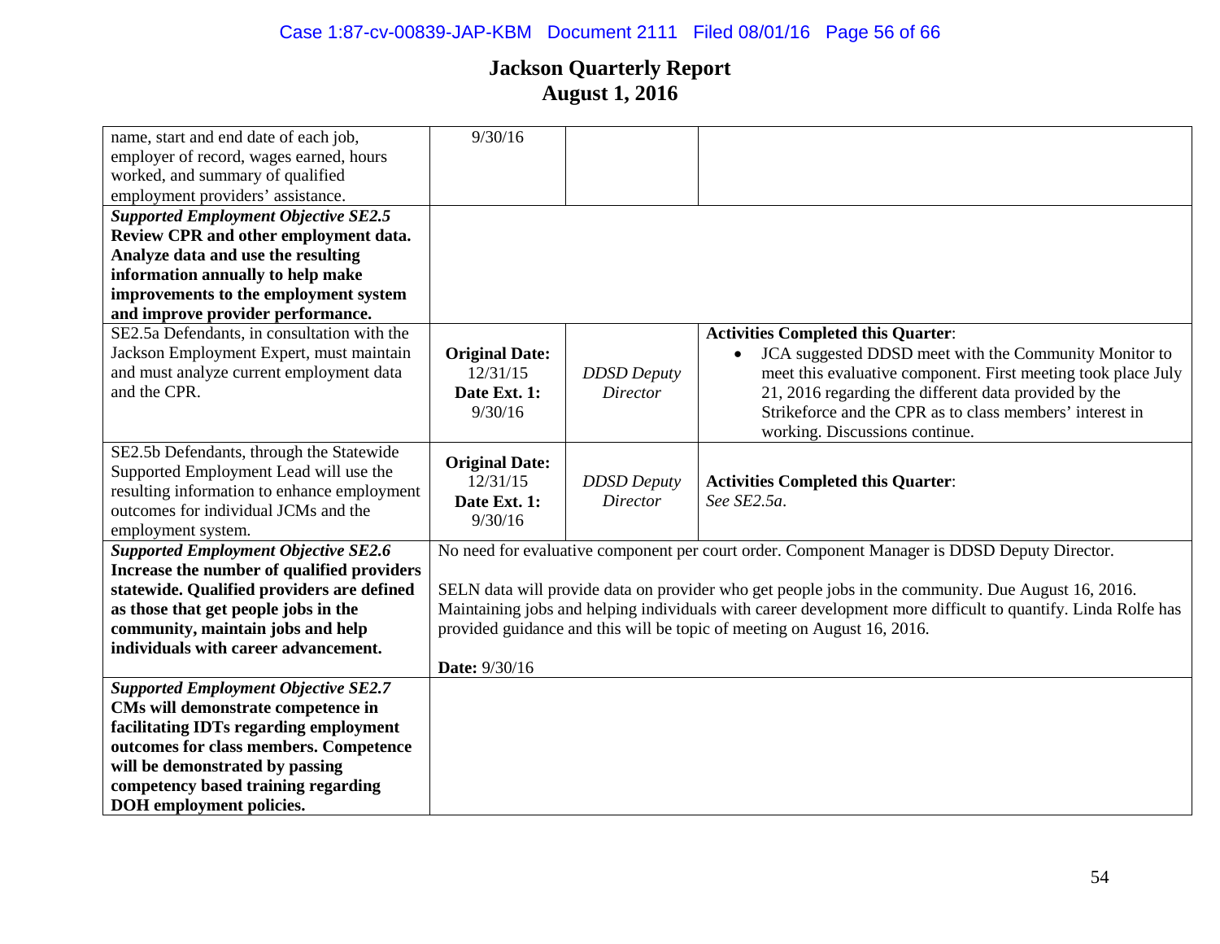# Jackson Quarterly Report
# August 1, 2016

| | | | |
|---|---|---|---|
| name, start and end date of each job, employer of record, wages earned, hours worked, and summary of qualified employment providers' assistance. | 9/30/16 | | |
| ***Supported Employment Objective SE2.5*** **Review CPR and other employment data. Analyze data and use the resulting information annually to help make improvements to the employment system and improve provider performance.** | | | |
| SE2.5a Defendants, in consultation with the Jackson Employment Expert, must maintain and must analyze current employment data and the CPR. | **Original Date:** 12/31/15 **Date Ext. 1:** 9/30/16 | *DDSD Deputy Director* | **Activities Completed this Quarter**: • JCA suggested DDSD meet with the Community Monitor to meet this evaluative component. First meeting took place July 21, 2016 regarding the different data provided by the Strikeforce and the CPR as to class members' interest in working. Discussions continue. |
| SE2.5b Defendants, through the Statewide Supported Employment Lead will use the resulting information to enhance employment outcomes for individual JCMs and the employment system. | **Original Date:** 12/31/15 **Date Ext. 1:** 9/30/16 | *DDSD Deputy Director* | **Activities Completed this Quarter**: *See SE2.5a*. |
| ***Supported Employment Objective SE2.6*** **Increase the number of qualified providers statewide. Qualified providers are defined as those that get people jobs in the community, maintain jobs and help individuals with career advancement.** | No need for evaluative component per court order. Component Manager is DDSD Deputy Director. <br><br> SELN data will provide data on provider who get people jobs in the community. Due August 16, 2016. Maintaining jobs and helping individuals with career development more difficult to quantify. Linda Rolfe has provided guidance and this will be topic of meeting on August 16, 2016. <br><br> **Date:** 9/30/16 | | |
| ***Supported Employment Objective SE2.7*** **CMs will demonstrate competence in facilitating IDTs regarding employment outcomes for class members. Competence will be demonstrated by passing competency based training regarding DOH employment policies.** | | | |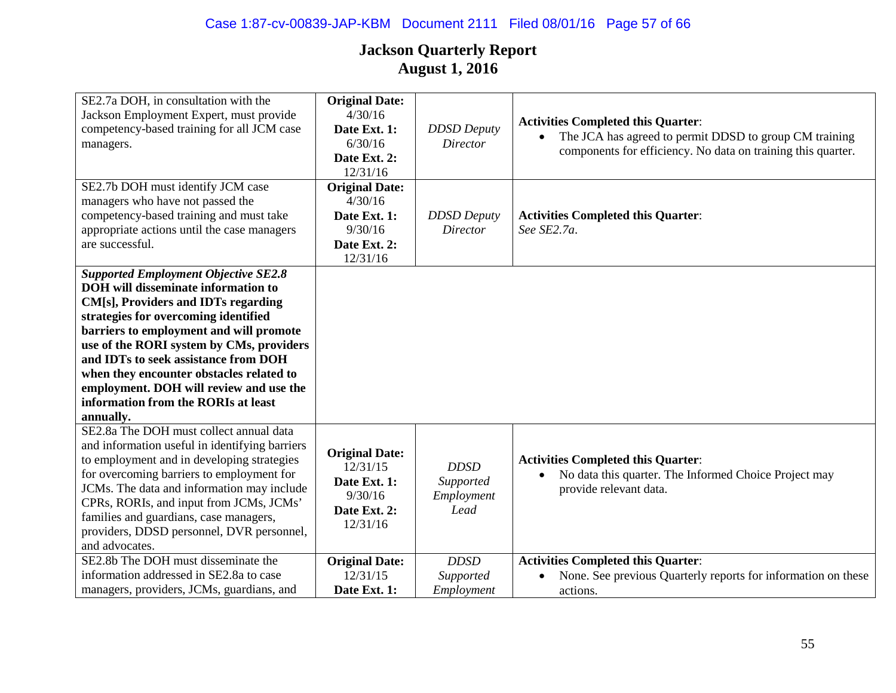# Jackson Quarterly Report
## August 1, 2016

| | | | |
|---|---|---|---|
| SE2.7a DOH, in consultation with the Jackson Employment Expert, must provide competency-based training for all JCM case managers. | **Original Date:** 4/30/16 **Date Ext. 1:** 6/30/16 **Date Ext. 2:** 12/31/16 | *DDSD Deputy Director* | **Activities Completed this Quarter**: <br>• The JCA has agreed to permit DDSD to group CM training components for efficiency. No data on training this quarter. |
| SE2.7b DOH must identify JCM case managers who have not passed the competency-based training and must take appropriate actions until the case managers are successful. | **Original Date:** 4/30/16 **Date Ext. 1:** 9/30/16 **Date Ext. 2:** 12/31/16 | *DDSD Deputy Director* | **Activities Completed this Quarter**: *See SE2.7a*. |
| ***Supported Employment Objective SE2.8*** **DOH will disseminate information to CM[s], Providers and IDTs regarding strategies for overcoming identified barriers to employment and will promote use of the RORI system by CMs, providers and IDTs to seek assistance from DOH when they encounter obstacles related to employment. DOH will review and use the information from the RORIs at least annually.** | | | |
| SE2.8a The DOH must collect annual data and information useful in identifying barriers to employment and in developing strategies for overcoming barriers to employment for JCMs. The data and information may include CPRs, RORIs, and input from JCMs, JCMs' families and guardians, case managers, providers, DDSD personnel, DVR personnel, and advocates. | **Original Date:** 12/31/15 **Date Ext. 1:** 9/30/16 **Date Ext. 2:** 12/31/16 | *DDSD Supported Employment Lead* | **Activities Completed this Quarter**: <br>• No data this quarter. The Informed Choice Project may provide relevant data. |
| SE2.8b The DOH must disseminate the information addressed in SE2.8a to case managers, providers, JCMs, guardians, and | **Original Date:** 12/31/15 **Date Ext. 1:** | *DDSD Supported Employment* | **Activities Completed this Quarter**: <br>• None. See previous Quarterly reports for information on these actions. |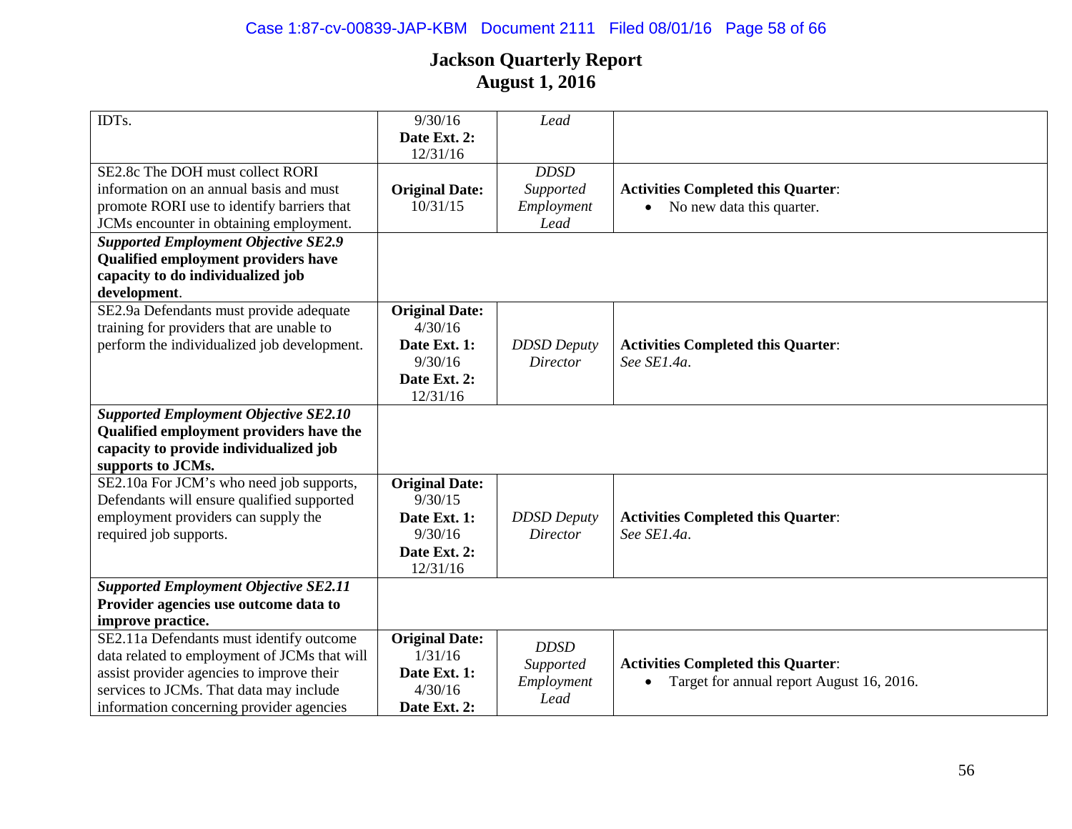# Jackson Quarterly Report
# August 1, 2016

| | | | |
|---|---|---|---|
| IDTs. | 9/30/16 **Date Ext. 2:** 12/31/16 | *Lead* | |
| SE2.8c The DOH must collect RORI information on an annual basis and must promote RORI use to identify barriers that JCMs encounter in obtaining employment. | **Original Date:** 10/31/15 | *DDSD Supported Employment Lead* | **Activities Completed this Quarter**: • No new data this quarter. |
| ***Supported Employment Objective SE2.9*** **Qualified employment providers have capacity to do individualized job development**. | | | |
| SE2.9a Defendants must provide adequate training for providers that are unable to perform the individualized job development. | **Original Date:** 4/30/16 **Date Ext. 1:** 9/30/16 **Date Ext. 2:** 12/31/16 | *DDSD Deputy Director* | **Activities Completed this Quarter**: *See SE1.4a*. |
| ***Supported Employment Objective SE2.10*** **Qualified employment providers have the capacity to provide individualized job supports to JCMs.** | | | |
| SE2.10a For JCM's who need job supports, Defendants will ensure qualified supported employment providers can supply the required job supports. | **Original Date:** 9/30/15 **Date Ext. 1:** 9/30/16 **Date Ext. 2:** 12/31/16 | *DDSD Deputy Director* | **Activities Completed this Quarter**: *See SE1.4a*. |
| ***Supported Employment Objective SE2.11*** **Provider agencies use outcome data to improve practice.** | | | |
| SE2.11a Defendants must identify outcome data related to employment of JCMs that will assist provider agencies to improve their services to JCMs. That data may include information concerning provider agencies | **Original Date:** 1/31/16 **Date Ext. 1:** 4/30/16 **Date Ext. 2:** | *DDSD Supported Employment Lead* | **Activities Completed this Quarter**: • Target for annual report August 16, 2016. |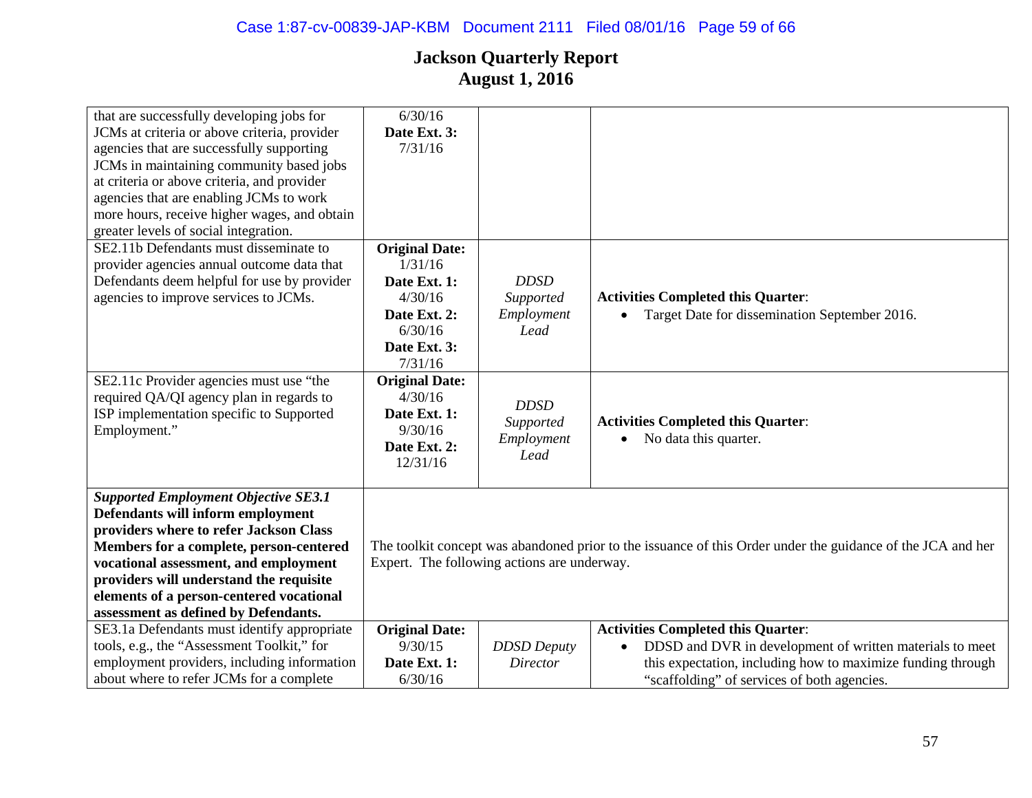# Jackson Quarterly Report
# August 1, 2016

| | | | |
|---|---|---|---|
| that are successfully developing jobs for JCMs at criteria or above criteria, provider agencies that are successfully supporting JCMs in maintaining community based jobs at criteria or above criteria, and provider agencies that are enabling JCMs to work more hours, receive higher wages, and obtain greater levels of social integration. | 6/30/16 **Date Ext. 3:** 7/31/16 | | |
| SE2.11b Defendants must disseminate to provider agencies annual outcome data that Defendants deem helpful for use by provider agencies to improve services to JCMs. | **Original Date:** 1/31/16 **Date Ext. 1:** 4/30/16 **Date Ext. 2:** 6/30/16 **Date Ext. 3:** 7/31/16 | *DDSD Supported Employment Lead* | **Activities Completed this Quarter**: <br>• Target Date for dissemination September 2016. |
| SE2.11c Provider agencies must use "the required QA/QI agency plan in regards to ISP implementation specific to Supported Employment." | **Original Date:** 4/30/16 **Date Ext. 1:** 9/30/16 **Date Ext. 2:** 12/31/16 | *DDSD Supported Employment Lead* | **Activities Completed this Quarter**: <br>• No data this quarter. |
| ***Supported Employment Objective SE3.1*** **Defendants will inform employment providers where to refer Jackson Class Members for a complete, person-centered vocational assessment, and employment providers will understand the requisite elements of a person-centered vocational assessment as defined by Defendants.** | The toolkit concept was abandoned prior to the issuance of this Order under the guidance of the JCA and her Expert. The following actions are underway. | | |
| SE3.1a Defendants must identify appropriate tools, e.g., the "Assessment Toolkit," for employment providers, including information about where to refer JCMs for a complete | **Original Date:** 9/30/15 **Date Ext. 1:** 6/30/16 | *DDSD Deputy Director* | **Activities Completed this Quarter**: <br>• DDSD and DVR in development of written materials to meet this expectation, including how to maximize funding through "scaffolding" of services of both agencies. |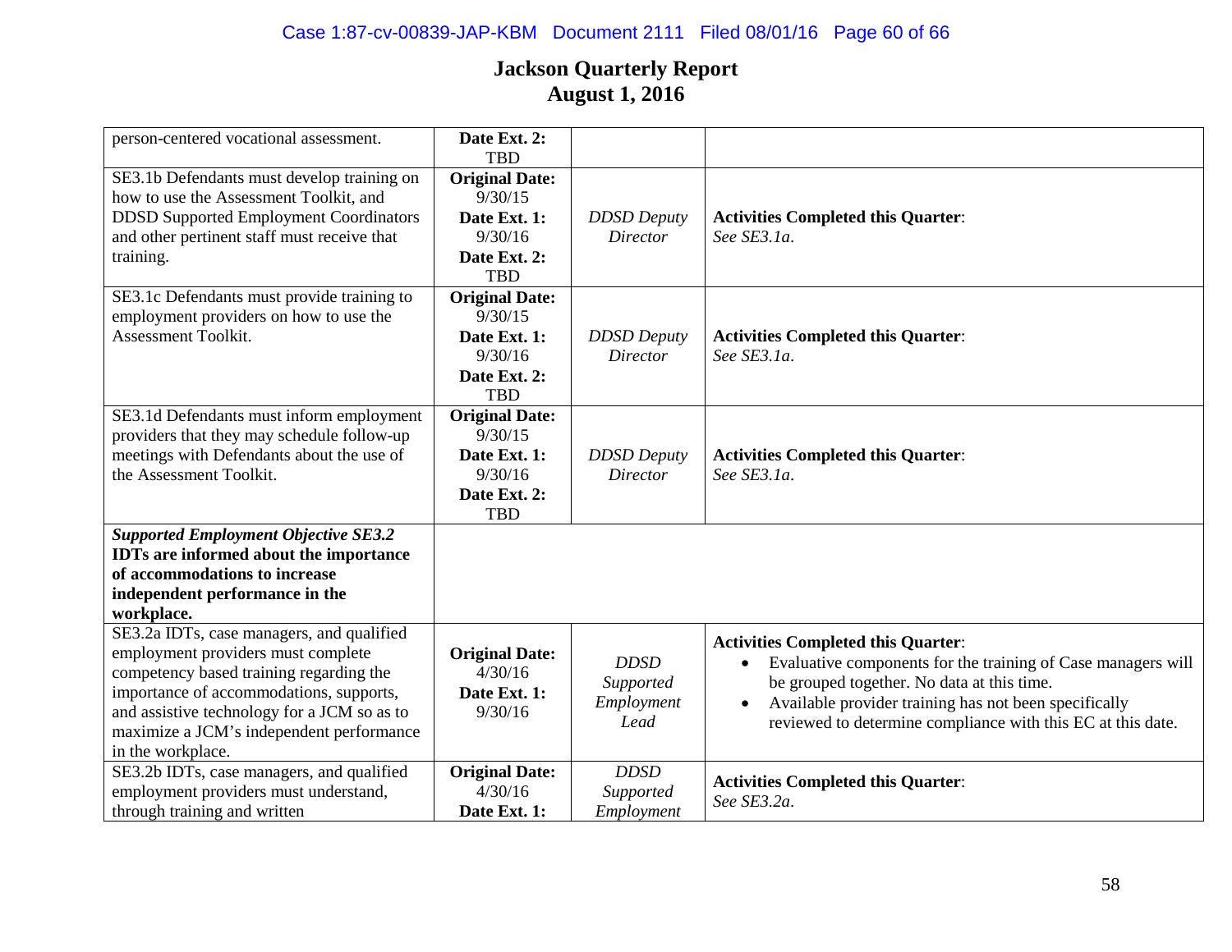# Jackson Quarterly Report
## August 1, 2016

| | | | |
|---|---|---|---|
| person-centered vocational assessment. | **Date Ext. 2:** TBD | | |
| SE3.1b Defendants must develop training on how to use the Assessment Toolkit, and DDSD Supported Employment Coordinators and other pertinent staff must receive that training. | **Original Date:** 9/30/15 **Date Ext. 1:** 9/30/16 **Date Ext. 2:** TBD | *DDSD Deputy Director* | **Activities Completed this Quarter**: *See SE3.1a*. |
| SE3.1c Defendants must provide training to employment providers on how to use the Assessment Toolkit. | **Original Date:** 9/30/15 **Date Ext. 1:** 9/30/16 **Date Ext. 2:** TBD | *DDSD Deputy Director* | **Activities Completed this Quarter**: *See SE3.1a*. |
| SE3.1d Defendants must inform employment providers that they may schedule follow-up meetings with Defendants about the use of the Assessment Toolkit. | **Original Date:** 9/30/15 **Date Ext. 1:** 9/30/16 **Date Ext. 2:** TBD | *DDSD Deputy Director* | **Activities Completed this Quarter**: *See SE3.1a*. |
| ***Supported Employment Objective SE3.2*** **IDTs are informed about the importance of accommodations to increase independent performance in the workplace.** | | | |
| SE3.2a IDTs, case managers, and qualified employment providers must complete competency based training regarding the importance of accommodations, supports, and assistive technology for a JCM so as to maximize a JCM's independent performance in the workplace. | **Original Date:** 4/30/16 **Date Ext. 1:** 9/30/16 | *DDSD Supported Employment Lead* | **Activities Completed this Quarter**: <br>• Evaluative components for the training of Case managers will be grouped together. No data at this time.<br>• Available provider training has not been specifically reviewed to determine compliance with this EC at this date. |
| SE3.2b IDTs, case managers, and qualified employment providers must understand, through training and written | **Original Date:** 4/30/16 **Date Ext. 1:** | *DDSD Supported Employment* | **Activities Completed this Quarter**: *See SE3.2a*. |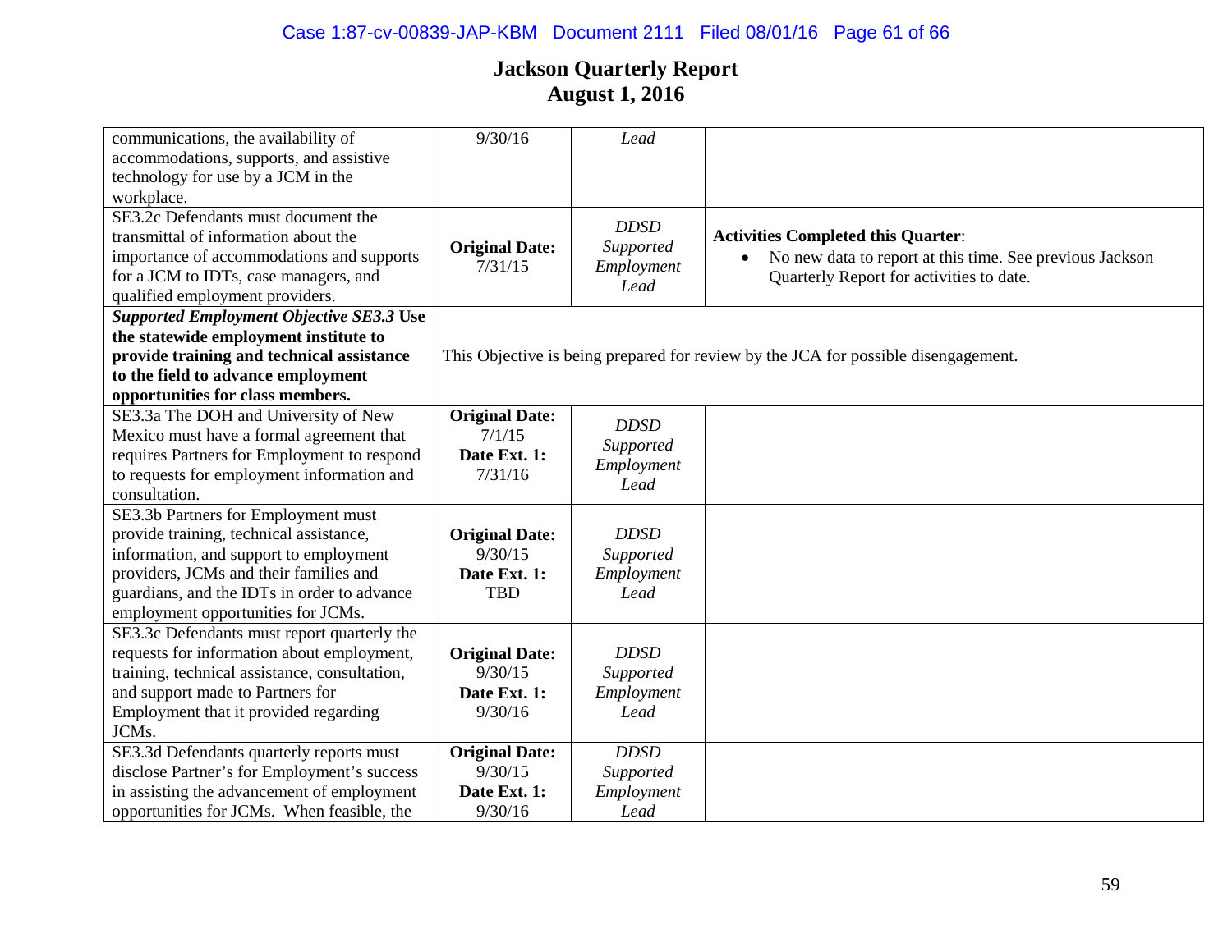# Jackson Quarterly Report
# August 1, 2016

| | | | |
|---|---|---|---|
| communications, the availability of accommodations, supports, and assistive technology for use by a JCM in the workplace. | 9/30/16 | *Lead* | |
| SE3.2c Defendants must document the transmittal of information about the importance of accommodations and supports for a JCM to IDTs, case managers, and qualified employment providers. | **Original Date:** 7/31/15 | *DDSD Supported Employment Lead* | **Activities Completed this Quarter**:<br>• No new data to report at this time. See previous Jackson Quarterly Report for activities to date. |
| ***Supported Employment Objective SE3.3*** **Use the statewide employment institute to provide training and technical assistance to the field to advance employment opportunities for class members.** | This Objective is being prepared for review by the JCA for possible disengagement. | | |
| SE3.3a The DOH and University of New Mexico must have a formal agreement that requires Partners for Employment to respond to requests for employment information and consultation. | **Original Date:** 7/1/15 **Date Ext. 1:** 7/31/16 | *DDSD Supported Employment Lead* | |
| SE3.3b Partners for Employment must provide training, technical assistance, information, and support to employment providers, JCMs and their families and guardians, and the IDTs in order to advance employment opportunities for JCMs. | **Original Date:** 9/30/15 **Date Ext. 1:** TBD | *DDSD Supported Employment Lead* | |
| SE3.3c Defendants must report quarterly the requests for information about employment, training, technical assistance, consultation, and support made to Partners for Employment that it provided regarding JCMs. | **Original Date:** 9/30/15 **Date Ext. 1:** 9/30/16 | *DDSD Supported Employment Lead* | |
| SE3.3d Defendants quarterly reports must disclose Partner's for Employment's success in assisting the advancement of employment opportunities for JCMs. When feasible, the | **Original Date:** 9/30/15 **Date Ext. 1:** 9/30/16 | *DDSD Supported Employment Lead* | |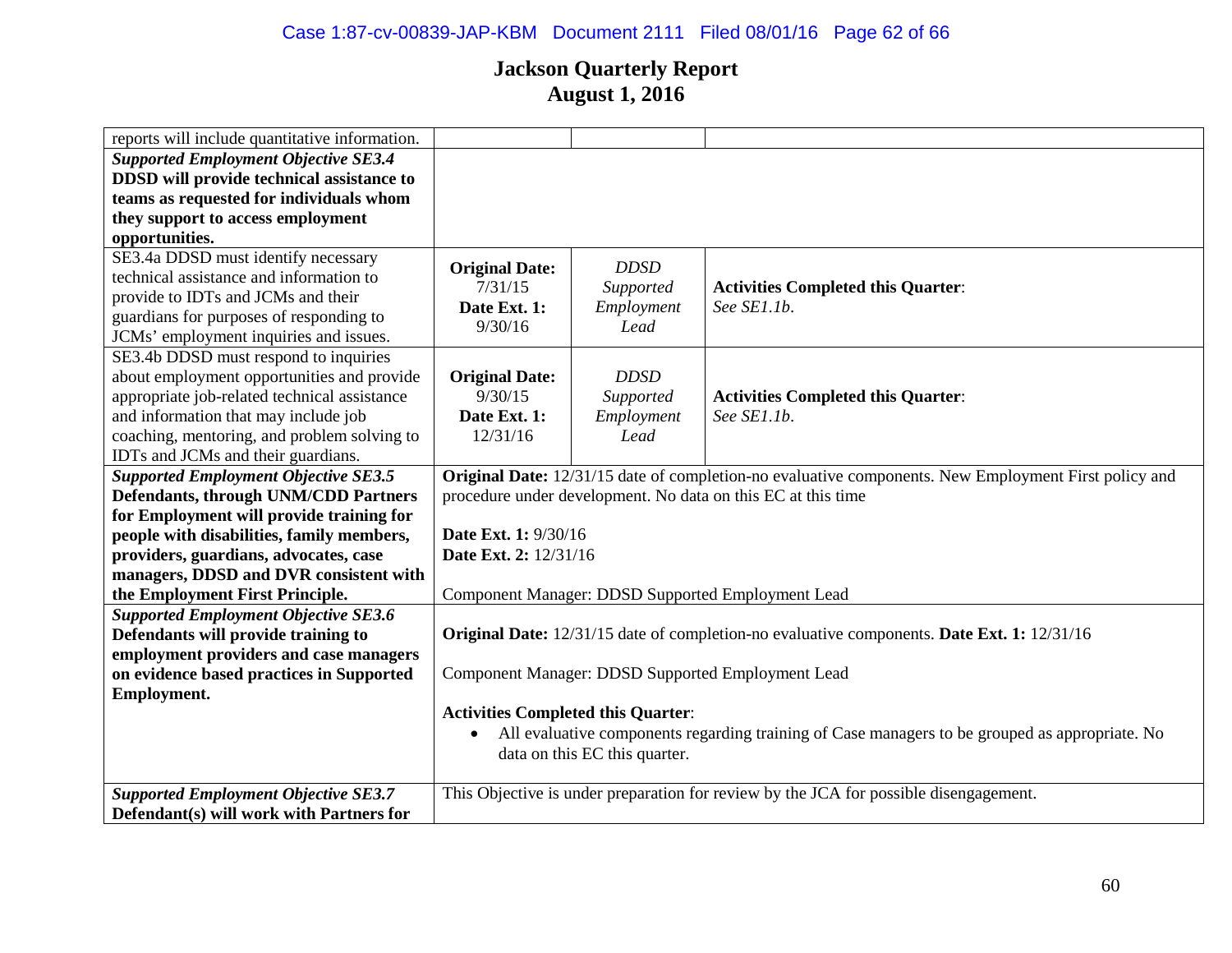# Jackson Quarterly Report
# August 1, 2016

| | | | |
|---|---|---|---|
| reports will include quantitative information. | | | |
| ***Supported Employment Objective SE3.4*** **DDSD will provide technical assistance to teams as requested for individuals whom they support to access employment opportunities.** | | | |
| SE3.4a DDSD must identify necessary technical assistance and information to provide to IDTs and JCMs and their guardians for purposes of responding to JCMs' employment inquiries and issues. | **Original Date:** 7/31/15 **Date Ext. 1:** 9/30/16 | *DDSD Supported Employment Lead* | **Activities Completed this Quarter**: *See SE1.1b*. |
| SE3.4b DDSD must respond to inquiries about employment opportunities and provide appropriate job-related technical assistance and information that may include job coaching, mentoring, and problem solving to IDTs and JCMs and their guardians. | **Original Date:** 9/30/15 **Date Ext. 1:** 12/31/16 | *DDSD Supported Employment Lead* | **Activities Completed this Quarter**: *See SE1.1b*. |
| ***Supported Employment Objective SE3.5*** **Defendants, through UNM/CDD Partners for Employment will provide training for people with disabilities, family members, providers, guardians, advocates, case managers, DDSD and DVR consistent with the Employment First Principle.** | **Original Date:** 12/31/15 date of completion-no evaluative components. New Employment First policy and procedure under development. No data on this EC at this time<br><br>**Date Ext. 1:** 9/30/16<br>**Date Ext. 2:** 12/31/16<br><br>Component Manager: DDSD Supported Employment Lead | | |
| ***Supported Employment Objective SE3.6*** **Defendants will provide training to employment providers and case managers on evidence based practices in Supported Employment.** | **Original Date:** 12/31/15 date of completion-no evaluative components. **Date Ext. 1:** 12/31/16<br><br>Component Manager: DDSD Supported Employment Lead<br><br>**Activities Completed this Quarter**:<br>• All evaluative components regarding training of Case managers to be grouped as appropriate. No data on this EC this quarter. | | |
| ***Supported Employment Objective SE3.7*** **Defendant(s) will work with Partners for** | This Objective is under preparation for review by the JCA for possible disengagement. | | |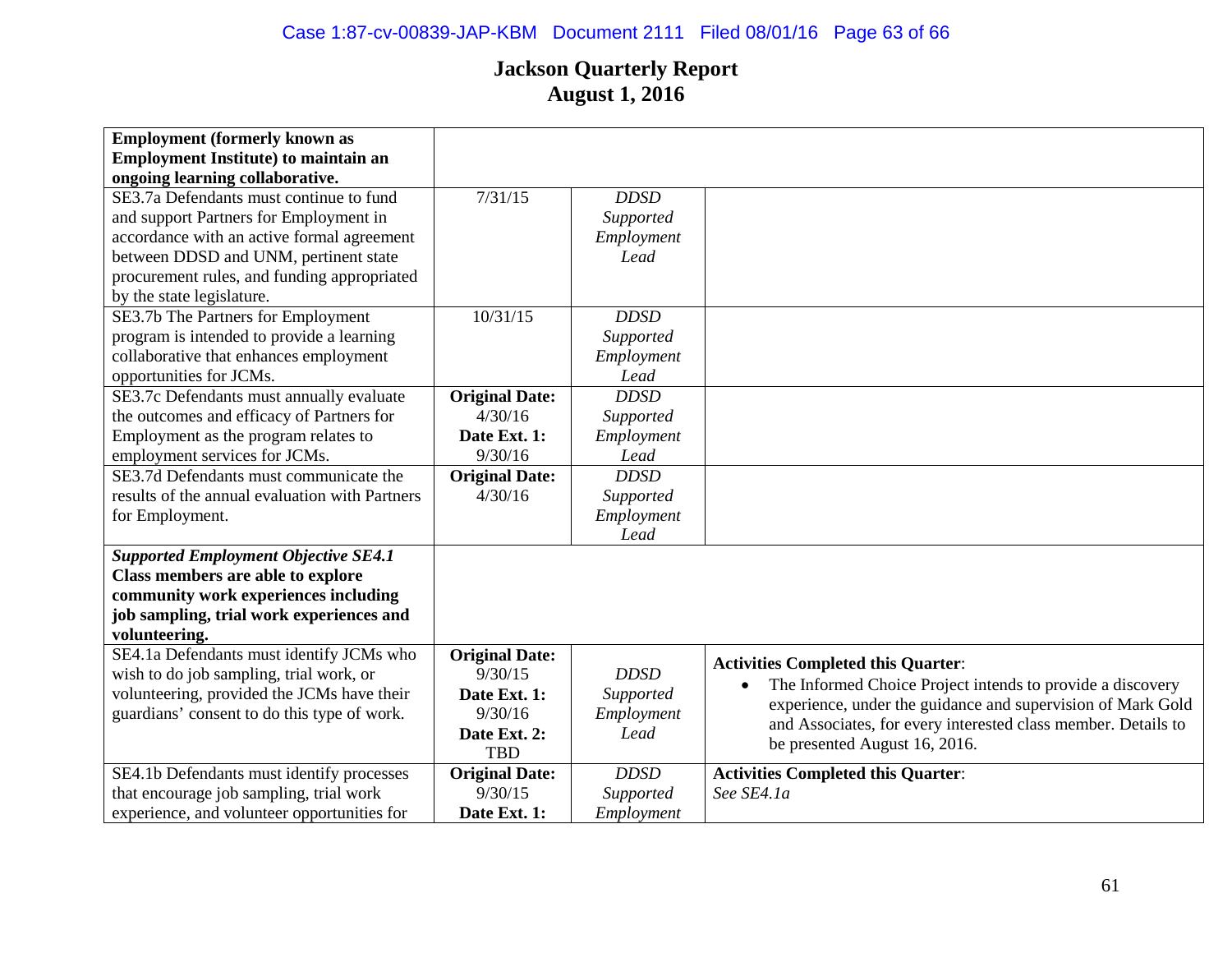## Jackson Quarterly Report
## August 1, 2016

| | | | |
|---|---|---|---|
| **Employment (formerly known as Employment Institute) to maintain an ongoing learning collaborative.** | | | |
| SE3.7a Defendants must continue to fund and support Partners for Employment in accordance with an active formal agreement between DDSD and UNM, pertinent state procurement rules, and funding appropriated by the state legislature. | 7/31/15 | *DDSD Supported Employment Lead* | |
| SE3.7b The Partners for Employment program is intended to provide a learning collaborative that enhances employment opportunities for JCMs. | 10/31/15 | *DDSD Supported Employment Lead* | |
| SE3.7c Defendants must annually evaluate the outcomes and efficacy of Partners for Employment as the program relates to employment services for JCMs. | **Original Date:** 4/30/16 **Date Ext. 1:** 9/30/16 | *DDSD Supported Employment Lead* | |
| SE3.7d Defendants must communicate the results of the annual evaluation with Partners for Employment. | **Original Date:** 4/30/16 | *DDSD Supported Employment Lead* | |
| ***Supported Employment Objective SE4.1*** **Class members are able to explore community work experiences including job sampling, trial work experiences and volunteering.** | | | |
| SE4.1a Defendants must identify JCMs who wish to do job sampling, trial work, or volunteering, provided the JCMs have their guardians' consent to do this type of work. | **Original Date:** 9/30/15 **Date Ext. 1:** 9/30/16 **Date Ext. 2:** TBD | *DDSD Supported Employment Lead* | **Activities Completed this Quarter**: <br>• The Informed Choice Project intends to provide a discovery experience, under the guidance and supervision of Mark Gold and Associates, for every interested class member. Details to be presented August 16, 2016. |
| SE4.1b Defendants must identify processes that encourage job sampling, trial work experience, and volunteer opportunities for | **Original Date:** 9/30/15 **Date Ext. 1:** | *DDSD Supported Employment* | **Activities Completed this Quarter**: *See SE4.1a* |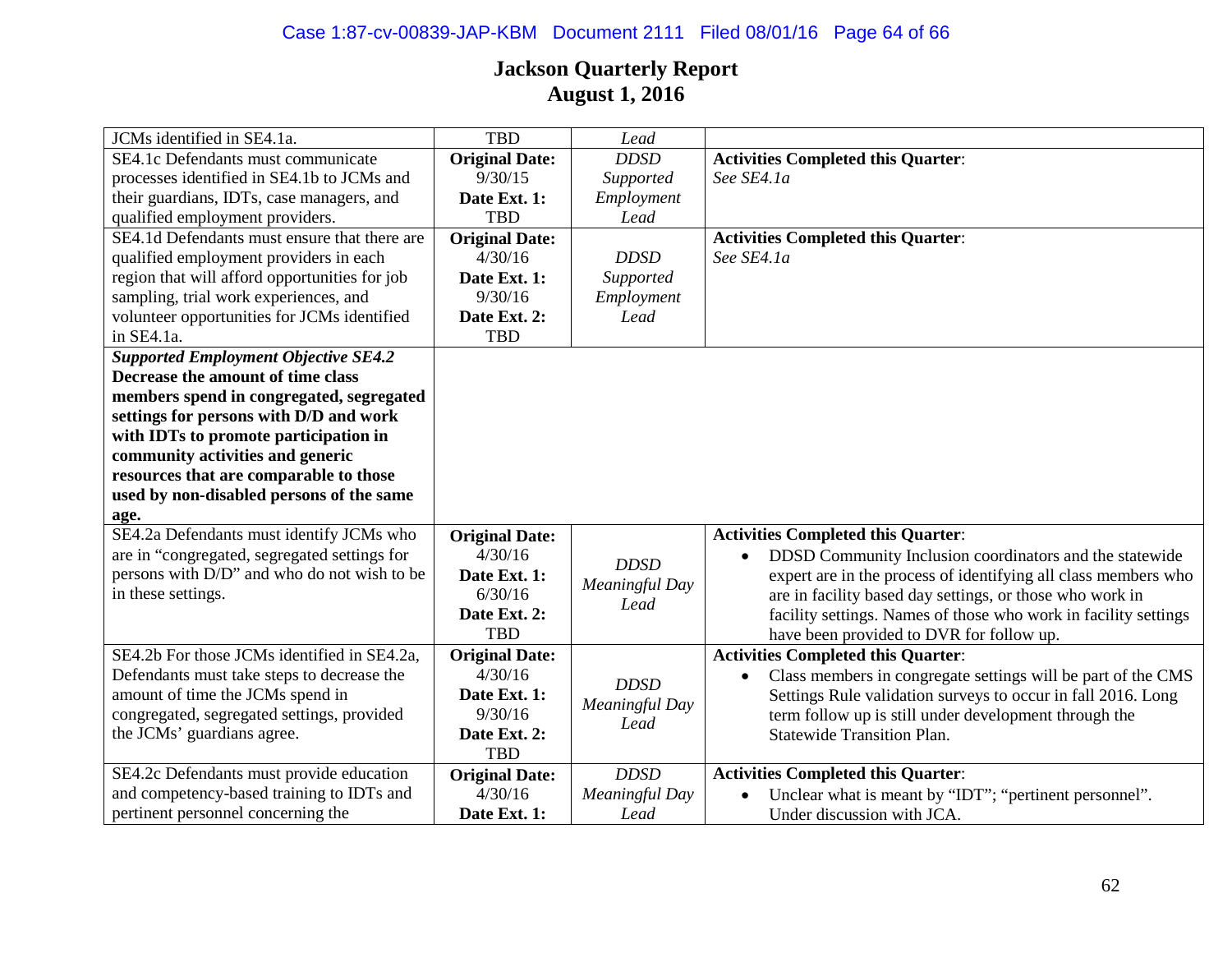# Jackson Quarterly Report
# August 1, 2016

| | | | |
|---|---|---|---|
| JCMs identified in SE4.1a. | TBD | *Lead* | |
| SE4.1c Defendants must communicate processes identified in SE4.1b to JCMs and their guardians, IDTs, case managers, and qualified employment providers. | **Original Date:** 9/30/15 **Date Ext. 1:** TBD | *DDSD Supported Employment Lead* | **Activities Completed this Quarter**: *See SE4.1a* |
| SE4.1d Defendants must ensure that there are qualified employment providers in each region that will afford opportunities for job sampling, trial work experiences, and volunteer opportunities for JCMs identified in SE4.1a. | **Original Date:** 4/30/16 **Date Ext. 1:** 9/30/16 **Date Ext. 2:** TBD | *DDSD Supported Employment Lead* | **Activities Completed this Quarter**: *See SE4.1a* |
| ***Supported Employment Objective SE4.2*** **Decrease the amount of time class members spend in congregated, segregated settings for persons with D/D and work with IDTs to promote participation in community activities and generic resources that are comparable to those used by non-disabled persons of the same age.** | | | |
| SE4.2a Defendants must identify JCMs who are in "congregated, segregated settings for persons with D/D" and who do not wish to be in these settings. | **Original Date:** 4/30/16 **Date Ext. 1:** 6/30/16 **Date Ext. 2:** TBD | *DDSD Meaningful Day Lead* | **Activities Completed this Quarter**: <br>• DDSD Community Inclusion coordinators and the statewide expert are in the process of identifying all class members who are in facility based day settings, or those who work in facility settings. Names of those who work in facility settings have been provided to DVR for follow up. |
| SE4.2b For those JCMs identified in SE4.2a, Defendants must take steps to decrease the amount of time the JCMs spend in congregated, segregated settings, provided the JCMs' guardians agree. | **Original Date:** 4/30/16 **Date Ext. 1:** 9/30/16 **Date Ext. 2:** TBD | *DDSD Meaningful Day Lead* | **Activities Completed this Quarter**: <br>• Class members in congregate settings will be part of the CMS Settings Rule validation surveys to occur in fall 2016. Long term follow up is still under development through the Statewide Transition Plan. |
| SE4.2c Defendants must provide education and competency-based training to IDTs and pertinent personnel concerning the | **Original Date:** 4/30/16 **Date Ext. 1:** | *DDSD Meaningful Day Lead* | **Activities Completed this Quarter**: <br>• Unclear what is meant by "IDT"; "pertinent personnel". Under discussion with JCA. |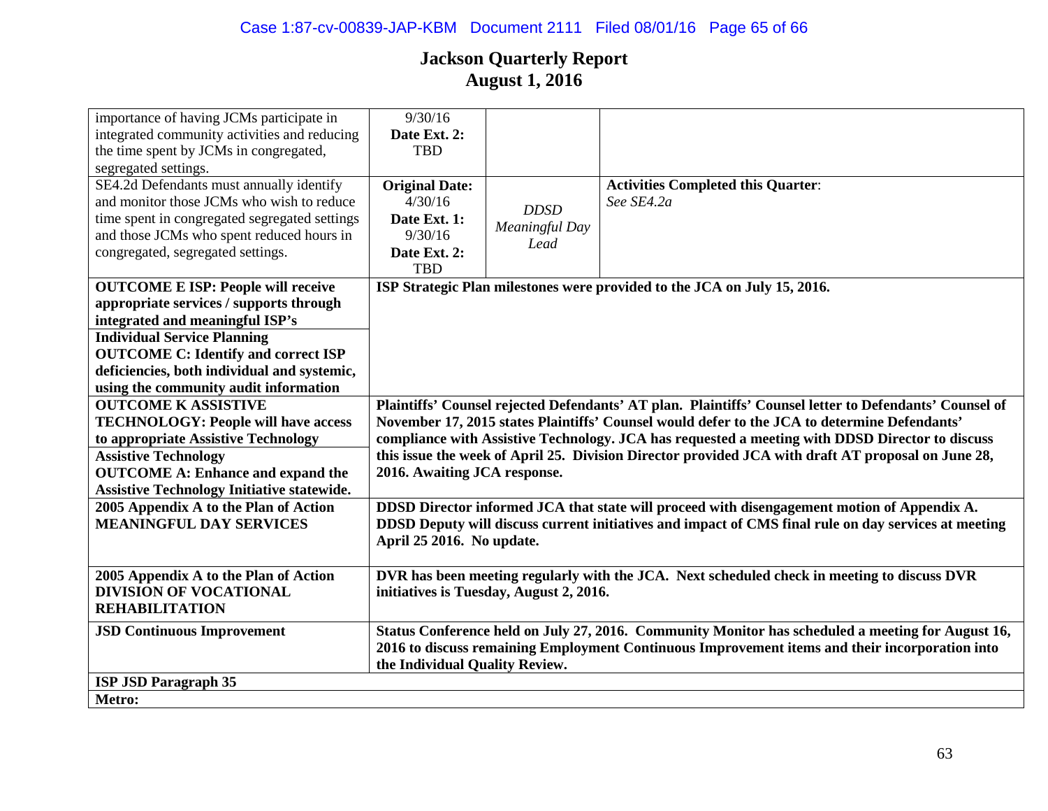# Jackson Quarterly Report
## August 1, 2016

| | | | |
|---|---|---|---|
| importance of having JCMs participate in integrated community activities and reducing the time spent by JCMs in congregated, segregated settings. | 9/30/16 **Date Ext. 2:** TBD | | |
| SE4.2d Defendants must annually identify and monitor those JCMs who wish to reduce time spent in congregated segregated settings and those JCMs who spent reduced hours in congregated, segregated settings. | **Original Date:** 4/30/16 **Date Ext. 1:** 9/30/16 **Date Ext. 2:** TBD | *DDSD Meaningful Day Lead* | **Activities Completed this Quarter**: *See SE4.2a* |
| **OUTCOME E ISP: People will receive appropriate services / supports through integrated and meaningful ISP's** **Individual Service Planning** **OUTCOME C: Identify and correct ISP deficiencies, both individual and systemic, using the community audit information** | **ISP Strategic Plan milestones were provided to the JCA on July 15, 2016.** | | |
| **OUTCOME K ASSISTIVE TECHNOLOGY: People will have access to appropriate Assistive Technology** **Assistive Technology** **OUTCOME A: Enhance and expand the Assistive Technology Initiative statewide.** | **Plaintiffs' Counsel rejected Defendants' AT plan. Plaintiffs' Counsel letter to Defendants' Counsel of November 17, 2015 states Plaintiffs' Counsel would defer to the JCA to determine Defendants' compliance with Assistive Technology. JCA has requested a meeting with DDSD Director to discuss this issue the week of April 25. Division Director provided JCA with draft AT proposal on June 28, 2016. Awaiting JCA response.** | | |
| **2005 Appendix A to the Plan of Action MEANINGFUL DAY SERVICES** | **DDSD Director informed JCA that state will proceed with disengagement motion of Appendix A. DDSD Deputy will discuss current initiatives and impact of CMS final rule on day services at meeting April 25 2016. No update.** | | |
| **2005 Appendix A to the Plan of Action DIVISION OF VOCATIONAL REHABILITATION** | **DVR has been meeting regularly with the JCA. Next scheduled check in meeting to discuss DVR initiatives is Tuesday, August 2, 2016.** | | |
| **JSD Continuous Improvement** | **Status Conference held on July 27, 2016. Community Monitor has scheduled a meeting for August 16, 2016 to discuss remaining Employment Continuous Improvement items and their incorporation into the Individual Quality Review.** | | |
| **ISP JSD Paragraph 35** | | | |
| **Metro:** | | | |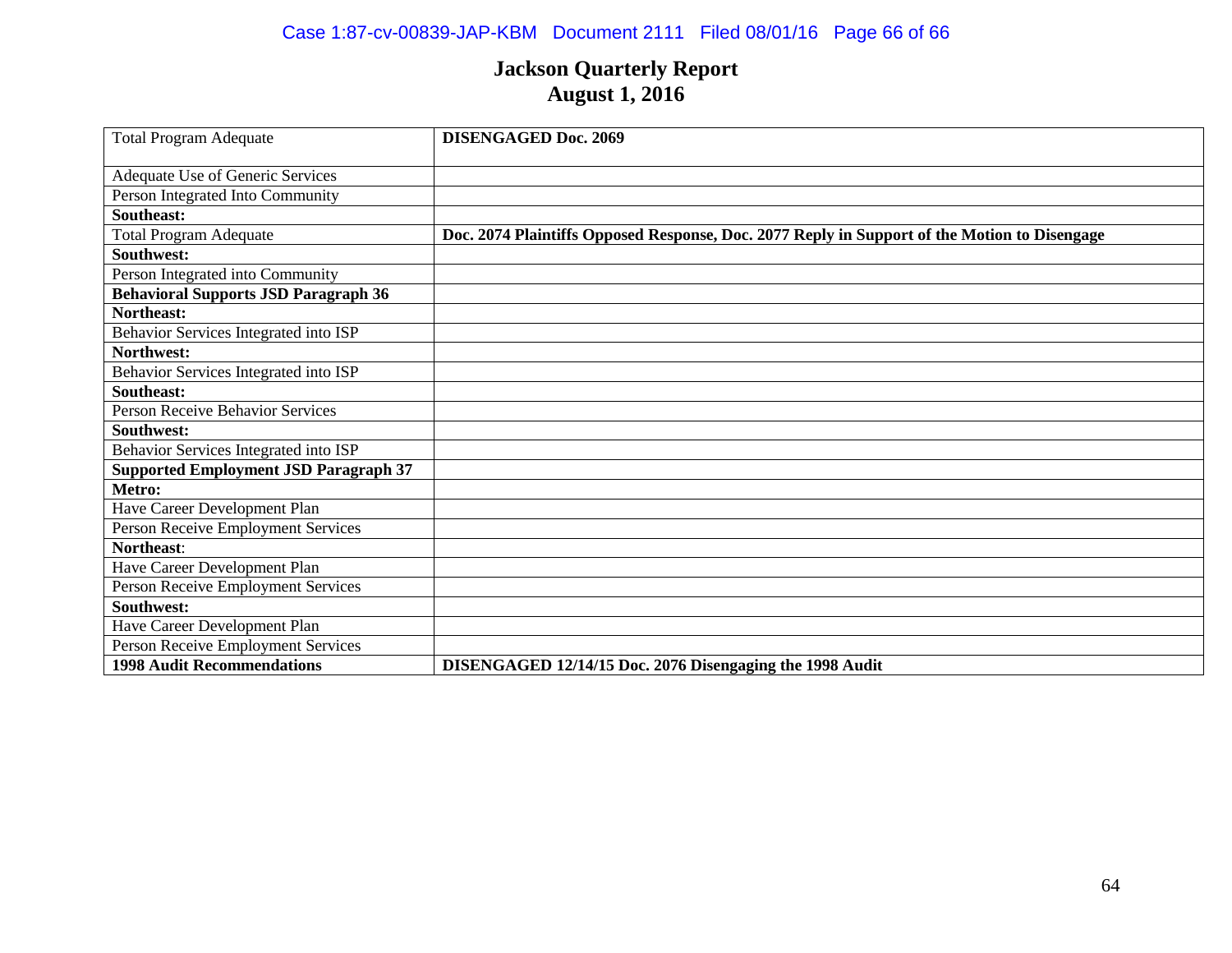## Jackson Quarterly Report
## August 1, 2016

| | |
|---|---|
| Total Program Adequate | **DISENGAGED Doc. 2069** |
| Adequate Use of Generic Services | |
| Person Integrated Into Community | |
| **Southeast:** | |
| Total Program Adequate | **Doc. 2074 Plaintiffs Opposed Response, Doc. 2077 Reply in Support of the Motion to Disengage** |
| **Southwest:** | |
| Person Integrated into Community | |
| **Behavioral Supports JSD Paragraph 36** | |
| **Northeast:** | |
| Behavior Services Integrated into ISP | |
| **Northwest:** | |
| Behavior Services Integrated into ISP | |
| **Southeast:** | |
| Person Receive Behavior Services | |
| **Southwest:** | |
| Behavior Services Integrated into ISP | |
| **Supported Employment JSD Paragraph 37** | |
| **Metro:** | |
| Have Career Development Plan | |
| Person Receive Employment Services | |
| **Northeast**: | |
| Have Career Development Plan | |
| Person Receive Employment Services | |
| **Southwest:** | |
| Have Career Development Plan | |
| Person Receive Employment Services | |
| **1998 Audit Recommendations** | **DISENGAGED 12/14/15 Doc. 2076 Disengaging the 1998 Audit** |